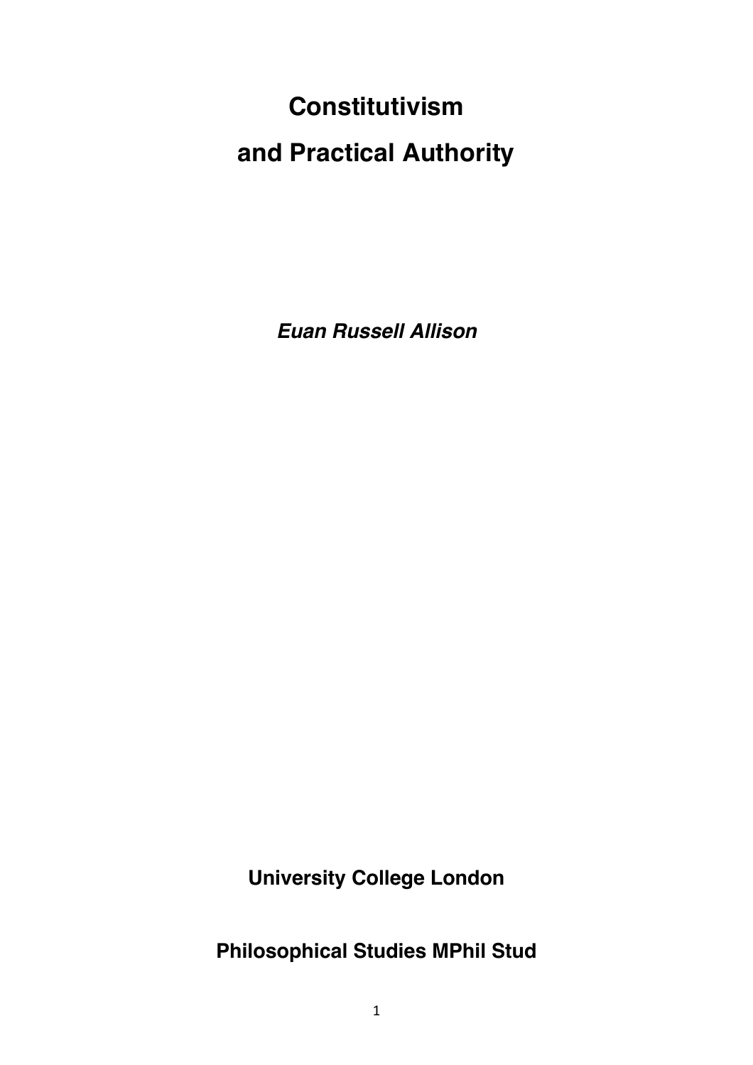# Constitutivism and Practical Authority

***Euan Russell Allison***

**University College London**

**Philosophical Studies MPhil Stud**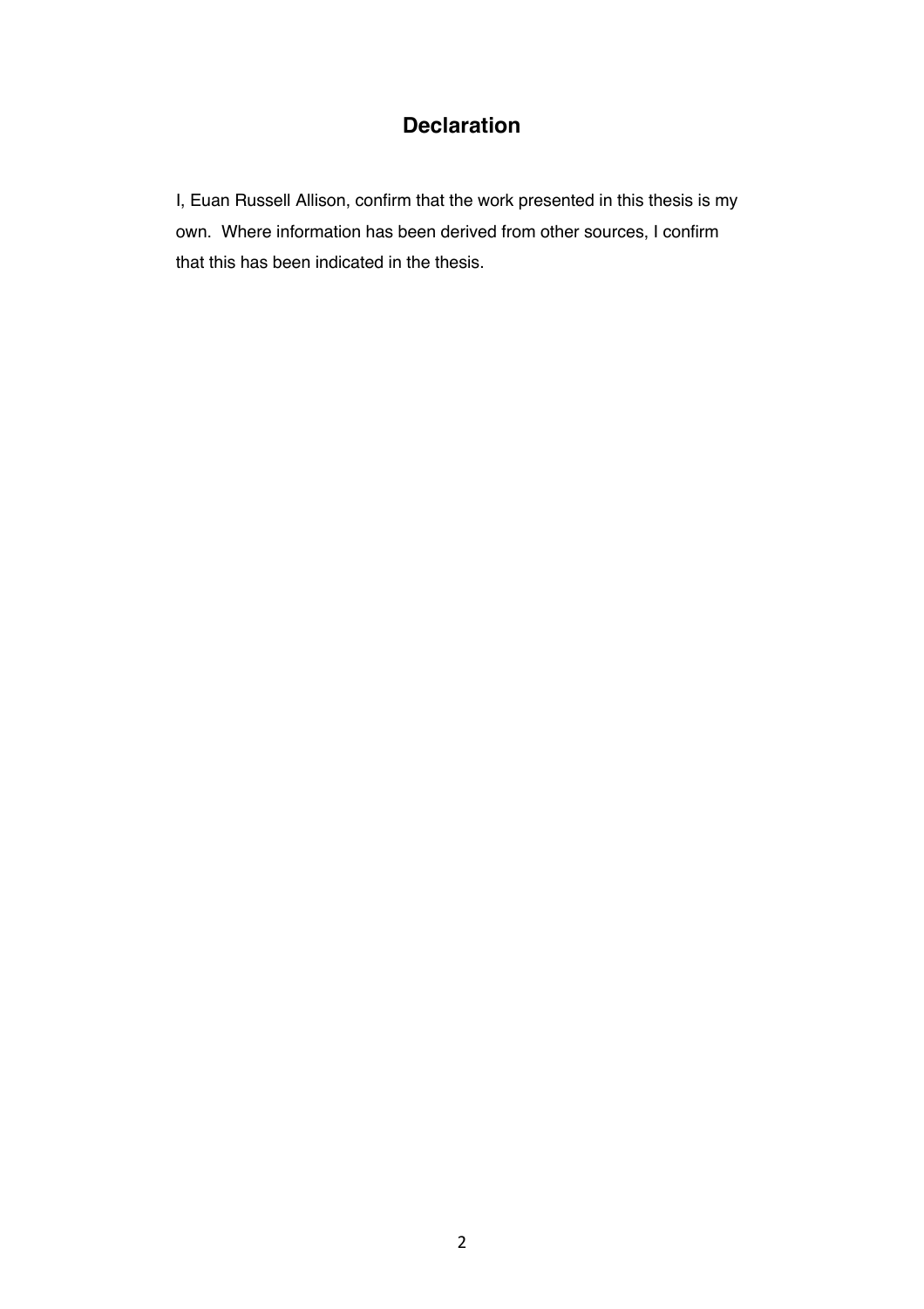# Declaration

I, Euan Russell Allison, confirm that the work presented in this thesis is my own. Where information has been derived from other sources, I confirm that this has been indicated in the thesis.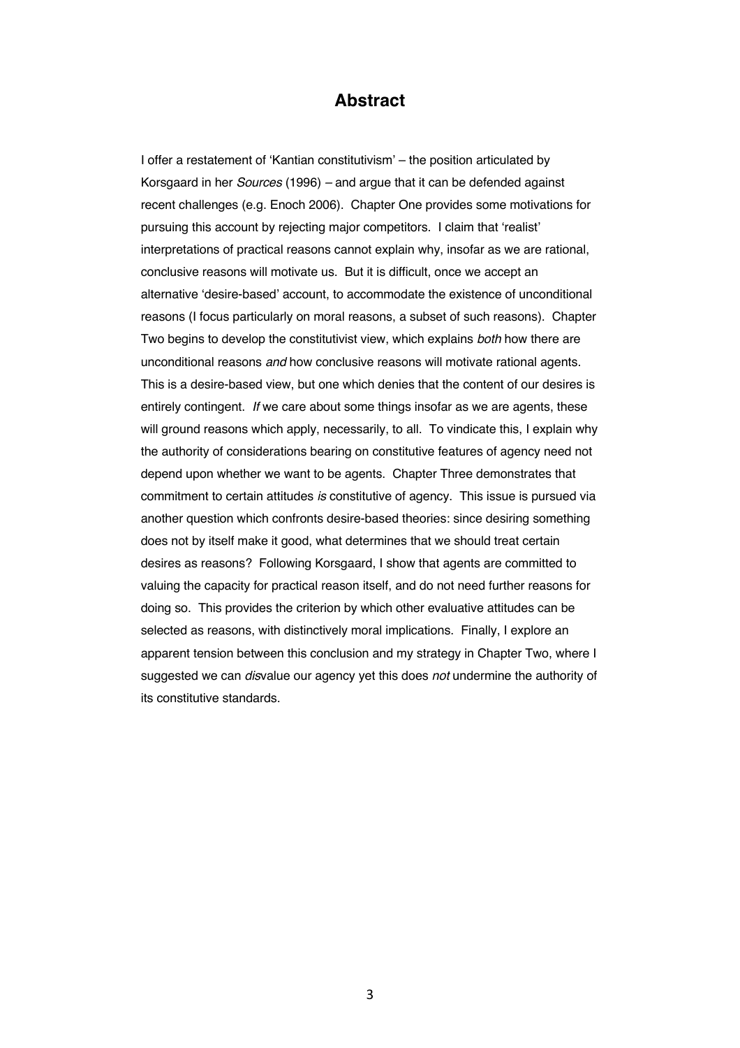# Abstract

I offer a restatement of 'Kantian constitutivism' – the position articulated by Korsgaard in her *Sources* (1996) – and argue that it can be defended against recent challenges (e.g. Enoch 2006). Chapter One provides some motivations for pursuing this account by rejecting major competitors. I claim that 'realist' interpretations of practical reasons cannot explain why, insofar as we are rational, conclusive reasons will motivate us. But it is difficult, once we accept an alternative 'desire-based' account, to accommodate the existence of unconditional reasons (I focus particularly on moral reasons, a subset of such reasons). Chapter Two begins to develop the constitutivist view, which explains *both* how there are unconditional reasons *and* how conclusive reasons will motivate rational agents. This is a desire-based view, but one which denies that the content of our desires is entirely contingent. *If* we care about some things insofar as we are agents, these will ground reasons which apply, necessarily, to all. To vindicate this, I explain why the authority of considerations bearing on constitutive features of agency need not depend upon whether we want to be agents. Chapter Three demonstrates that commitment to certain attitudes *is* constitutive of agency. This issue is pursued via another question which confronts desire-based theories: since desiring something does not by itself make it good, what determines that we should treat certain desires as reasons? Following Korsgaard, I show that agents are committed to valuing the capacity for practical reason itself, and do not need further reasons for doing so. This provides the criterion by which other evaluative attitudes can be selected as reasons, with distinctively moral implications. Finally, I explore an apparent tension between this conclusion and my strategy in Chapter Two, where I suggested we can *dis*value our agency yet this does *not* undermine the authority of its constitutive standards.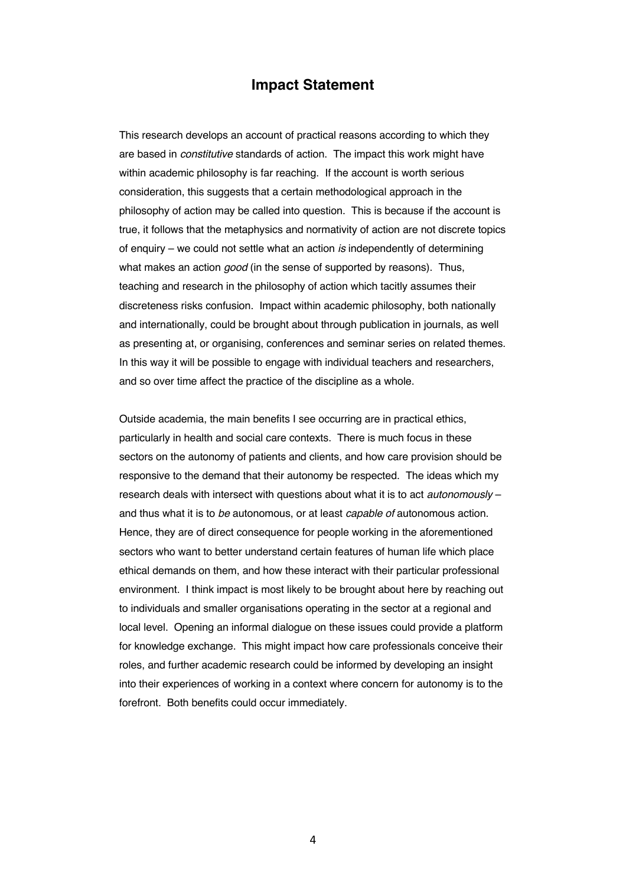# Impact Statement

This research develops an account of practical reasons according to which they are based in *constitutive* standards of action. The impact this work might have within academic philosophy is far reaching. If the account is worth serious consideration, this suggests that a certain methodological approach in the philosophy of action may be called into question. This is because if the account is true, it follows that the metaphysics and normativity of action are not discrete topics of enquiry – we could not settle what an action *is* independently of determining what makes an action *good* (in the sense of supported by reasons). Thus, teaching and research in the philosophy of action which tacitly assumes their discreteness risks confusion. Impact within academic philosophy, both nationally and internationally, could be brought about through publication in journals, as well as presenting at, or organising, conferences and seminar series on related themes. In this way it will be possible to engage with individual teachers and researchers, and so over time affect the practice of the discipline as a whole.

Outside academia, the main benefits I see occurring are in practical ethics, particularly in health and social care contexts. There is much focus in these sectors on the autonomy of patients and clients, and how care provision should be responsive to the demand that their autonomy be respected. The ideas which my research deals with intersect with questions about what it is to act *autonomously* – and thus what it is to *be* autonomous, or at least *capable of* autonomous action. Hence, they are of direct consequence for people working in the aforementioned sectors who want to better understand certain features of human life which place ethical demands on them, and how these interact with their particular professional environment. I think impact is most likely to be brought about here by reaching out to individuals and smaller organisations operating in the sector at a regional and local level. Opening an informal dialogue on these issues could provide a platform for knowledge exchange. This might impact how care professionals conceive their roles, and further academic research could be informed by developing an insight into their experiences of working in a context where concern for autonomy is to the forefront. Both benefits could occur immediately.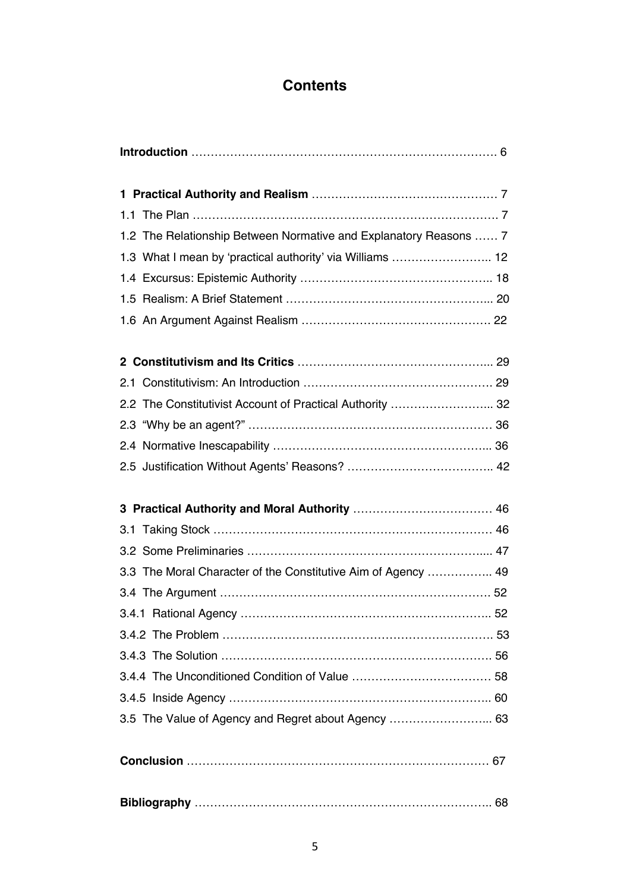# Contents

**Introduction** …………………………………………………………………… 6

**1 Practical Authority and Realism** ………………………………………… 7

1.1 The Plan …………………………………………………………………… 7

1.2 The Relationship Between Normative and Explanatory Reasons …… 7

1.3 What I mean by 'practical authority' via Williams …………………….. 12

1.4 Excursus: Epistemic Authority ………………………………………….. 18

1.5 Realism: A Brief Statement …………………………………………….... 20

1.6 An Argument Against Realism ………………………………………… 22

**2 Constitutivism and Its Critics** …………………………………………... 29

2.1 Constitutivism: An Introduction ………………………………………… 29

2.2 The Constitutivist Account of Practical Authority ……………………... 32

2.3 "Why be an agent?" ……………………………………………………… 36

2.4 Normative Inescapability ………………………………………………... 36

2.5 Justification Without Agents' Reasons? ……………………………….. 42

**3 Practical Authority and Moral Authority** ……………………………… 46

3.1 Taking Stock ……………………………………………………………… 46

3.2 Some Preliminaries ……………………………………………………..... 47

3.3 The Moral Character of the Constitutive Aim of Agency …………….. 49

3.4 The Argument …………………………………………………………… 52

3.4.1 Rational Agency ……………………………………………………….. 52

3.4.2 The Problem …………………………………………………………… 53

3.4.3 The Solution ……………………………………………………………. 56

3.4.4 The Unconditioned Condition of Value ……………………………… 58

3.4.5 Inside Agency ………………………………………………………….. 60

3.5 The Value of Agency and Regret about Agency ……………………... 63

**Conclusion** …………………………………………………………………… 67

**Bibliography** ………………………………………………………………….. 68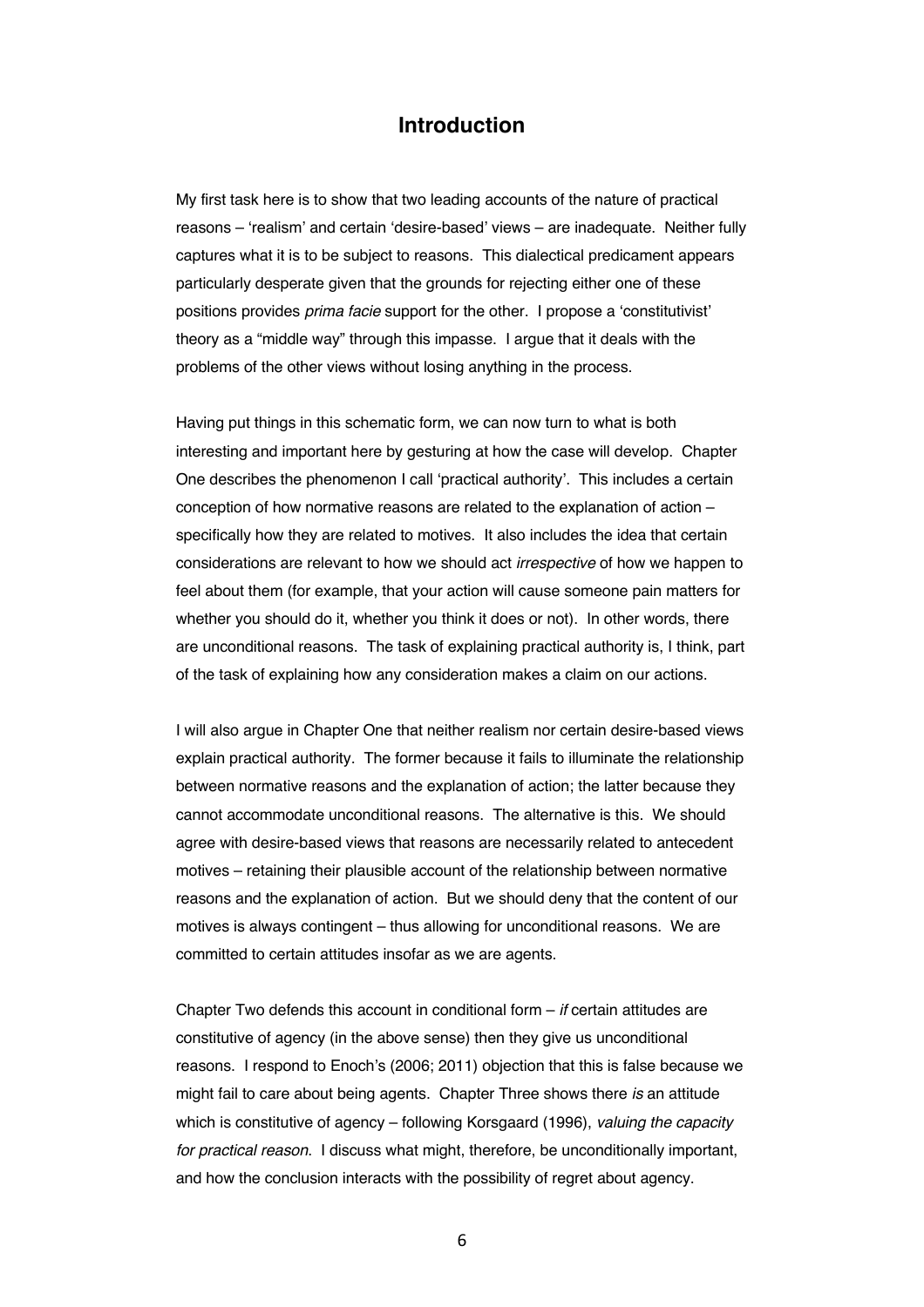# Introduction

My first task here is to show that two leading accounts of the nature of practical reasons – 'realism' and certain 'desire-based' views – are inadequate. Neither fully captures what it is to be subject to reasons. This dialectical predicament appears particularly desperate given that the grounds for rejecting either one of these positions provides *prima facie* support for the other. I propose a 'constitutivist' theory as a "middle way" through this impasse. I argue that it deals with the problems of the other views without losing anything in the process.

Having put things in this schematic form, we can now turn to what is both interesting and important here by gesturing at how the case will develop. Chapter One describes the phenomenon I call 'practical authority'. This includes a certain conception of how normative reasons are related to the explanation of action – specifically how they are related to motives. It also includes the idea that certain considerations are relevant to how we should act *irrespective* of how we happen to feel about them (for example, that your action will cause someone pain matters for whether you should do it, whether you think it does or not). In other words, there are unconditional reasons. The task of explaining practical authority is, I think, part of the task of explaining how any consideration makes a claim on our actions.

I will also argue in Chapter One that neither realism nor certain desire-based views explain practical authority. The former because it fails to illuminate the relationship between normative reasons and the explanation of action; the latter because they cannot accommodate unconditional reasons. The alternative is this. We should agree with desire-based views that reasons are necessarily related to antecedent motives – retaining their plausible account of the relationship between normative reasons and the explanation of action. But we should deny that the content of our motives is always contingent – thus allowing for unconditional reasons. We are committed to certain attitudes insofar as we are agents.

Chapter Two defends this account in conditional form – *if* certain attitudes are constitutive of agency (in the above sense) then they give us unconditional reasons. I respond to Enoch's (2006; 2011) objection that this is false because we might fail to care about being agents. Chapter Three shows there *is* an attitude which is constitutive of agency – following Korsgaard (1996), *valuing the capacity for practical reason*. I discuss what might, therefore, be unconditionally important, and how the conclusion interacts with the possibility of regret about agency.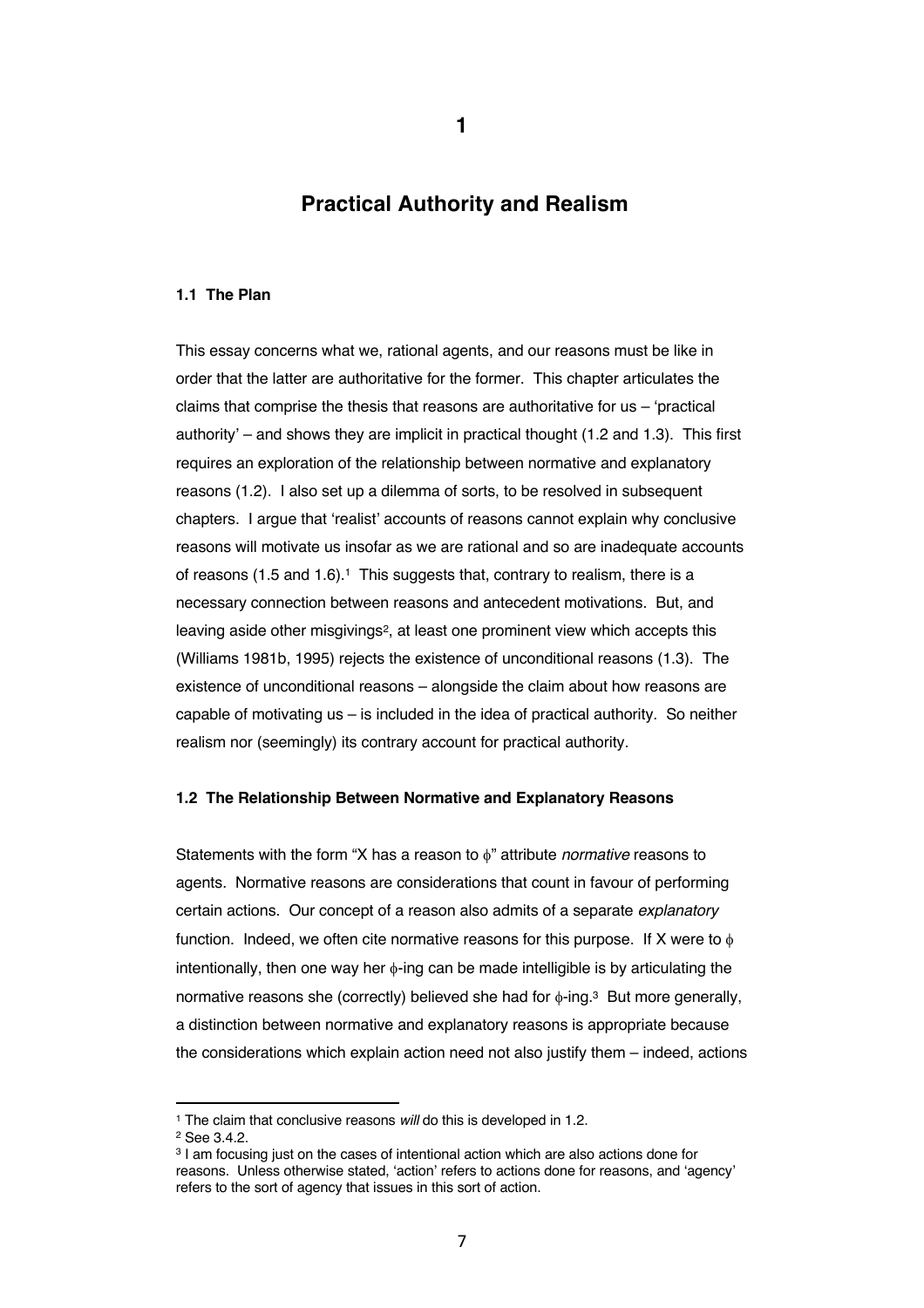# 1

## Practical Authority and Realism

### 1.1 The Plan

This essay concerns what we, rational agents, and our reasons must be like in order that the latter are authoritative for the former. This chapter articulates the claims that comprise the thesis that reasons are authoritative for us – 'practical authority' – and shows they are implicit in practical thought (1.2 and 1.3). This first requires an exploration of the relationship between normative and explanatory reasons (1.2). I also set up a dilemma of sorts, to be resolved in subsequent chapters. I argue that 'realist' accounts of reasons cannot explain why conclusive reasons will motivate us insofar as we are rational and so are inadequate accounts of reasons (1.5 and 1.6).[1] This suggests that, contrary to realism, there is a necessary connection between reasons and antecedent motivations. But, and leaving aside other misgivings[2], at least one prominent view which accepts this (Williams 1981b, 1995) rejects the existence of unconditional reasons (1.3). The existence of unconditional reasons – alongside the claim about how reasons are capable of motivating us – is included in the idea of practical authority. So neither realism nor (seemingly) its contrary account for practical authority.

### 1.2 The Relationship Between Normative and Explanatory Reasons

Statements with the form "X has a reason to $\phi$" attribute *normative* reasons to agents. Normative reasons are considerations that count in favour of performing certain actions. Our concept of a reason also admits of a separate *explanatory* function. Indeed, we often cite normative reasons for this purpose. If X were to $\phi$ intentionally, then one way her $\phi$-ing can be made intelligible is by articulating the normative reasons she (correctly) believed she had for $\phi$-ing.[3] But more generally, a distinction between normative and explanatory reasons is appropriate because the considerations which explain action need not also justify them – indeed, actions

---

[1] The claim that conclusive reasons *will* do this is developed in 1.2.

[2] See 3.4.2.

[3] I am focusing just on the cases of intentional action which are also actions done for reasons. Unless otherwise stated, 'action' refers to actions done for reasons, and 'agency' refers to the sort of agency that issues in this sort of action.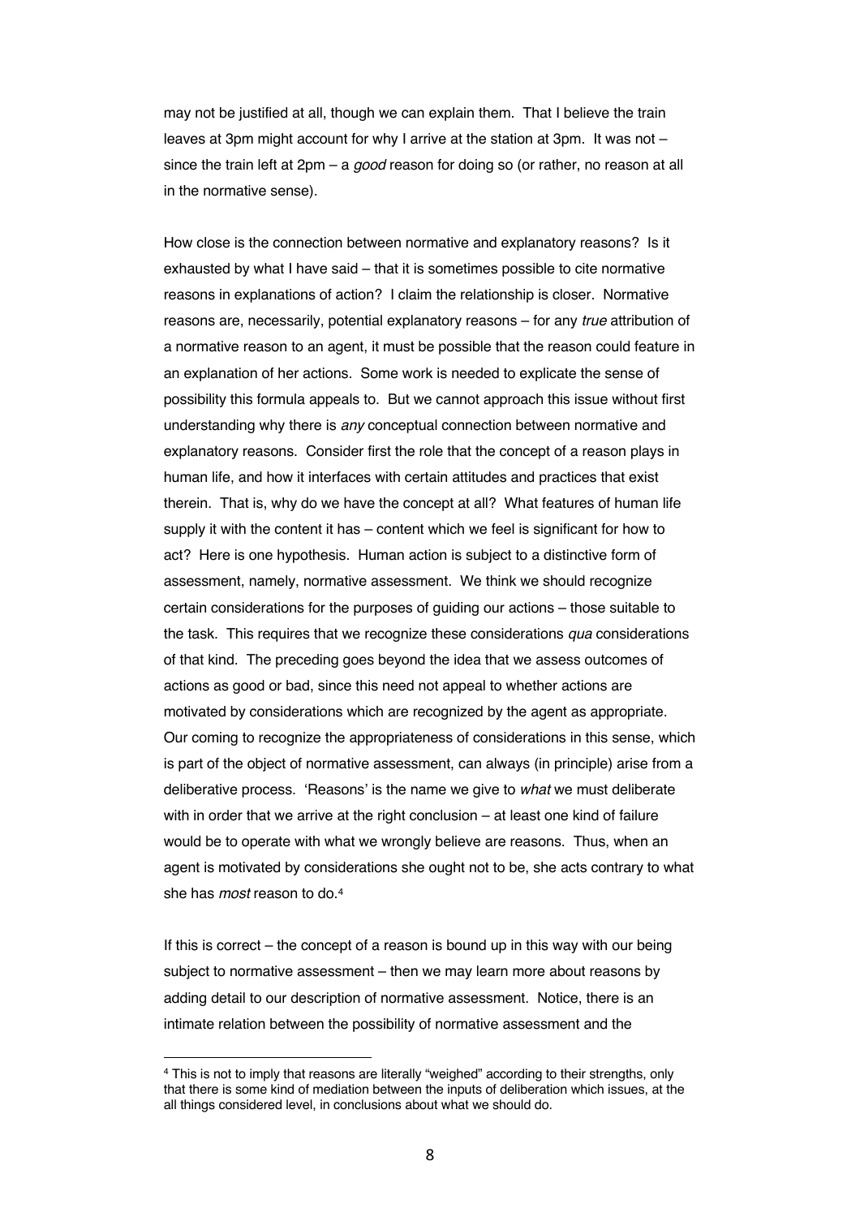may not be justified at all, though we can explain them. That I believe the train leaves at 3pm might account for why I arrive at the station at 3pm. It was not – since the train left at 2pm – a *good* reason for doing so (or rather, no reason at all in the normative sense).

How close is the connection between normative and explanatory reasons? Is it exhausted by what I have said – that it is sometimes possible to cite normative reasons in explanations of action? I claim the relationship is closer. Normative reasons are, necessarily, potential explanatory reasons – for any *true* attribution of a normative reason to an agent, it must be possible that the reason could feature in an explanation of her actions. Some work is needed to explicate the sense of possibility this formula appeals to. But we cannot approach this issue without first understanding why there is *any* conceptual connection between normative and explanatory reasons. Consider first the role that the concept of a reason plays in human life, and how it interfaces with certain attitudes and practices that exist therein. That is, why do we have the concept at all? What features of human life supply it with the content it has – content which we feel is significant for how to act? Here is one hypothesis. Human action is subject to a distinctive form of assessment, namely, normative assessment. We think we should recognize certain considerations for the purposes of guiding our actions – those suitable to the task. This requires that we recognize these considerations *qua* considerations of that kind. The preceding goes beyond the idea that we assess outcomes of actions as good or bad, since this need not appeal to whether actions are motivated by considerations which are recognized by the agent as appropriate. Our coming to recognize the appropriateness of considerations in this sense, which is part of the object of normative assessment, can always (in principle) arise from a deliberative process. 'Reasons' is the name we give to *what* we must deliberate with in order that we arrive at the right conclusion – at least one kind of failure would be to operate with what we wrongly believe are reasons. Thus, when an agent is motivated by considerations she ought not to be, she acts contrary to what she has *most* reason to do.[4]

If this is correct – the concept of a reason is bound up in this way with our being subject to normative assessment – then we may learn more about reasons by adding detail to our description of normative assessment. Notice, there is an intimate relation between the possibility of normative assessment and the

[4] This is not to imply that reasons are literally "weighed" according to their strengths, only that there is some kind of mediation between the inputs of deliberation which issues, at the all things considered level, in conclusions about what we should do.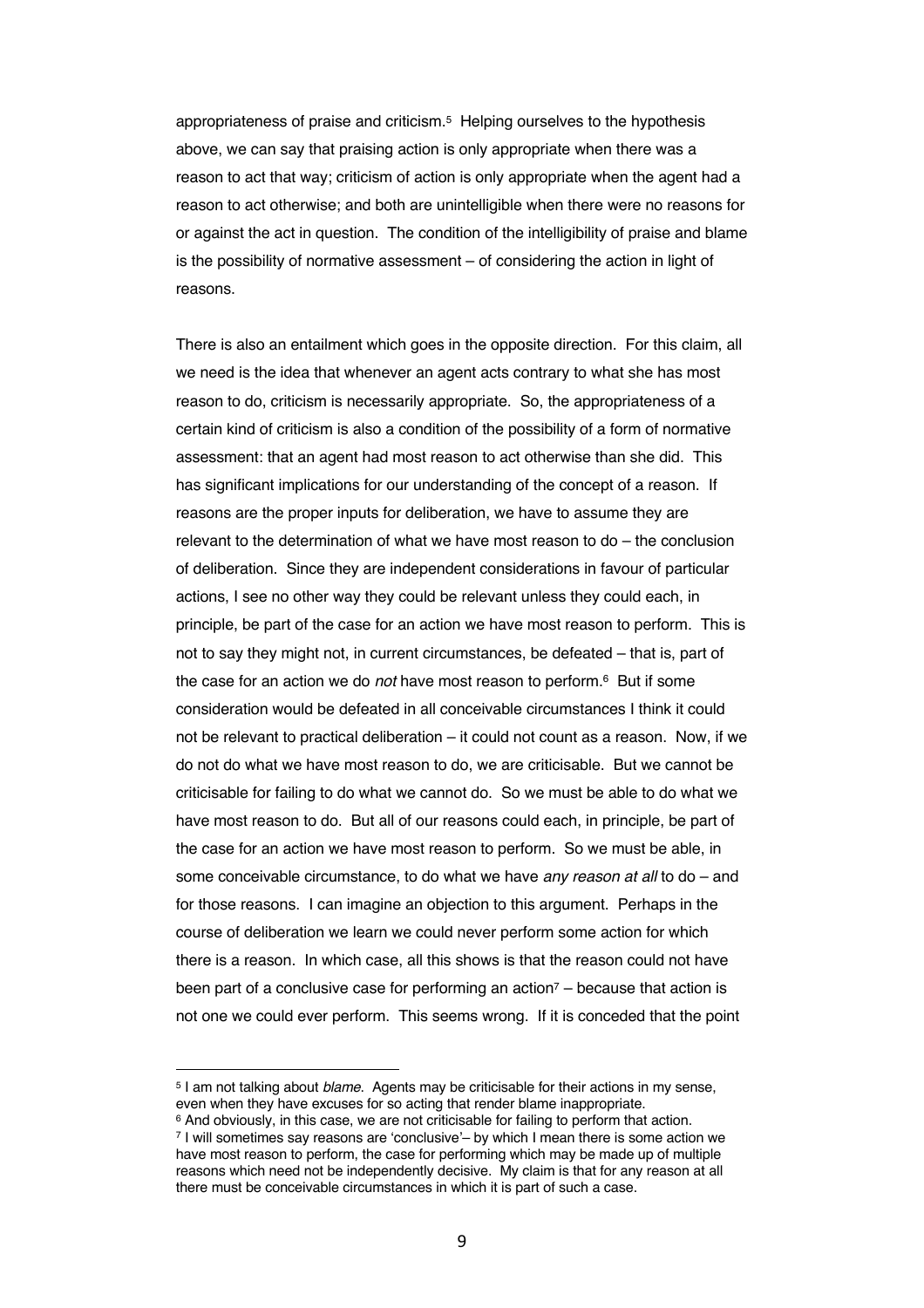appropriateness of praise and criticism.[5] Helping ourselves to the hypothesis above, we can say that praising action is only appropriate when there was a reason to act that way; criticism of action is only appropriate when the agent had a reason to act otherwise; and both are unintelligible when there were no reasons for or against the act in question. The condition of the intelligibility of praise and blame is the possibility of normative assessment – of considering the action in light of reasons.

There is also an entailment which goes in the opposite direction. For this claim, all we need is the idea that whenever an agent acts contrary to what she has most reason to do, criticism is necessarily appropriate. So, the appropriateness of a certain kind of criticism is also a condition of the possibility of a form of normative assessment: that an agent had most reason to act otherwise than she did. This has significant implications for our understanding of the concept of a reason. If reasons are the proper inputs for deliberation, we have to assume they are relevant to the determination of what we have most reason to do – the conclusion of deliberation. Since they are independent considerations in favour of particular actions, I see no other way they could be relevant unless they could each, in principle, be part of the case for an action we have most reason to perform. This is not to say they might not, in current circumstances, be defeated – that is, part of the case for an action we do *not* have most reason to perform.[6] But if some consideration would be defeated in all conceivable circumstances I think it could not be relevant to practical deliberation – it could not count as a reason. Now, if we do not do what we have most reason to do, we are criticisable. But we cannot be criticisable for failing to do what we cannot do. So we must be able to do what we have most reason to do. But all of our reasons could each, in principle, be part of the case for an action we have most reason to perform. So we must be able, in some conceivable circumstance, to do what we have *any reason at all* to do – and for those reasons. I can imagine an objection to this argument. Perhaps in the course of deliberation we learn we could never perform some action for which there is a reason. In which case, all this shows is that the reason could not have been part of a conclusive case for performing an action[7] – because that action is not one we could ever perform. This seems wrong. If it is conceded that the point

[5] I am not talking about *blame*. Agents may be criticisable for their actions in my sense, even when they have excuses for so acting that render blame inappropriate.

[6] And obviously, in this case, we are not criticisable for failing to perform that action.

[7] I will sometimes say reasons are 'conclusive'– by which I mean there is some action we have most reason to perform, the case for performing which may be made up of multiple reasons which need not be independently decisive. My claim is that for any reason at all there must be conceivable circumstances in which it is part of such a case.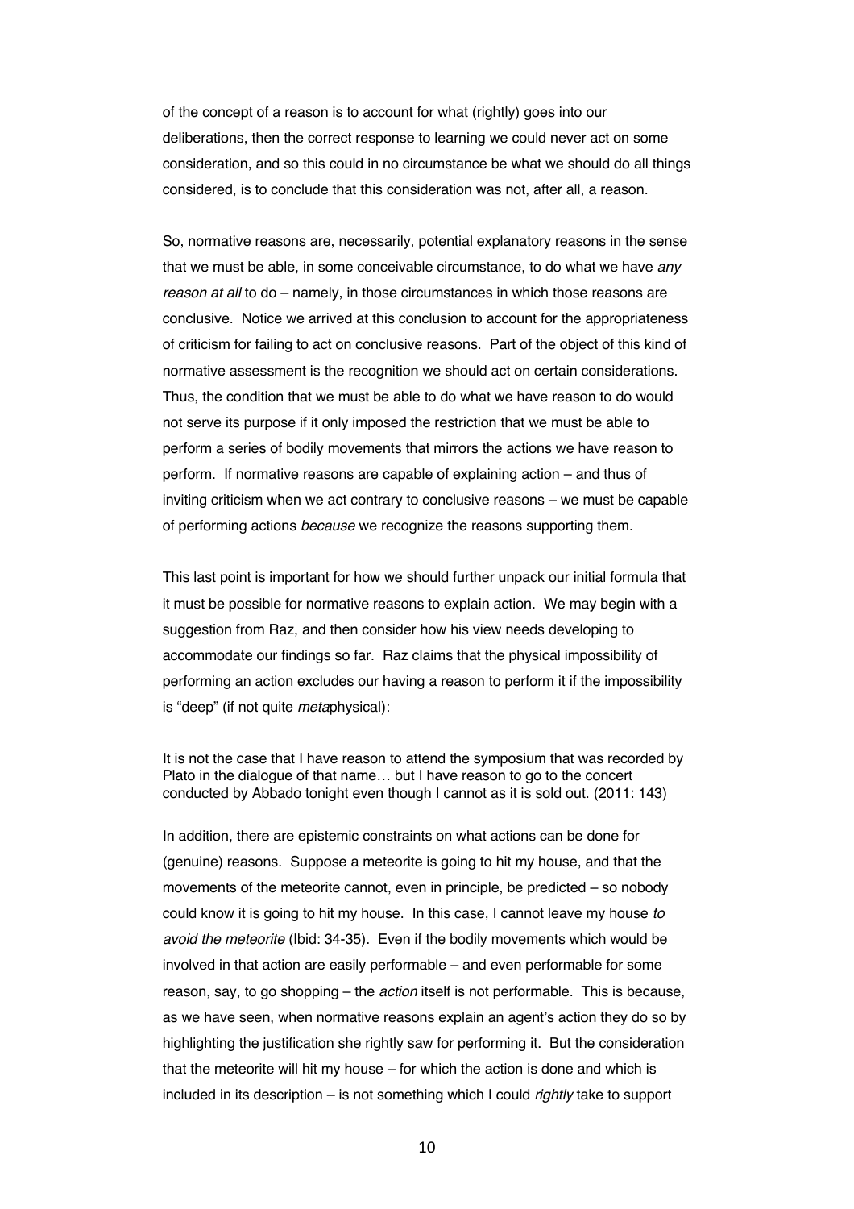of the concept of a reason is to account for what (rightly) goes into our deliberations, then the correct response to learning we could never act on some consideration, and so this could in no circumstance be what we should do all things considered, is to conclude that this consideration was not, after all, a reason.

So, normative reasons are, necessarily, potential explanatory reasons in the sense that we must be able, in some conceivable circumstance, to do what we have *any reason at all* to do – namely, in those circumstances in which those reasons are conclusive. Notice we arrived at this conclusion to account for the appropriateness of criticism for failing to act on conclusive reasons. Part of the object of this kind of normative assessment is the recognition we should act on certain considerations. Thus, the condition that we must be able to do what we have reason to do would not serve its purpose if it only imposed the restriction that we must be able to perform a series of bodily movements that mirrors the actions we have reason to perform. If normative reasons are capable of explaining action – and thus of inviting criticism when we act contrary to conclusive reasons – we must be capable of performing actions *because* we recognize the reasons supporting them.

This last point is important for how we should further unpack our initial formula that it must be possible for normative reasons to explain action. We may begin with a suggestion from Raz, and then consider how his view needs developing to accommodate our findings so far. Raz claims that the physical impossibility of performing an action excludes our having a reason to perform it if the impossibility is "deep" (if not quite *meta*physical):

> It is not the case that I have reason to attend the symposium that was recorded by Plato in the dialogue of that name… but I have reason to go to the concert conducted by Abbado tonight even though I cannot as it is sold out. (2011: 143)

In addition, there are epistemic constraints on what actions can be done for (genuine) reasons. Suppose a meteorite is going to hit my house, and that the movements of the meteorite cannot, even in principle, be predicted – so nobody could know it is going to hit my house. In this case, I cannot leave my house *to avoid the meteorite* (Ibid: 34-35). Even if the bodily movements which would be involved in that action are easily performable – and even performable for some reason, say, to go shopping – the *action* itself is not performable. This is because, as we have seen, when normative reasons explain an agent's action they do so by highlighting the justification she rightly saw for performing it. But the consideration that the meteorite will hit my house – for which the action is done and which is included in its description – is not something which I could *rightly* take to support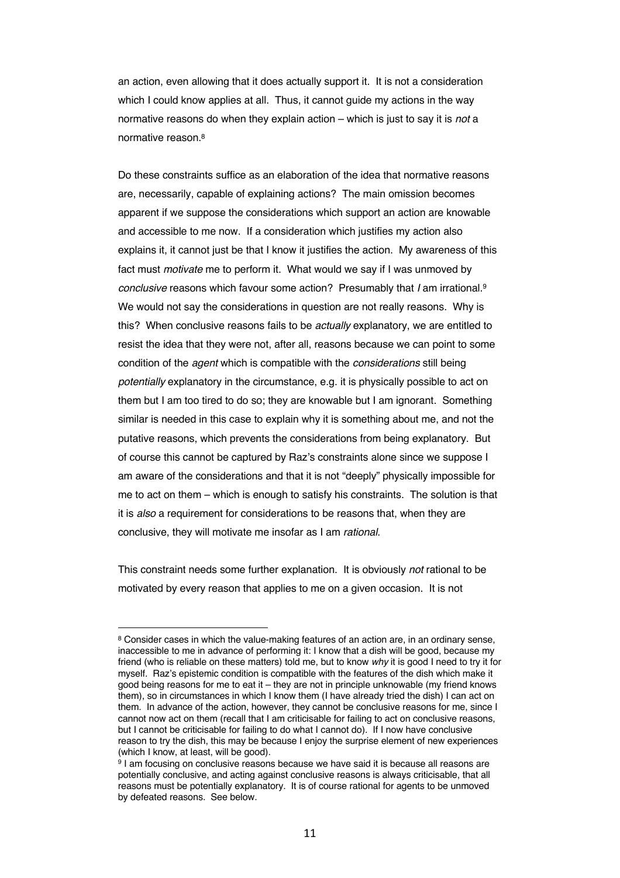an action, even allowing that it does actually support it. It is not a consideration which I could know applies at all. Thus, it cannot guide my actions in the way normative reasons do when they explain action – which is just to say it is *not* a normative reason.[8]

Do these constraints suffice as an elaboration of the idea that normative reasons are, necessarily, capable of explaining actions? The main omission becomes apparent if we suppose the considerations which support an action are knowable and accessible to me now. If a consideration which justifies my action also explains it, it cannot just be that I know it justifies the action. My awareness of this fact must *motivate* me to perform it. What would we say if I was unmoved by *conclusive* reasons which favour some action? Presumably that *I* am irrational.[9] We would not say the considerations in question are not really reasons. Why is this? When conclusive reasons fails to be *actually* explanatory, we are entitled to resist the idea that they were not, after all, reasons because we can point to some condition of the *agent* which is compatible with the *considerations* still being *potentially* explanatory in the circumstance, e.g. it is physically possible to act on them but I am too tired to do so; they are knowable but I am ignorant. Something similar is needed in this case to explain why it is something about me, and not the putative reasons, which prevents the considerations from being explanatory. But of course this cannot be captured by Raz's constraints alone since we suppose I am aware of the considerations and that it is not "deeply" physically impossible for me to act on them – which is enough to satisfy his constraints. The solution is that it is *also* a requirement for considerations to be reasons that, when they are conclusive, they will motivate me insofar as I am *rational*.

This constraint needs some further explanation. It is obviously *not* rational to be motivated by every reason that applies to me on a given occasion. It is not

---

[8] Consider cases in which the value-making features of an action are, in an ordinary sense, inaccessible to me in advance of performing it: I know that a dish will be good, because my friend (who is reliable on these matters) told me, but to know *why* it is good I need to try it for myself. Raz's epistemic condition is compatible with the features of the dish which make it good being reasons for me to eat it – they are not in principle unknowable (my friend knows them), so in circumstances in which I know them (I have already tried the dish) I can act on them. In advance of the action, however, they cannot be conclusive reasons for me, since I cannot now act on them (recall that I am criticisable for failing to act on conclusive reasons, but I cannot be criticisable for failing to do what I cannot do). If I now have conclusive reason to try the dish, this may be because I enjoy the surprise element of new experiences (which I know, at least, will be good).

[9] I am focusing on conclusive reasons because we have said it is because all reasons are potentially conclusive, and acting against conclusive reasons is always criticisable, that all reasons must be potentially explanatory. It is of course rational for agents to be unmoved by defeated reasons. See below.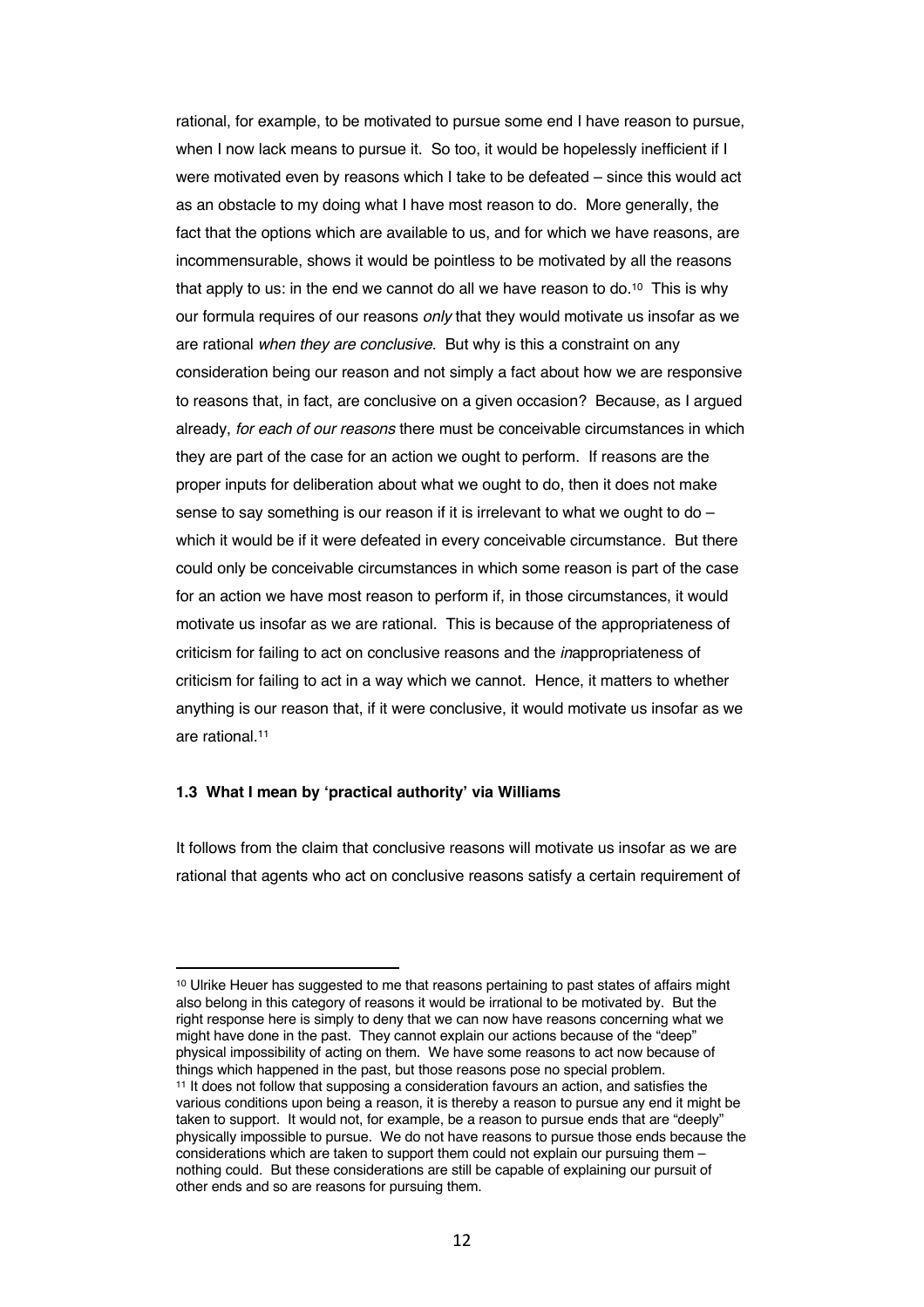rational, for example, to be motivated to pursue some end I have reason to pursue, when I now lack means to pursue it. So too, it would be hopelessly inefficient if I were motivated even by reasons which I take to be defeated – since this would act as an obstacle to my doing what I have most reason to do. More generally, the fact that the options which are available to us, and for which we have reasons, are incommensurable, shows it would be pointless to be motivated by all the reasons that apply to us: in the end we cannot do all we have reason to do.[10] This is why our formula requires of our reasons *only* that they would motivate us insofar as we are rational *when they are conclusive*. But why is this a constraint on any consideration being our reason and not simply a fact about how we are responsive to reasons that, in fact, are conclusive on a given occasion? Because, as I argued already, *for each of our reasons* there must be conceivable circumstances in which they are part of the case for an action we ought to perform. If reasons are the proper inputs for deliberation about what we ought to do, then it does not make sense to say something is our reason if it is irrelevant to what we ought to do – which it would be if it were defeated in every conceivable circumstance. But there could only be conceivable circumstances in which some reason is part of the case for an action we have most reason to perform if, in those circumstances, it would motivate us insofar as we are rational. This is because of the appropriateness of criticism for failing to act on conclusive reasons and the *in*appropriateness of criticism for failing to act in a way which we cannot. Hence, it matters to whether anything is our reason that, if it were conclusive, it would motivate us insofar as we are rational.[11]

### 1.3 What I mean by 'practical authority' via Williams

It follows from the claim that conclusive reasons will motivate us insofar as we are rational that agents who act on conclusive reasons satisfy a certain requirement of

---

[10] Ulrike Heuer has suggested to me that reasons pertaining to past states of affairs might also belong in this category of reasons it would be irrational to be motivated by. But the right response here is simply to deny that we can now have reasons concerning what we might have done in the past. They cannot explain our actions because of the "deep" physical impossibility of acting on them. We have some reasons to act now because of things which happened in the past, but those reasons pose no special problem.

[11] It does not follow that supposing a consideration favours an action, and satisfies the various conditions upon being a reason, it is thereby a reason to pursue any end it might be taken to support. It would not, for example, be a reason to pursue ends that are "deeply" physically impossible to pursue. We do not have reasons to pursue those ends because the considerations which are taken to support them could not explain our pursuing them – nothing could. But these considerations are still be capable of explaining our pursuit of other ends and so are reasons for pursuing them.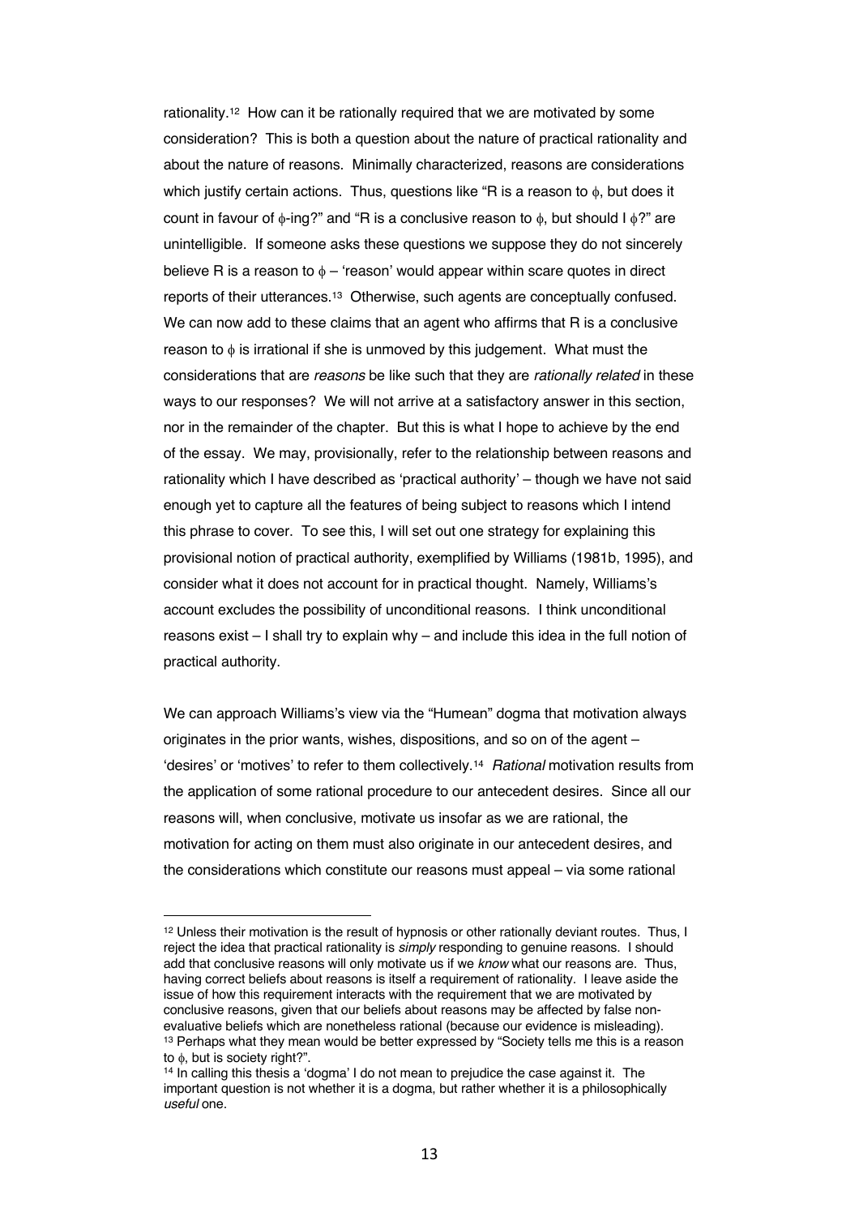rationality.[12] How can it be rationally required that we are motivated by some consideration? This is both a question about the nature of practical rationality and about the nature of reasons. Minimally characterized, reasons are considerations which justify certain actions. Thus, questions like "R is a reason to $\phi$, but does it count in favour of $\phi$-ing?" and "R is a conclusive reason to $\phi$, but should I $\phi$?" are unintelligible. If someone asks these questions we suppose they do not sincerely believe R is a reason to $\phi$ – 'reason' would appear within scare quotes in direct reports of their utterances.[13] Otherwise, such agents are conceptually confused. We can now add to these claims that an agent who affirms that R is a conclusive reason to $\phi$ is irrational if she is unmoved by this judgement. What must the considerations that are *reasons* be like such that they are *rationally related* in these ways to our responses? We will not arrive at a satisfactory answer in this section, nor in the remainder of the chapter. But this is what I hope to achieve by the end of the essay. We may, provisionally, refer to the relationship between reasons and rationality which I have described as 'practical authority' – though we have not said enough yet to capture all the features of being subject to reasons which I intend this phrase to cover. To see this, I will set out one strategy for explaining this provisional notion of practical authority, exemplified by Williams (1981b, 1995), and consider what it does not account for in practical thought. Namely, Williams's account excludes the possibility of unconditional reasons. I think unconditional reasons exist – I shall try to explain why – and include this idea in the full notion of practical authority.

We can approach Williams's view via the "Humean" dogma that motivation always originates in the prior wants, wishes, dispositions, and so on of the agent – 'desires' or 'motives' to refer to them collectively.[14] *Rational* motivation results from the application of some rational procedure to our antecedent desires. Since all our reasons will, when conclusive, motivate us insofar as we are rational, the motivation for acting on them must also originate in our antecedent desires, and the considerations which constitute our reasons must appeal – via some rational

---

[12] Unless their motivation is the result of hypnosis or other rationally deviant routes. Thus, I reject the idea that practical rationality is *simply* responding to genuine reasons. I should add that conclusive reasons will only motivate us if we *know* what our reasons are. Thus, having correct beliefs about reasons is itself a requirement of rationality. I leave aside the issue of how this requirement interacts with the requirement that we are motivated by conclusive reasons, given that our beliefs about reasons may be affected by false non-evaluative beliefs which are nonetheless rational (because our evidence is misleading).

[13] Perhaps what they mean would be better expressed by "Society tells me this is a reason to $\phi$, but is society right?".

[14] In calling this thesis a 'dogma' I do not mean to prejudice the case against it. The important question is not whether it is a dogma, but rather whether it is a philosophically *useful* one.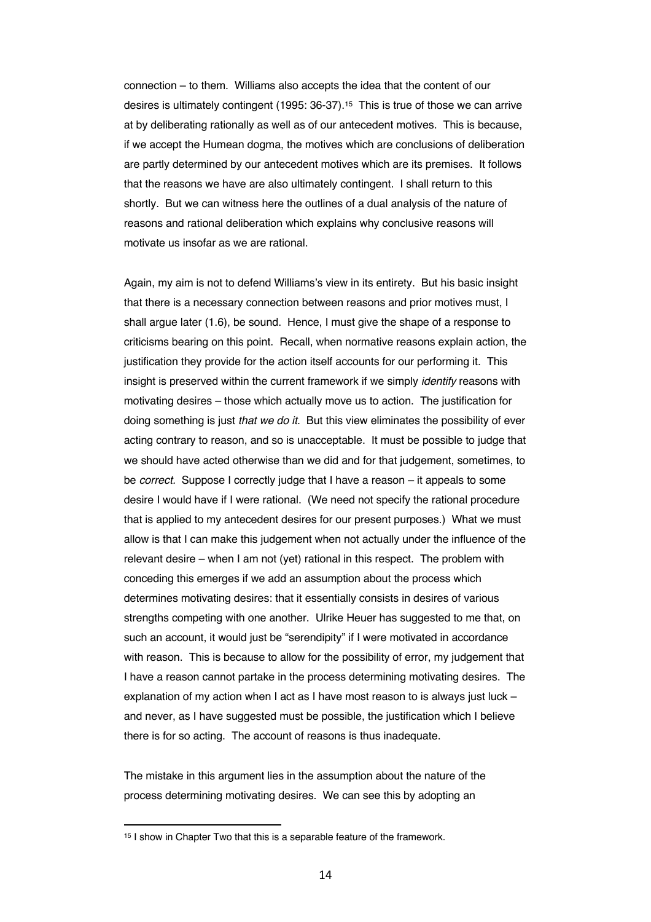connection – to them. Williams also accepts the idea that the content of our desires is ultimately contingent (1995: 36-37).[15] This is true of those we can arrive at by deliberating rationally as well as of our antecedent motives. This is because, if we accept the Humean dogma, the motives which are conclusions of deliberation are partly determined by our antecedent motives which are its premises. It follows that the reasons we have are also ultimately contingent. I shall return to this shortly. But we can witness here the outlines of a dual analysis of the nature of reasons and rational deliberation which explains why conclusive reasons will motivate us insofar as we are rational.

Again, my aim is not to defend Williams's view in its entirety. But his basic insight that there is a necessary connection between reasons and prior motives must, I shall argue later (1.6), be sound. Hence, I must give the shape of a response to criticisms bearing on this point. Recall, when normative reasons explain action, the justification they provide for the action itself accounts for our performing it. This insight is preserved within the current framework if we simply *identify* reasons with motivating desires – those which actually move us to action. The justification for doing something is just *that we do it*. But this view eliminates the possibility of ever acting contrary to reason, and so is unacceptable. It must be possible to judge that we should have acted otherwise than we did and for that judgement, sometimes, to be *correct.* Suppose I correctly judge that I have a reason – it appeals to some desire I would have if I were rational. (We need not specify the rational procedure that is applied to my antecedent desires for our present purposes.) What we must allow is that I can make this judgement when not actually under the influence of the relevant desire – when I am not (yet) rational in this respect. The problem with conceding this emerges if we add an assumption about the process which determines motivating desires: that it essentially consists in desires of various strengths competing with one another. Ulrike Heuer has suggested to me that, on such an account, it would just be "serendipity" if I were motivated in accordance with reason. This is because to allow for the possibility of error, my judgement that I have a reason cannot partake in the process determining motivating desires. The explanation of my action when I act as I have most reason to is always just luck – and never, as I have suggested must be possible, the justification which I believe there is for so acting. The account of reasons is thus inadequate.

The mistake in this argument lies in the assumption about the nature of the process determining motivating desires. We can see this by adopting an

[15] I show in Chapter Two that this is a separable feature of the framework.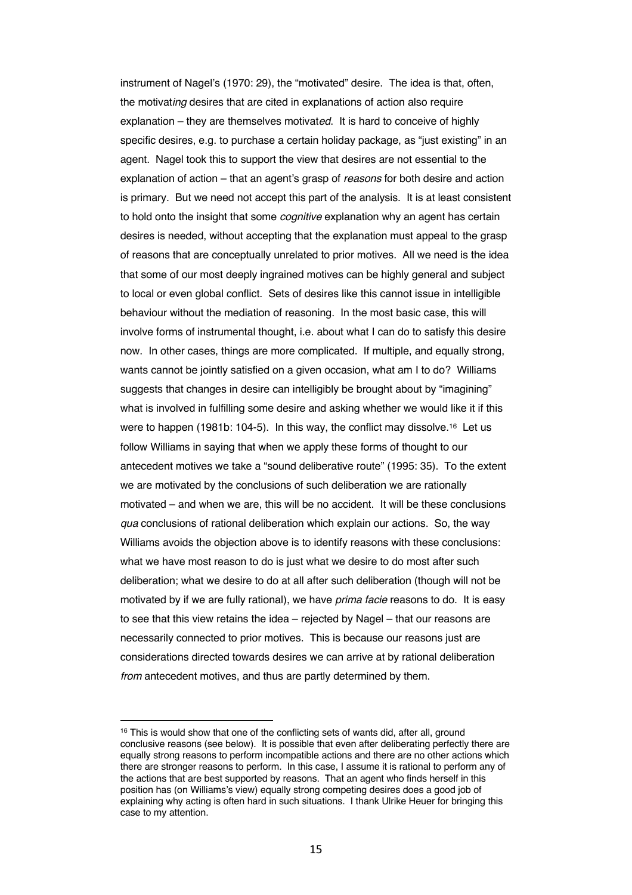instrument of Nagel's (1970: 29), the "motivated" desire. The idea is that, often, the motivat*ing* desires that are cited in explanations of action also require explanation – they are themselves motivat*ed*. It is hard to conceive of highly specific desires, e.g. to purchase a certain holiday package, as "just existing" in an agent. Nagel took this to support the view that desires are not essential to the explanation of action – that an agent's grasp of *reasons* for both desire and action is primary. But we need not accept this part of the analysis. It is at least consistent to hold onto the insight that some *cognitive* explanation why an agent has certain desires is needed, without accepting that the explanation must appeal to the grasp of reasons that are conceptually unrelated to prior motives. All we need is the idea that some of our most deeply ingrained motives can be highly general and subject to local or even global conflict. Sets of desires like this cannot issue in intelligible behaviour without the mediation of reasoning. In the most basic case, this will involve forms of instrumental thought, i.e. about what I can do to satisfy this desire now. In other cases, things are more complicated. If multiple, and equally strong, wants cannot be jointly satisfied on a given occasion, what am I to do? Williams suggests that changes in desire can intelligibly be brought about by "imagining" what is involved in fulfilling some desire and asking whether we would like it if this were to happen (1981b: 104-5). In this way, the conflict may dissolve.[16] Let us follow Williams in saying that when we apply these forms of thought to our antecedent motives we take a "sound deliberative route" (1995: 35). To the extent we are motivated by the conclusions of such deliberation we are rationally motivated – and when we are, this will be no accident. It will be these conclusions *qua* conclusions of rational deliberation which explain our actions. So, the way Williams avoids the objection above is to identify reasons with these conclusions: what we have most reason to do is just what we desire to do most after such deliberation; what we desire to do at all after such deliberation (though will not be motivated by if we are fully rational), we have *prima facie* reasons to do. It is easy to see that this view retains the idea – rejected by Nagel – that our reasons are necessarily connected to prior motives. This is because our reasons just are considerations directed towards desires we can arrive at by rational deliberation *from* antecedent motives, and thus are partly determined by them.

---

[16] This is would show that one of the conflicting sets of wants did, after all, ground conclusive reasons (see below). It is possible that even after deliberating perfectly there are equally strong reasons to perform incompatible actions and there are no other actions which there are stronger reasons to perform. In this case, I assume it is rational to perform any of the actions that are best supported by reasons. That an agent who finds herself in this position has (on Williams's view) equally strong competing desires does a good job of explaining why acting is often hard in such situations. I thank Ulrike Heuer for bringing this case to my attention.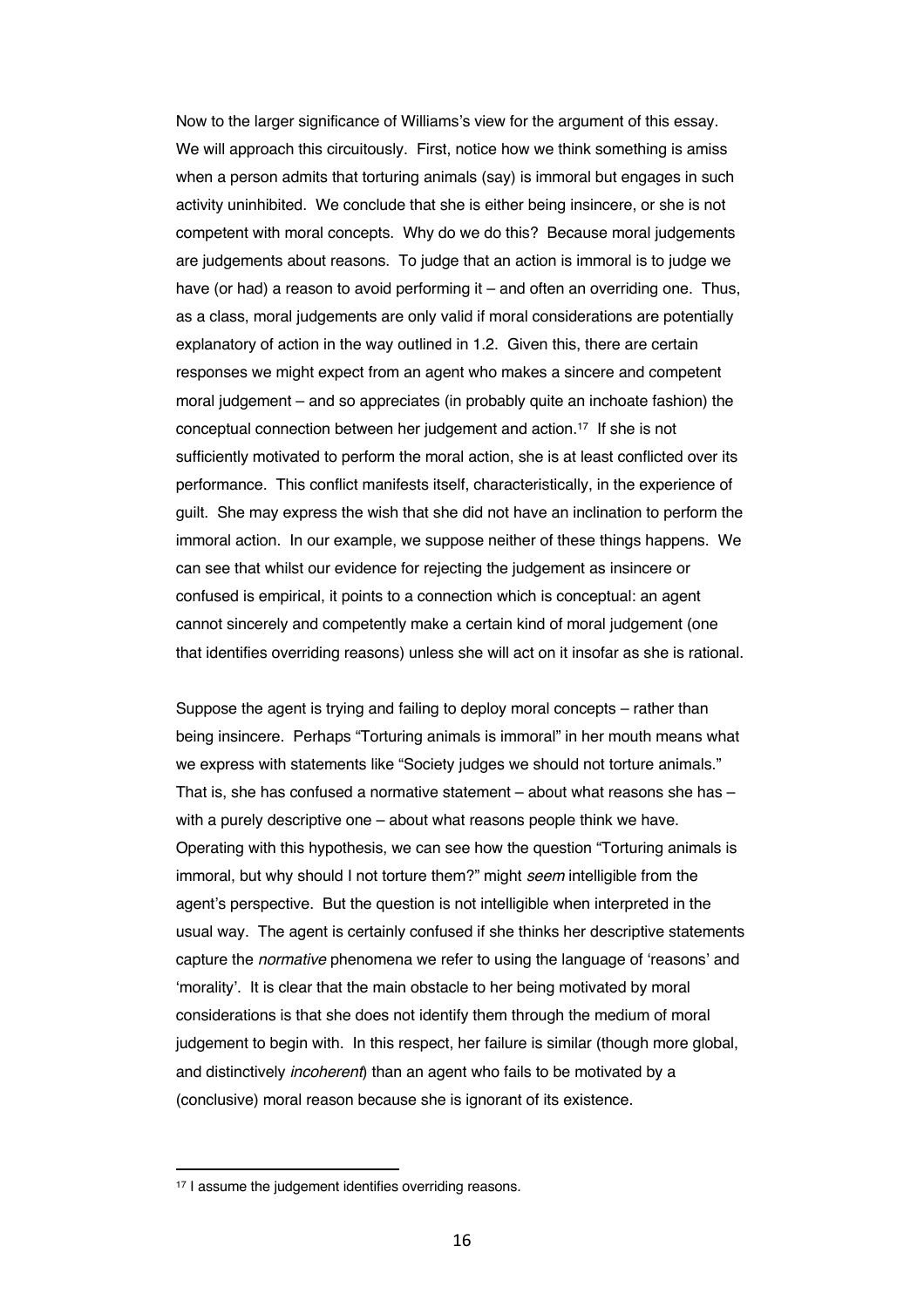Now to the larger significance of Williams's view for the argument of this essay. We will approach this circuitously. First, notice how we think something is amiss when a person admits that torturing animals (say) is immoral but engages in such activity uninhibited. We conclude that she is either being insincere, or she is not competent with moral concepts. Why do we do this? Because moral judgements are judgements about reasons. To judge that an action is immoral is to judge we have (or had) a reason to avoid performing it – and often an overriding one. Thus, as a class, moral judgements are only valid if moral considerations are potentially explanatory of action in the way outlined in 1.2. Given this, there are certain responses we might expect from an agent who makes a sincere and competent moral judgement – and so appreciates (in probably quite an inchoate fashion) the conceptual connection between her judgement and action.[17] If she is not sufficiently motivated to perform the moral action, she is at least conflicted over its performance. This conflict manifests itself, characteristically, in the experience of guilt. She may express the wish that she did not have an inclination to perform the immoral action. In our example, we suppose neither of these things happens. We can see that whilst our evidence for rejecting the judgement as insincere or confused is empirical, it points to a connection which is conceptual: an agent cannot sincerely and competently make a certain kind of moral judgement (one that identifies overriding reasons) unless she will act on it insofar as she is rational.

Suppose the agent is trying and failing to deploy moral concepts – rather than being insincere. Perhaps "Torturing animals is immoral" in her mouth means what we express with statements like "Society judges we should not torture animals." That is, she has confused a normative statement – about what reasons she has – with a purely descriptive one – about what reasons people think we have. Operating with this hypothesis, we can see how the question "Torturing animals is immoral, but why should I not torture them?" might *seem* intelligible from the agent's perspective. But the question is not intelligible when interpreted in the usual way. The agent is certainly confused if she thinks her descriptive statements capture the *normative* phenomena we refer to using the language of 'reasons' and 'morality'. It is clear that the main obstacle to her being motivated by moral considerations is that she does not identify them through the medium of moral judgement to begin with. In this respect, her failure is similar (though more global, and distinctively *incoherent*) than an agent who fails to be motivated by a (conclusive) moral reason because she is ignorant of its existence.

---

[17] I assume the judgement identifies overriding reasons.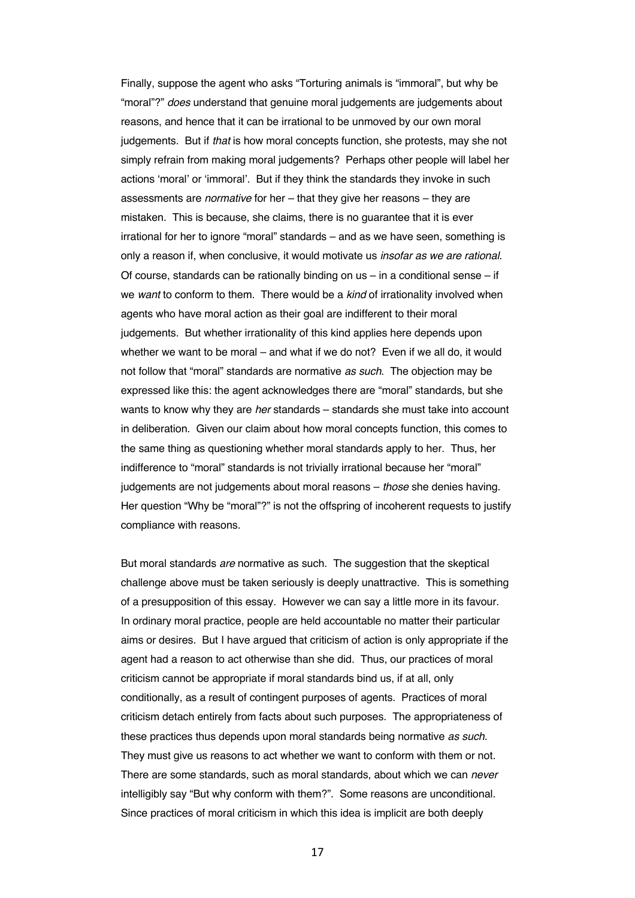Finally, suppose the agent who asks "Torturing animals is "immoral", but why be "moral"?" *does* understand that genuine moral judgements are judgements about reasons, and hence that it can be irrational to be unmoved by our own moral judgements. But if *that* is how moral concepts function, she protests, may she not simply refrain from making moral judgements? Perhaps other people will label her actions 'moral' or 'immoral'. But if they think the standards they invoke in such assessments are *normative* for her – that they give her reasons – they are mistaken. This is because, she claims, there is no guarantee that it is ever irrational for her to ignore "moral" standards – and as we have seen, something is only a reason if, when conclusive, it would motivate us *insofar as we are rational*. Of course, standards can be rationally binding on us – in a conditional sense – if we *want* to conform to them. There would be a *kind* of irrationality involved when agents who have moral action as their goal are indifferent to their moral judgements. But whether irrationality of this kind applies here depends upon whether we want to be moral – and what if we do not? Even if we all do, it would not follow that "moral" standards are normative *as such*. The objection may be expressed like this: the agent acknowledges there are "moral" standards, but she wants to know why they are *her* standards – standards she must take into account in deliberation. Given our claim about how moral concepts function, this comes to the same thing as questioning whether moral standards apply to her. Thus, her indifference to "moral" standards is not trivially irrational because her "moral" judgements are not judgements about moral reasons – *those* she denies having. Her question "Why be "moral"?" is not the offspring of incoherent requests to justify compliance with reasons.

But moral standards *are* normative as such. The suggestion that the skeptical challenge above must be taken seriously is deeply unattractive. This is something of a presupposition of this essay. However we can say a little more in its favour. In ordinary moral practice, people are held accountable no matter their particular aims or desires. But I have argued that criticism of action is only appropriate if the agent had a reason to act otherwise than she did. Thus, our practices of moral criticism cannot be appropriate if moral standards bind us, if at all, only conditionally, as a result of contingent purposes of agents. Practices of moral criticism detach entirely from facts about such purposes. The appropriateness of these practices thus depends upon moral standards being normative *as such*. They must give us reasons to act whether we want to conform with them or not. There are some standards, such as moral standards, about which we can *never* intelligibly say "But why conform with them?". Some reasons are unconditional. Since practices of moral criticism in which this idea is implicit are both deeply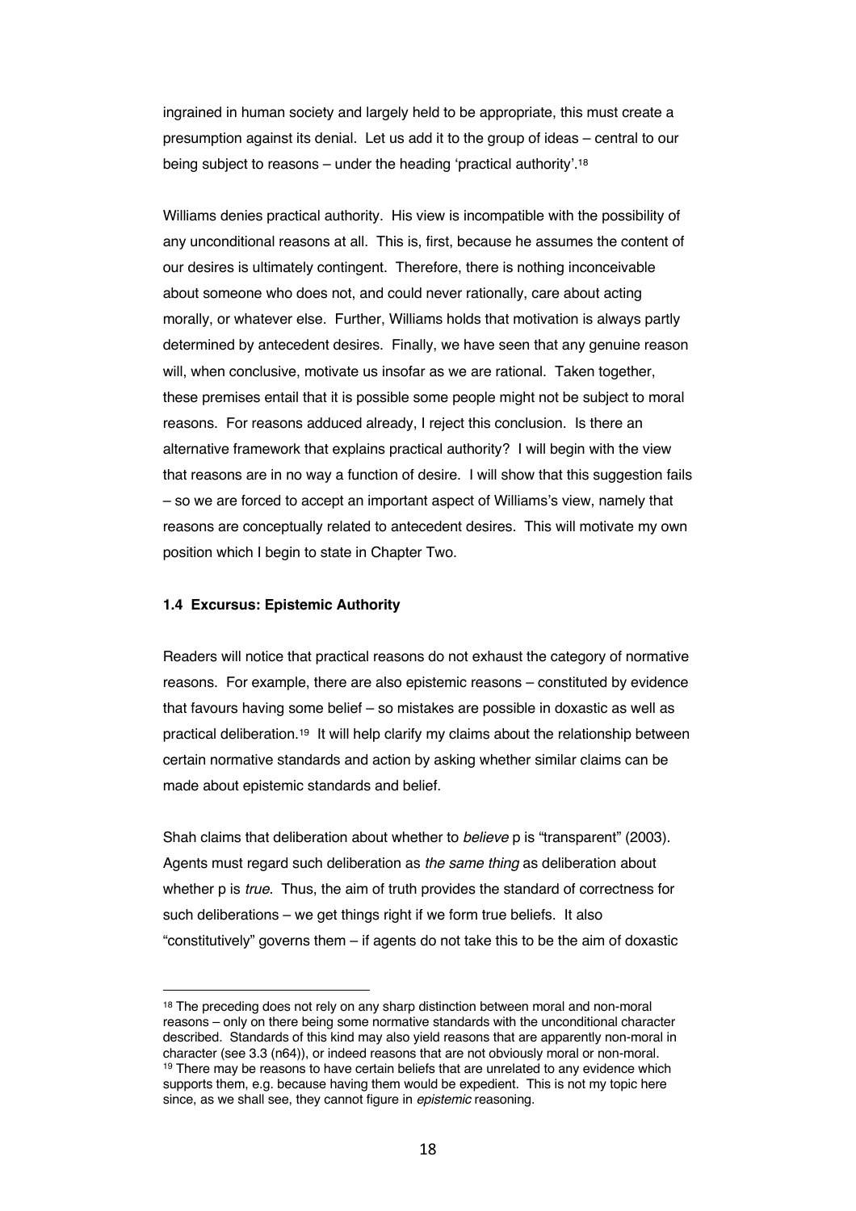ingrained in human society and largely held to be appropriate, this must create a presumption against its denial. Let us add it to the group of ideas – central to our being subject to reasons – under the heading 'practical authority'.[18]

Williams denies practical authority. His view is incompatible with the possibility of any unconditional reasons at all. This is, first, because he assumes the content of our desires is ultimately contingent. Therefore, there is nothing inconceivable about someone who does not, and could never rationally, care about acting morally, or whatever else. Further, Williams holds that motivation is always partly determined by antecedent desires. Finally, we have seen that any genuine reason will, when conclusive, motivate us insofar as we are rational. Taken together, these premises entail that it is possible some people might not be subject to moral reasons. For reasons adduced already, I reject this conclusion. Is there an alternative framework that explains practical authority? I will begin with the view that reasons are in no way a function of desire. I will show that this suggestion fails – so we are forced to accept an important aspect of Williams's view, namely that reasons are conceptually related to antecedent desires. This will motivate my own position which I begin to state in Chapter Two.

### 1.4 Excursus: Epistemic Authority

Readers will notice that practical reasons do not exhaust the category of normative reasons. For example, there are also epistemic reasons – constituted by evidence that favours having some belief – so mistakes are possible in doxastic as well as practical deliberation.[19] It will help clarify my claims about the relationship between certain normative standards and action by asking whether similar claims can be made about epistemic standards and belief.

Shah claims that deliberation about whether to *believe* p is "transparent" (2003). Agents must regard such deliberation as *the same thing* as deliberation about whether p is *true*. Thus, the aim of truth provides the standard of correctness for such deliberations – we get things right if we form true beliefs. It also "constitutively" governs them – if agents do not take this to be the aim of doxastic

---

[18] The preceding does not rely on any sharp distinction between moral and non-moral reasons – only on there being some normative standards with the unconditional character described. Standards of this kind may also yield reasons that are apparently non-moral in character (see 3.3 (n64)), or indeed reasons that are not obviously moral or non-moral.

[19] There may be reasons to have certain beliefs that are unrelated to any evidence which supports them, e.g. because having them would be expedient. This is not my topic here since, as we shall see, they cannot figure in *epistemic* reasoning.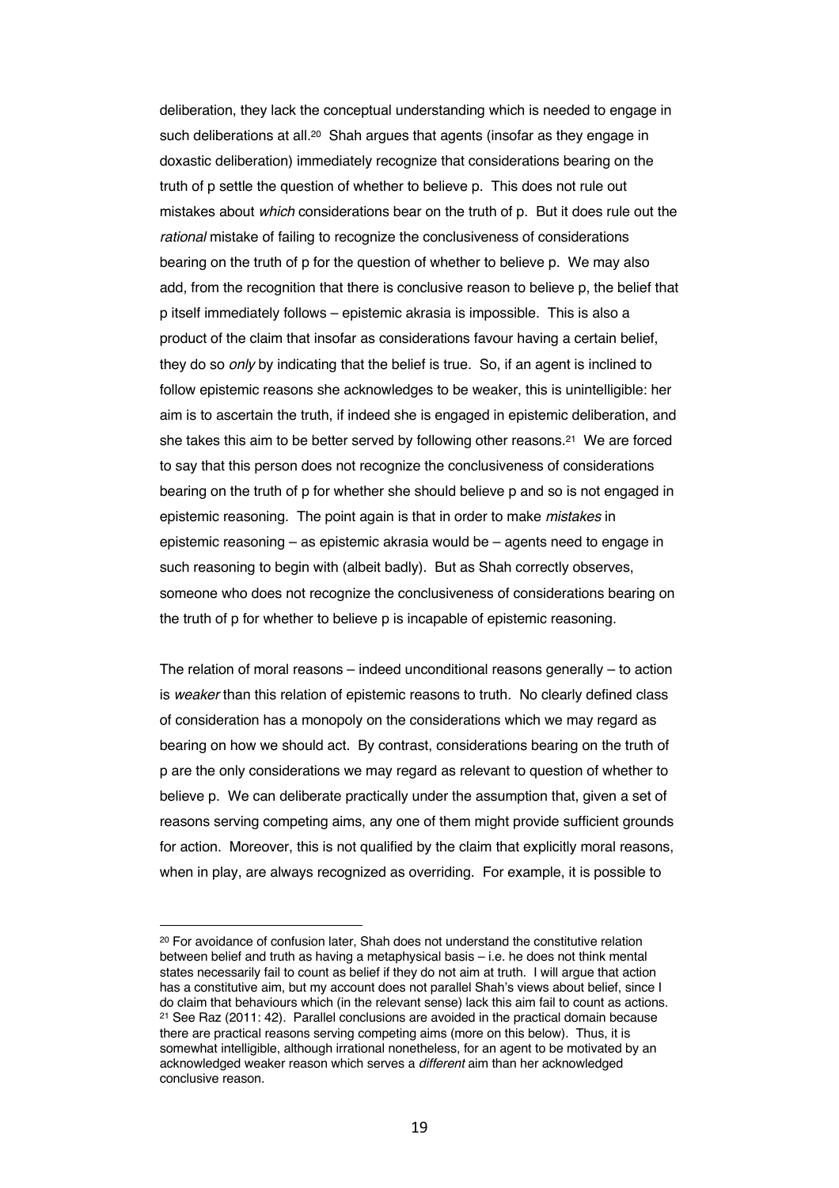deliberation, they lack the conceptual understanding which is needed to engage in such deliberations at all.[20] Shah argues that agents (insofar as they engage in doxastic deliberation) immediately recognize that considerations bearing on the truth of p settle the question of whether to believe p. This does not rule out mistakes about *which* considerations bear on the truth of p. But it does rule out the *rational* mistake of failing to recognize the conclusiveness of considerations bearing on the truth of p for the question of whether to believe p. We may also add, from the recognition that there is conclusive reason to believe p, the belief that p itself immediately follows – epistemic akrasia is impossible. This is also a product of the claim that insofar as considerations favour having a certain belief, they do so *only* by indicating that the belief is true. So, if an agent is inclined to follow epistemic reasons she acknowledges to be weaker, this is unintelligible: her aim is to ascertain the truth, if indeed she is engaged in epistemic deliberation, and she takes this aim to be better served by following other reasons.[21] We are forced to say that this person does not recognize the conclusiveness of considerations bearing on the truth of p for whether she should believe p and so is not engaged in epistemic reasoning. The point again is that in order to make *mistakes* in epistemic reasoning – as epistemic akrasia would be – agents need to engage in such reasoning to begin with (albeit badly). But as Shah correctly observes, someone who does not recognize the conclusiveness of considerations bearing on the truth of p for whether to believe p is incapable of epistemic reasoning.

The relation of moral reasons – indeed unconditional reasons generally – to action is *weaker* than this relation of epistemic reasons to truth. No clearly defined class of consideration has a monopoly on the considerations which we may regard as bearing on how we should act. By contrast, considerations bearing on the truth of p are the only considerations we may regard as relevant to question of whether to believe p. We can deliberate practically under the assumption that, given a set of reasons serving competing aims, any one of them might provide sufficient grounds for action. Moreover, this is not qualified by the claim that explicitly moral reasons, when in play, are always recognized as overriding. For example, it is possible to

---

[20] For avoidance of confusion later, Shah does not understand the constitutive relation between belief and truth as having a metaphysical basis – i.e. he does not think mental states necessarily fail to count as belief if they do not aim at truth. I will argue that action has a constitutive aim, but my account does not parallel Shah's views about belief, since I do claim that behaviours which (in the relevant sense) lack this aim fail to count as actions.

[21] See Raz (2011: 42). Parallel conclusions are avoided in the practical domain because there are practical reasons serving competing aims (more on this below). Thus, it is somewhat intelligible, although irrational nonetheless, for an agent to be motivated by an acknowledged weaker reason which serves a *different* aim than her acknowledged conclusive reason.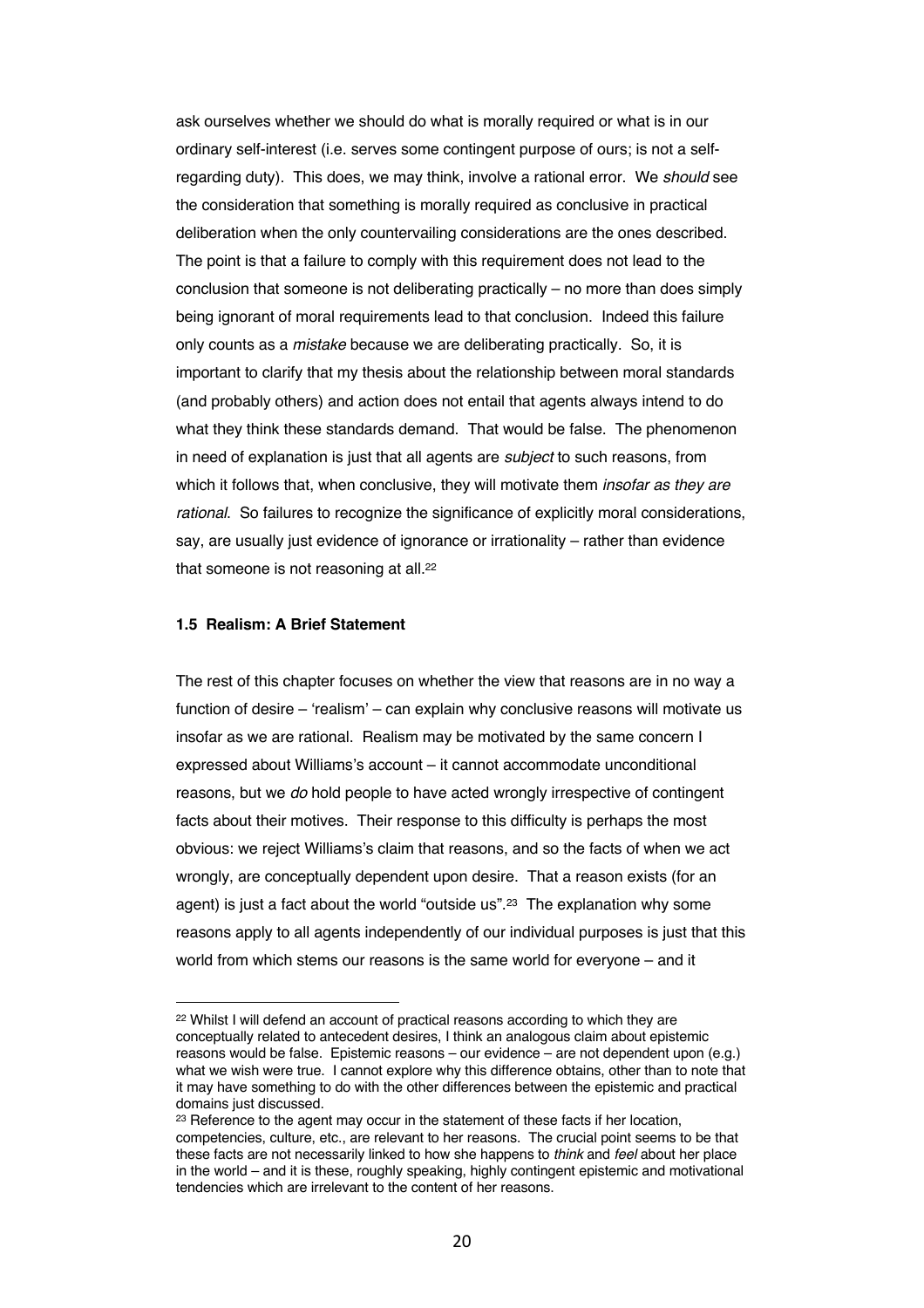ask ourselves whether we should do what is morally required or what is in our ordinary self-interest (i.e. serves some contingent purpose of ours; is not a self-regarding duty). This does, we may think, involve a rational error. We *should* see the consideration that something is morally required as conclusive in practical deliberation when the only countervailing considerations are the ones described. The point is that a failure to comply with this requirement does not lead to the conclusion that someone is not deliberating practically – no more than does simply being ignorant of moral requirements lead to that conclusion. Indeed this failure only counts as a *mistake* because we are deliberating practically. So, it is important to clarify that my thesis about the relationship between moral standards (and probably others) and action does not entail that agents always intend to do what they think these standards demand. That would be false. The phenomenon in need of explanation is just that all agents are *subject* to such reasons, from which it follows that, when conclusive, they will motivate them *insofar as they are rational*. So failures to recognize the significance of explicitly moral considerations, say, are usually just evidence of ignorance or irrationality – rather than evidence that someone is not reasoning at all.[22]

### 1.5 Realism: A Brief Statement

The rest of this chapter focuses on whether the view that reasons are in no way a function of desire – 'realism' – can explain why conclusive reasons will motivate us insofar as we are rational. Realism may be motivated by the same concern I expressed about Williams's account – it cannot accommodate unconditional reasons, but we *do* hold people to have acted wrongly irrespective of contingent facts about their motives. Their response to this difficulty is perhaps the most obvious: we reject Williams's claim that reasons, and so the facts of when we act wrongly, are conceptually dependent upon desire. That a reason exists (for an agent) is just a fact about the world "outside us".[23] The explanation why some reasons apply to all agents independently of our individual purposes is just that this world from which stems our reasons is the same world for everyone – and it

[22] Whilst I will defend an account of practical reasons according to which they are conceptually related to antecedent desires, I think an analogous claim about epistemic reasons would be false. Epistemic reasons – our evidence – are not dependent upon (e.g.) what we wish were true. I cannot explore why this difference obtains, other than to note that it may have something to do with the other differences between the epistemic and practical domains just discussed.

[23] Reference to the agent may occur in the statement of these facts if her location, competencies, culture, etc., are relevant to her reasons. The crucial point seems to be that these facts are not necessarily linked to how she happens to *think* and *feel* about her place in the world – and it is these, roughly speaking, highly contingent epistemic and motivational tendencies which are irrelevant to the content of her reasons.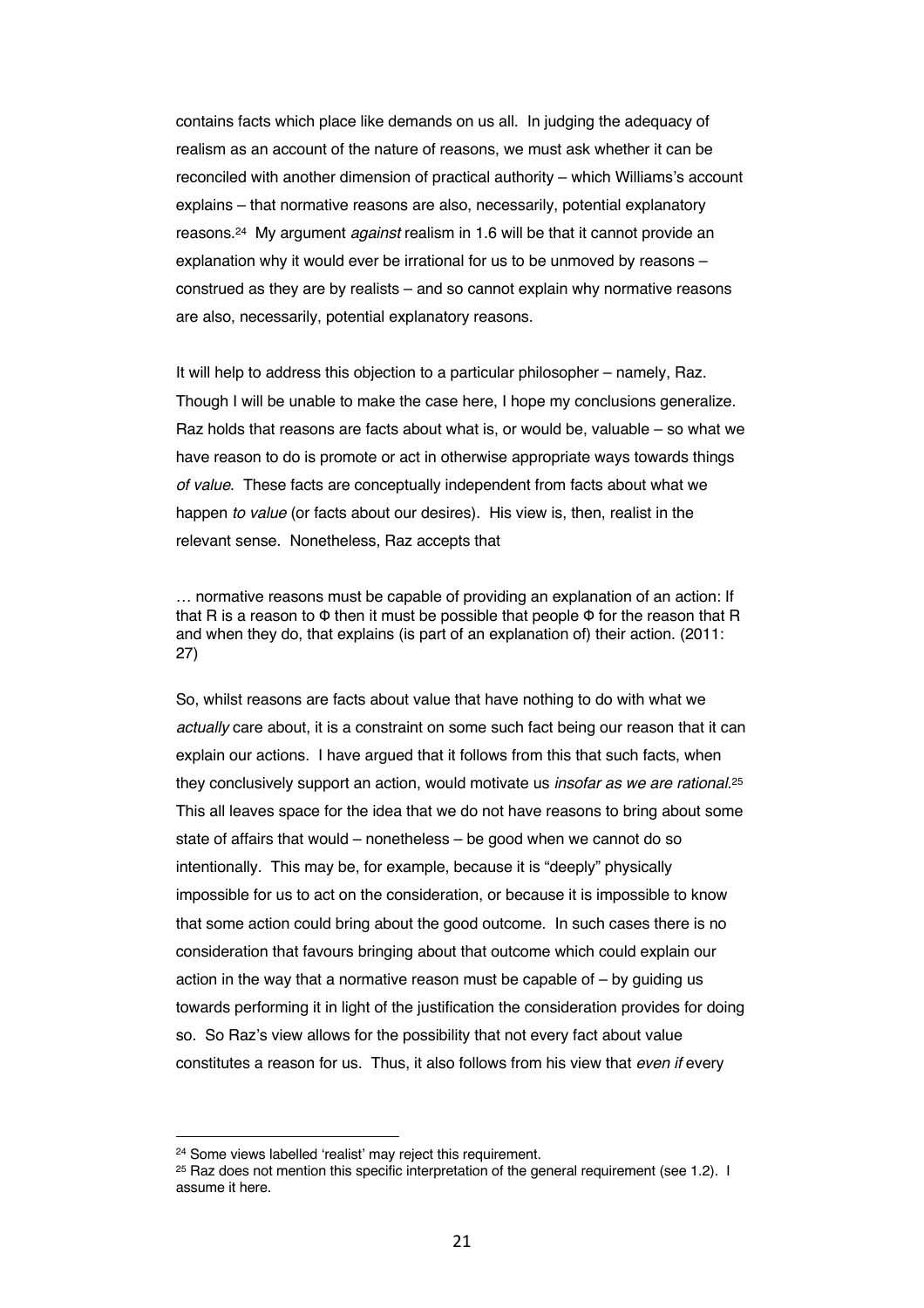contains facts which place like demands on us all. In judging the adequacy of realism as an account of the nature of reasons, we must ask whether it can be reconciled with another dimension of practical authority – which Williams's account explains – that normative reasons are also, necessarily, potential explanatory reasons.[24] My argument *against* realism in 1.6 will be that it cannot provide an explanation why it would ever be irrational for us to be unmoved by reasons – construed as they are by realists – and so cannot explain why normative reasons are also, necessarily, potential explanatory reasons.

It will help to address this objection to a particular philosopher – namely, Raz. Though I will be unable to make the case here, I hope my conclusions generalize. Raz holds that reasons are facts about what is, or would be, valuable – so what we have reason to do is promote or act in otherwise appropriate ways towards things *of value*. These facts are conceptually independent from facts about what we happen *to value* (or facts about our desires). His view is, then, realist in the relevant sense. Nonetheless, Raz accepts that

> … normative reasons must be capable of providing an explanation of an action: If that R is a reason to Φ then it must be possible that people Φ for the reason that R and when they do, that explains (is part of an explanation of) their action. (2011: 27)

So, whilst reasons are facts about value that have nothing to do with what we *actually* care about, it is a constraint on some such fact being our reason that it can explain our actions. I have argued that it follows from this that such facts, when they conclusively support an action, would motivate us *insofar as we are rational*.[25] This all leaves space for the idea that we do not have reasons to bring about some state of affairs that would – nonetheless – be good when we cannot do so intentionally. This may be, for example, because it is "deeply" physically impossible for us to act on the consideration, or because it is impossible to know that some action could bring about the good outcome. In such cases there is no consideration that favours bringing about that outcome which could explain our action in the way that a normative reason must be capable of – by guiding us towards performing it in light of the justification the consideration provides for doing so. So Raz's view allows for the possibility that not every fact about value constitutes a reason for us. Thus, it also follows from his view that *even if* every

---

[24] Some views labelled 'realist' may reject this requirement.

[25] Raz does not mention this specific interpretation of the general requirement (see 1.2). I assume it here.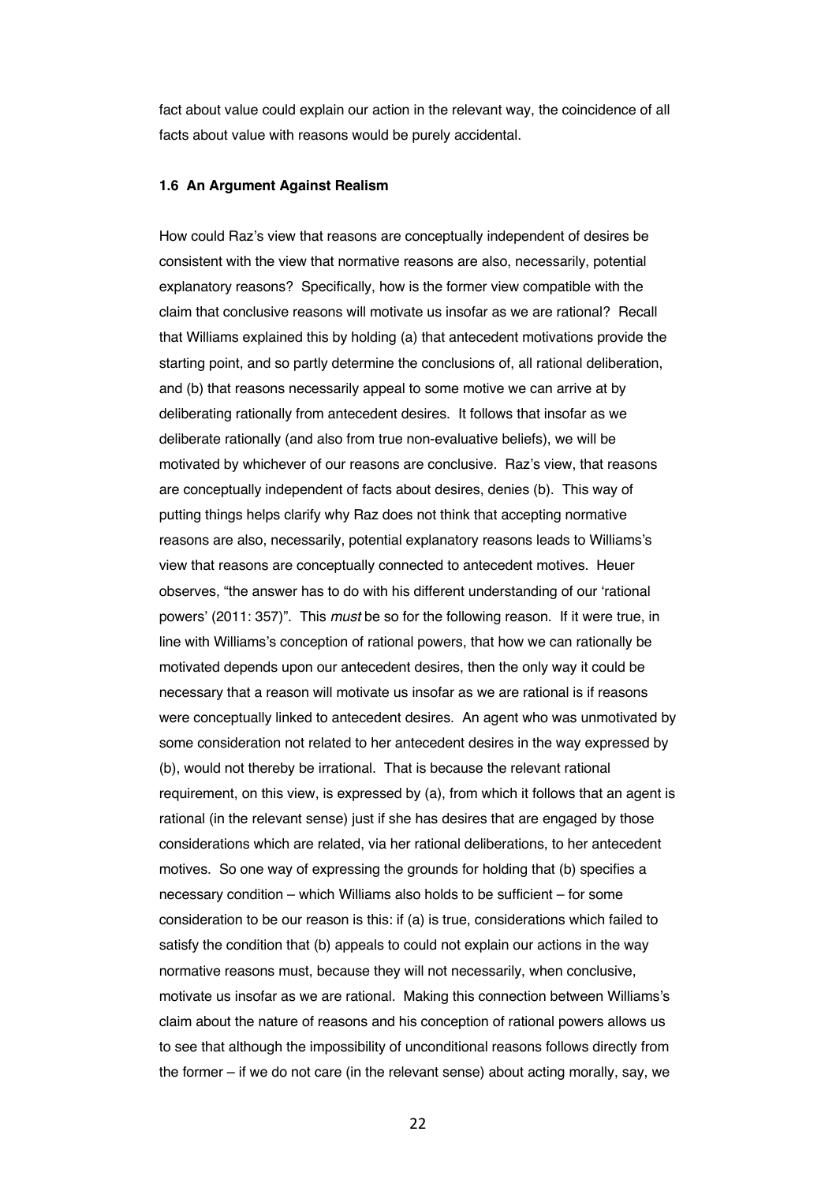fact about value could explain our action in the relevant way, the coincidence of all facts about value with reasons would be purely accidental.

### 1.6 An Argument Against Realism

How could Raz's view that reasons are conceptually independent of desires be consistent with the view that normative reasons are also, necessarily, potential explanatory reasons? Specifically, how is the former view compatible with the claim that conclusive reasons will motivate us insofar as we are rational? Recall that Williams explained this by holding (a) that antecedent motivations provide the starting point, and so partly determine the conclusions of, all rational deliberation, and (b) that reasons necessarily appeal to some motive we can arrive at by deliberating rationally from antecedent desires. It follows that insofar as we deliberate rationally (and also from true non-evaluative beliefs), we will be motivated by whichever of our reasons are conclusive. Raz's view, that reasons are conceptually independent of facts about desires, denies (b). This way of putting things helps clarify why Raz does not think that accepting normative reasons are also, necessarily, potential explanatory reasons leads to Williams's view that reasons are conceptually connected to antecedent motives. Heuer observes, "the answer has to do with his different understanding of our 'rational powers' (2011: 357)". This *must* be so for the following reason. If it were true, in line with Williams's conception of rational powers, that how we can rationally be motivated depends upon our antecedent desires, then the only way it could be necessary that a reason will motivate us insofar as we are rational is if reasons were conceptually linked to antecedent desires. An agent who was unmotivated by some consideration not related to her antecedent desires in the way expressed by (b), would not thereby be irrational. That is because the relevant rational requirement, on this view, is expressed by (a), from which it follows that an agent is rational (in the relevant sense) just if she has desires that are engaged by those considerations which are related, via her rational deliberations, to her antecedent motives. So one way of expressing the grounds for holding that (b) specifies a necessary condition – which Williams also holds to be sufficient – for some consideration to be our reason is this: if (a) is true, considerations which failed to satisfy the condition that (b) appeals to could not explain our actions in the way normative reasons must, because they will not necessarily, when conclusive, motivate us insofar as we are rational. Making this connection between Williams's claim about the nature of reasons and his conception of rational powers allows us to see that although the impossibility of unconditional reasons follows directly from the former – if we do not care (in the relevant sense) about acting morally, say, we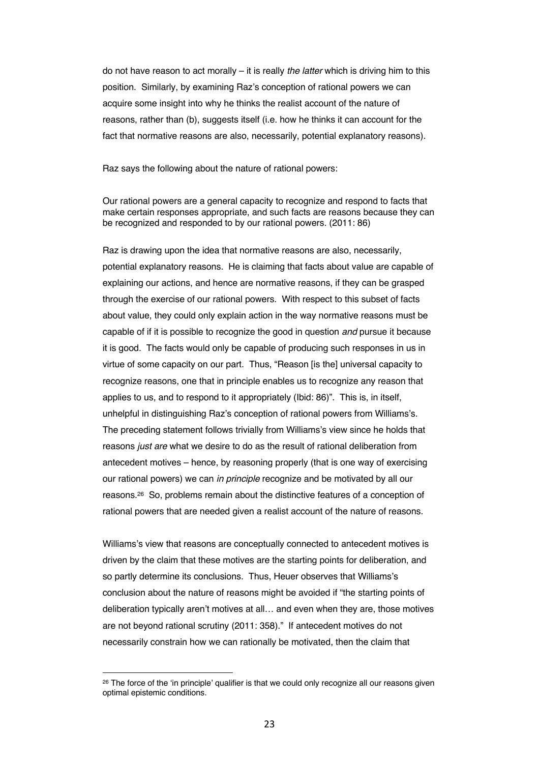do not have reason to act morally – it is really *the latter* which is driving him to this position. Similarly, by examining Raz's conception of rational powers we can acquire some insight into why he thinks the realist account of the nature of reasons, rather than (b), suggests itself (i.e. how he thinks it can account for the fact that normative reasons are also, necessarily, potential explanatory reasons).

Raz says the following about the nature of rational powers:

Our rational powers are a general capacity to recognize and respond to facts that make certain responses appropriate, and such facts are reasons because they can be recognized and responded to by our rational powers. (2011: 86)

Raz is drawing upon the idea that normative reasons are also, necessarily, potential explanatory reasons. He is claiming that facts about value are capable of explaining our actions, and hence are normative reasons, if they can be grasped through the exercise of our rational powers. With respect to this subset of facts about value, they could only explain action in the way normative reasons must be capable of if it is possible to recognize the good in question *and* pursue it because it is good. The facts would only be capable of producing such responses in us in virtue of some capacity on our part. Thus, "Reason [is the] universal capacity to recognize reasons, one that in principle enables us to recognize any reason that applies to us, and to respond to it appropriately (Ibid: 86)". This is, in itself, unhelpful in distinguishing Raz's conception of rational powers from Williams's. The preceding statement follows trivially from Williams's view since he holds that reasons *just are* what we desire to do as the result of rational deliberation from antecedent motives – hence, by reasoning properly (that is one way of exercising our rational powers) we can *in principle* recognize and be motivated by all our reasons.[26] So, problems remain about the distinctive features of a conception of rational powers that are needed given a realist account of the nature of reasons.

Williams's view that reasons are conceptually connected to antecedent motives is driven by the claim that these motives are the starting points for deliberation, and so partly determine its conclusions. Thus, Heuer observes that Williams's conclusion about the nature of reasons might be avoided if "the starting points of deliberation typically aren't motives at all… and even when they are, those motives are not beyond rational scrutiny (2011: 358)." If antecedent motives do not necessarily constrain how we can rationally be motivated, then the claim that

[26] The force of the 'in principle' qualifier is that we could only recognize all our reasons given optimal epistemic conditions.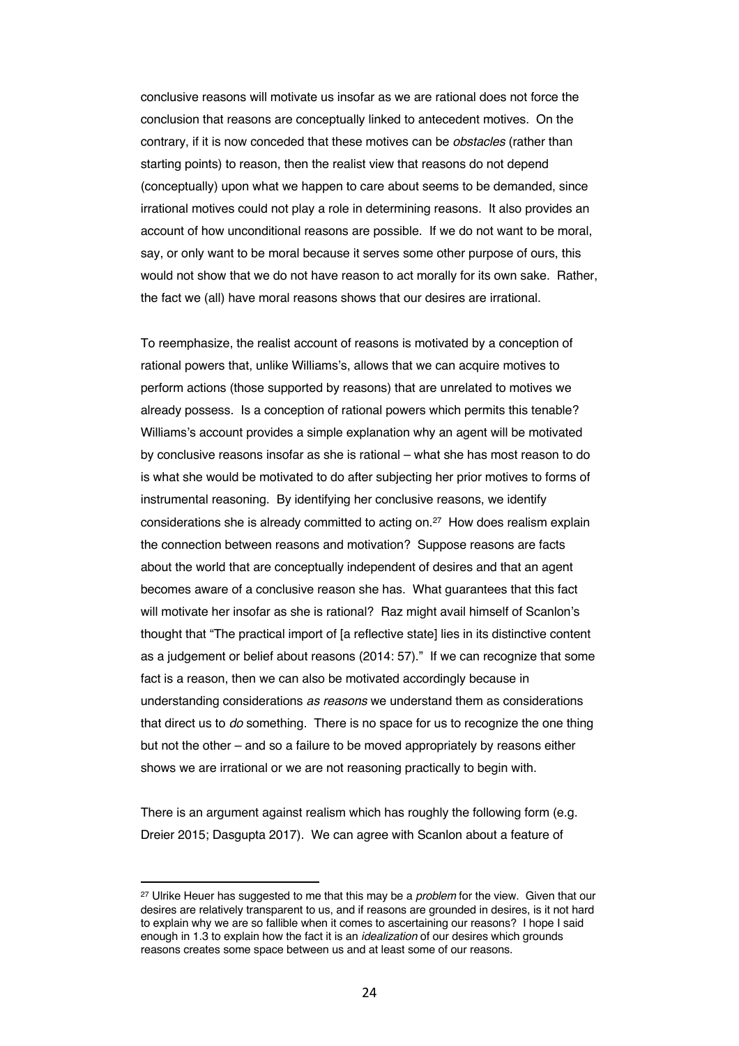conclusive reasons will motivate us insofar as we are rational does not force the conclusion that reasons are conceptually linked to antecedent motives. On the contrary, if it is now conceded that these motives can be *obstacles* (rather than starting points) to reason, then the realist view that reasons do not depend (conceptually) upon what we happen to care about seems to be demanded, since irrational motives could not play a role in determining reasons. It also provides an account of how unconditional reasons are possible. If we do not want to be moral, say, or only want to be moral because it serves some other purpose of ours, this would not show that we do not have reason to act morally for its own sake. Rather, the fact we (all) have moral reasons shows that our desires are irrational.

To reemphasize, the realist account of reasons is motivated by a conception of rational powers that, unlike Williams's, allows that we can acquire motives to perform actions (those supported by reasons) that are unrelated to motives we already possess. Is a conception of rational powers which permits this tenable? Williams's account provides a simple explanation why an agent will be motivated by conclusive reasons insofar as she is rational – what she has most reason to do is what she would be motivated to do after subjecting her prior motives to forms of instrumental reasoning. By identifying her conclusive reasons, we identify considerations she is already committed to acting on.[27] How does realism explain the connection between reasons and motivation? Suppose reasons are facts about the world that are conceptually independent of desires and that an agent becomes aware of a conclusive reason she has. What guarantees that this fact will motivate her insofar as she is rational? Raz might avail himself of Scanlon's thought that "The practical import of [a reflective state] lies in its distinctive content as a judgement or belief about reasons (2014: 57)." If we can recognize that some fact is a reason, then we can also be motivated accordingly because in understanding considerations *as reasons* we understand them as considerations that direct us to *do* something. There is no space for us to recognize the one thing but not the other – and so a failure to be moved appropriately by reasons either shows we are irrational or we are not reasoning practically to begin with.

There is an argument against realism which has roughly the following form (e.g. Dreier 2015; Dasgupta 2017). We can agree with Scanlon about a feature of

[27] Ulrike Heuer has suggested to me that this may be a *problem* for the view. Given that our desires are relatively transparent to us, and if reasons are grounded in desires, is it not hard to explain why we are so fallible when it comes to ascertaining our reasons? I hope I said enough in 1.3 to explain how the fact it is an *idealization* of our desires which grounds reasons creates some space between us and at least some of our reasons.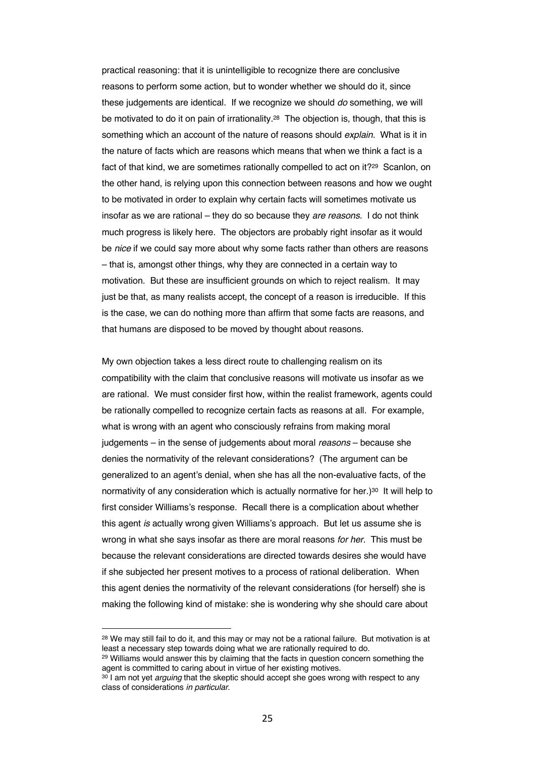practical reasoning: that it is unintelligible to recognize there are conclusive reasons to perform some action, but to wonder whether we should do it, since these judgements are identical. If we recognize we should *do* something, we will be motivated to do it on pain of irrationality.[28] The objection is, though, that this is something which an account of the nature of reasons should *explain.* What is it in the nature of facts which are reasons which means that when we think a fact is a fact of that kind, we are sometimes rationally compelled to act on it?[29] Scanlon, on the other hand, is relying upon this connection between reasons and how we ought to be motivated in order to explain why certain facts will sometimes motivate us insofar as we are rational – they do so because they *are reasons*. I do not think much progress is likely here. The objectors are probably right insofar as it would be *nice* if we could say more about why some facts rather than others are reasons – that is, amongst other things, why they are connected in a certain way to motivation. But these are insufficient grounds on which to reject realism. It may just be that, as many realists accept, the concept of a reason is irreducible. If this is the case, we can do nothing more than affirm that some facts are reasons, and that humans are disposed to be moved by thought about reasons.

My own objection takes a less direct route to challenging realism on its compatibility with the claim that conclusive reasons will motivate us insofar as we are rational. We must consider first how, within the realist framework, agents could be rationally compelled to recognize certain facts as reasons at all. For example, what is wrong with an agent who consciously refrains from making moral judgements – in the sense of judgements about moral *reasons* – because she denies the normativity of the relevant considerations? (The argument can be generalized to an agent's denial, when she has all the non-evaluative facts, of the normativity of any consideration which is actually normative for her.)[30] It will help to first consider Williams's response. Recall there is a complication about whether this agent *is* actually wrong given Williams's approach. But let us assume she is wrong in what she says insofar as there are moral reasons *for her*. This must be because the relevant considerations are directed towards desires she would have if she subjected her present motives to a process of rational deliberation. When this agent denies the normativity of the relevant considerations (for herself) she is making the following kind of mistake: she is wondering why she should care about

[28] We may still fail to do it, and this may or may not be a rational failure. But motivation is at least a necessary step towards doing what we are rationally required to do.

[29] Williams would answer this by claiming that the facts in question concern something the agent is committed to caring about in virtue of her existing motives.

[30] I am not yet *arguing* that the skeptic should accept she goes wrong with respect to any class of considerations *in particular*.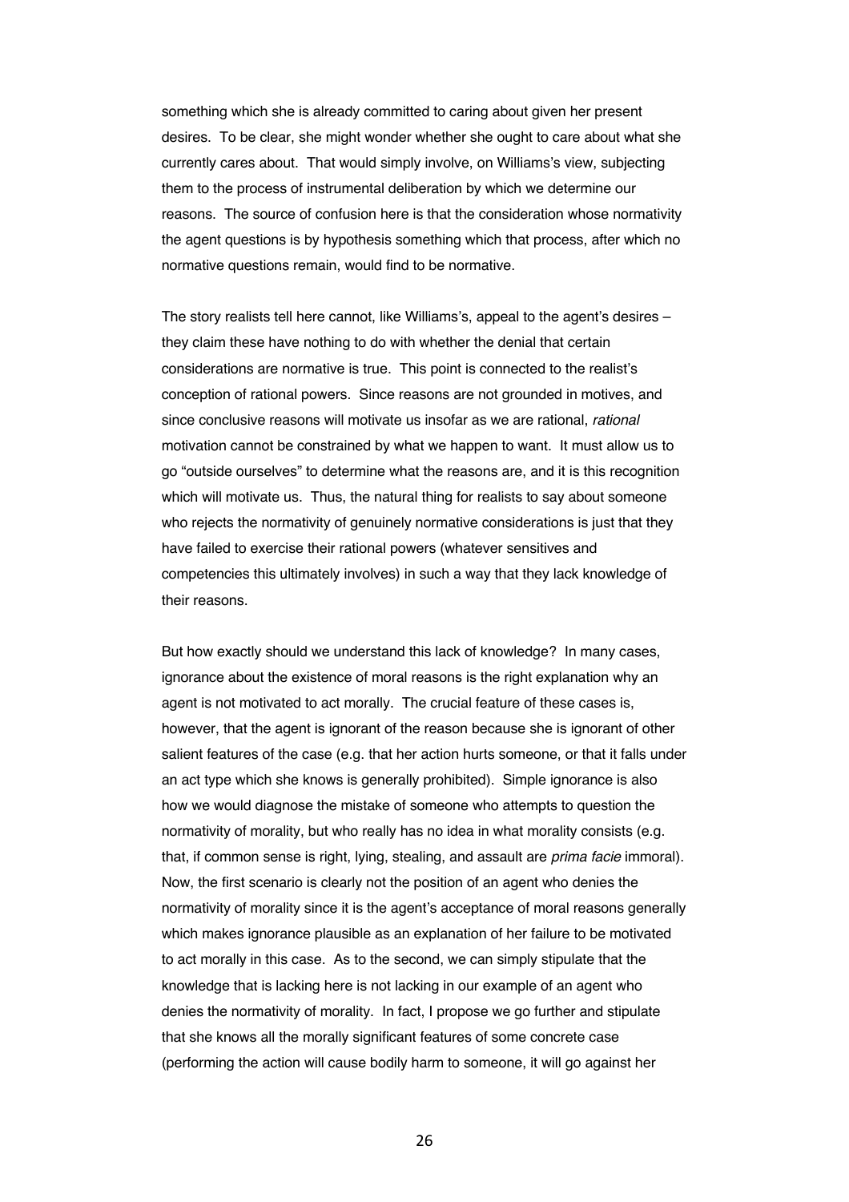something which she is already committed to caring about given her present desires. To be clear, she might wonder whether she ought to care about what she currently cares about. That would simply involve, on Williams's view, subjecting them to the process of instrumental deliberation by which we determine our reasons. The source of confusion here is that the consideration whose normativity the agent questions is by hypothesis something which that process, after which no normative questions remain, would find to be normative.

The story realists tell here cannot, like Williams's, appeal to the agent's desires – they claim these have nothing to do with whether the denial that certain considerations are normative is true. This point is connected to the realist's conception of rational powers. Since reasons are not grounded in motives, and since conclusive reasons will motivate us insofar as we are rational, *rational* motivation cannot be constrained by what we happen to want. It must allow us to go "outside ourselves" to determine what the reasons are, and it is this recognition which will motivate us. Thus, the natural thing for realists to say about someone who rejects the normativity of genuinely normative considerations is just that they have failed to exercise their rational powers (whatever sensitives and competencies this ultimately involves) in such a way that they lack knowledge of their reasons.

But how exactly should we understand this lack of knowledge? In many cases, ignorance about the existence of moral reasons is the right explanation why an agent is not motivated to act morally. The crucial feature of these cases is, however, that the agent is ignorant of the reason because she is ignorant of other salient features of the case (e.g. that her action hurts someone, or that it falls under an act type which she knows is generally prohibited). Simple ignorance is also how we would diagnose the mistake of someone who attempts to question the normativity of morality, but who really has no idea in what morality consists (e.g. that, if common sense is right, lying, stealing, and assault are *prima facie* immoral). Now, the first scenario is clearly not the position of an agent who denies the normativity of morality since it is the agent's acceptance of moral reasons generally which makes ignorance plausible as an explanation of her failure to be motivated to act morally in this case. As to the second, we can simply stipulate that the knowledge that is lacking here is not lacking in our example of an agent who denies the normativity of morality. In fact, I propose we go further and stipulate that she knows all the morally significant features of some concrete case (performing the action will cause bodily harm to someone, it will go against her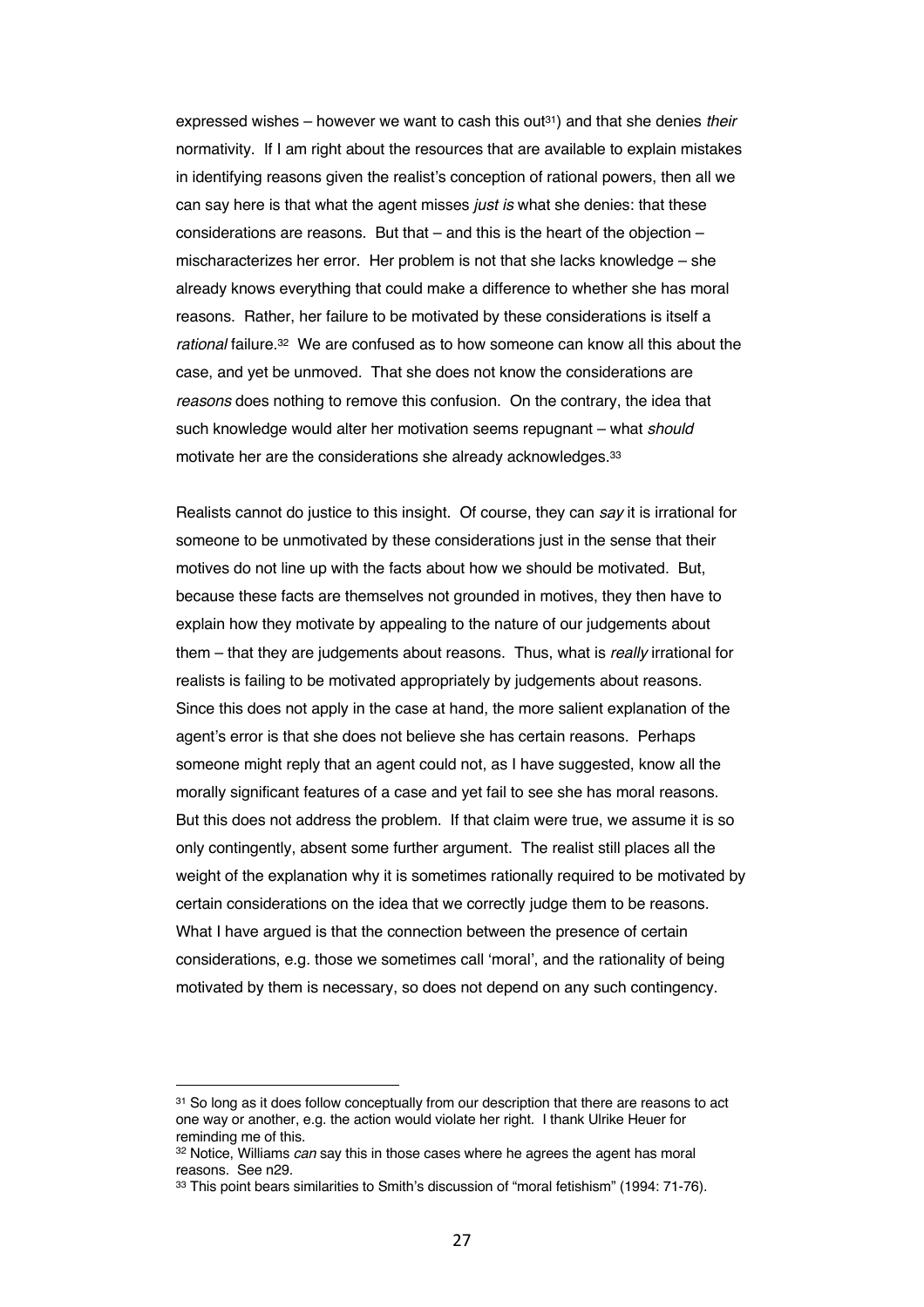expressed wishes – however we want to cash this out[31]) and that she denies *their* normativity. If I am right about the resources that are available to explain mistakes in identifying reasons given the realist's conception of rational powers, then all we can say here is that what the agent misses *just is* what she denies: that these considerations are reasons. But that – and this is the heart of the objection – mischaracterizes her error. Her problem is not that she lacks knowledge – she already knows everything that could make a difference to whether she has moral reasons. Rather, her failure to be motivated by these considerations is itself a *rational* failure.[32] We are confused as to how someone can know all this about the case, and yet be unmoved. That she does not know the considerations are *reasons* does nothing to remove this confusion. On the contrary, the idea that such knowledge would alter her motivation seems repugnant – what *should* motivate her are the considerations she already acknowledges.[33]

Realists cannot do justice to this insight. Of course, they can *say* it is irrational for someone to be unmotivated by these considerations just in the sense that their motives do not line up with the facts about how we should be motivated. But, because these facts are themselves not grounded in motives, they then have to explain how they motivate by appealing to the nature of our judgements about them – that they are judgements about reasons. Thus, what is *really* irrational for realists is failing to be motivated appropriately by judgements about reasons. Since this does not apply in the case at hand, the more salient explanation of the agent's error is that she does not believe she has certain reasons. Perhaps someone might reply that an agent could not, as I have suggested, know all the morally significant features of a case and yet fail to see she has moral reasons. But this does not address the problem. If that claim were true, we assume it is so only contingently, absent some further argument. The realist still places all the weight of the explanation why it is sometimes rationally required to be motivated by certain considerations on the idea that we correctly judge them to be reasons. What I have argued is that the connection between the presence of certain considerations, e.g. those we sometimes call 'moral', and the rationality of being motivated by them is necessary, so does not depend on any such contingency.

---

[31] So long as it does follow conceptually from our description that there are reasons to act one way or another, e.g. the action would violate her right. I thank Ulrike Heuer for reminding me of this.

[32] Notice, Williams *can* say this in those cases where he agrees the agent has moral reasons. See n29.

[33] This point bears similarities to Smith's discussion of "moral fetishism" (1994: 71-76).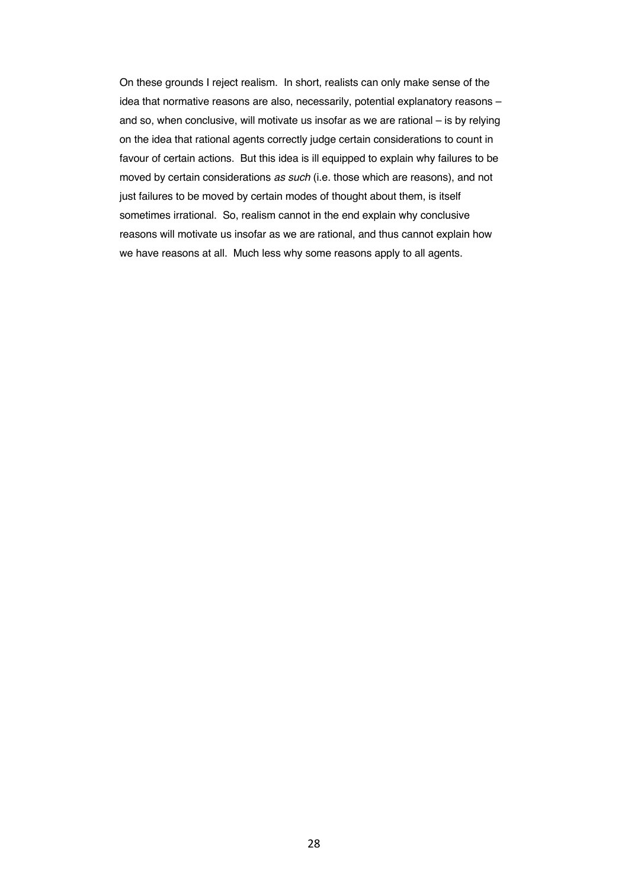On these grounds I reject realism. In short, realists can only make sense of the idea that normative reasons are also, necessarily, potential explanatory reasons – and so, when conclusive, will motivate us insofar as we are rational – is by relying on the idea that rational agents correctly judge certain considerations to count in favour of certain actions. But this idea is ill equipped to explain why failures to be moved by certain considerations *as such* (i.e. those which are reasons), and not just failures to be moved by certain modes of thought about them, is itself sometimes irrational. So, realism cannot in the end explain why conclusive reasons will motivate us insofar as we are rational, and thus cannot explain how we have reasons at all. Much less why some reasons apply to all agents.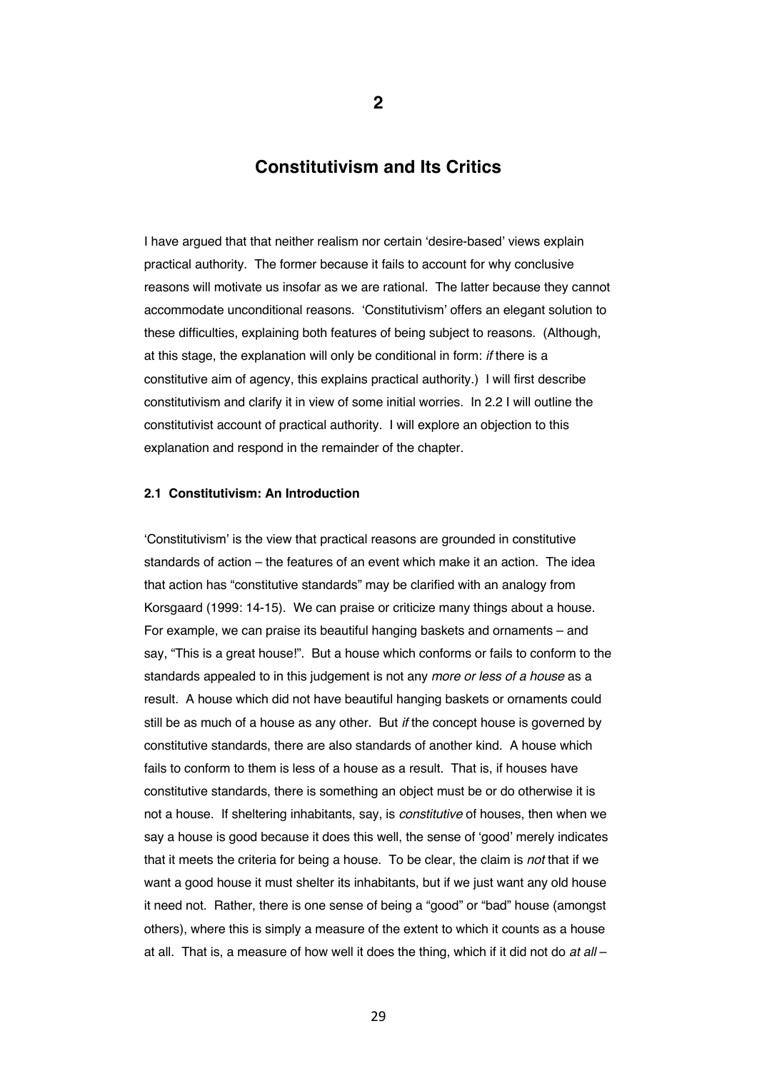# 2

# Constitutivism and Its Critics

I have argued that that neither realism nor certain 'desire-based' views explain practical authority. The former because it fails to account for why conclusive reasons will motivate us insofar as we are rational. The latter because they cannot accommodate unconditional reasons. 'Constitutivism' offers an elegant solution to these difficulties, explaining both features of being subject to reasons. (Although, at this stage, the explanation will only be conditional in form: *if* there is a constitutive aim of agency, this explains practical authority.) I will first describe constitutivism and clarify it in view of some initial worries. In 2.2 I will outline the constitutivist account of practical authority. I will explore an objection to this explanation and respond in the remainder of the chapter.

### 2.1 Constitutivism: An Introduction

'Constitutivism' is the view that practical reasons are grounded in constitutive standards of action – the features of an event which make it an action. The idea that action has "constitutive standards" may be clarified with an analogy from Korsgaard (1999: 14-15). We can praise or criticize many things about a house. For example, we can praise its beautiful hanging baskets and ornaments – and say, "This is a great house!". But a house which conforms or fails to conform to the standards appealed to in this judgement is not any *more or less of a house* as a result. A house which did not have beautiful hanging baskets or ornaments could still be as much of a house as any other. But *if* the concept house is governed by constitutive standards, there are also standards of another kind. A house which fails to conform to them is less of a house as a result. That is, if houses have constitutive standards, there is something an object must be or do otherwise it is not a house. If sheltering inhabitants, say, is *constitutive* of houses, then when we say a house is good because it does this well, the sense of 'good' merely indicates that it meets the criteria for being a house. To be clear, the claim is *not* that if we want a good house it must shelter its inhabitants, but if we just want any old house it need not. Rather, there is one sense of being a "good" or "bad" house (amongst others), where this is simply a measure of the extent to which it counts as a house at all. That is, a measure of how well it does the thing, which if it did not do *at all* –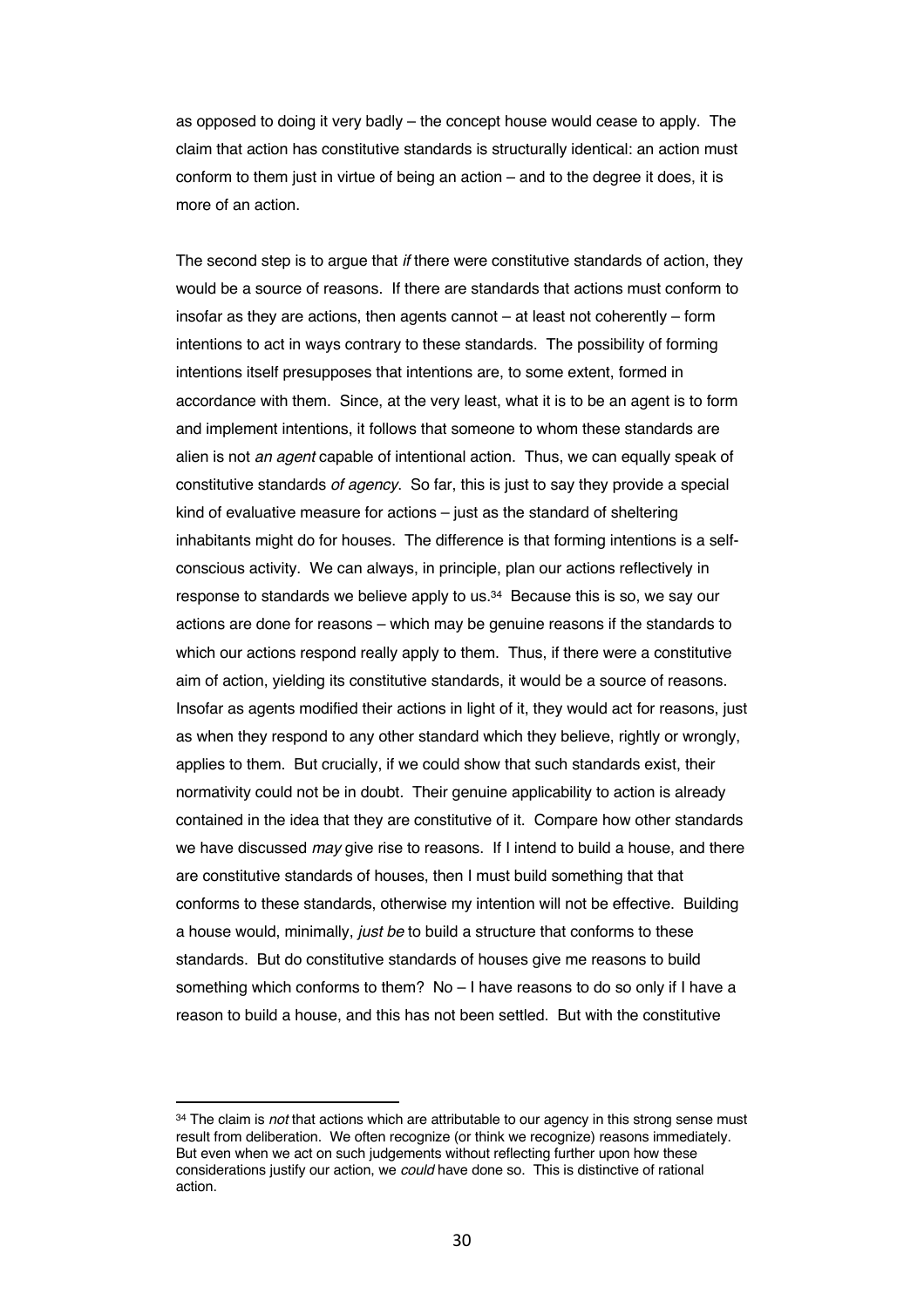as opposed to doing it very badly – the concept house would cease to apply. The claim that action has constitutive standards is structurally identical: an action must conform to them just in virtue of being an action – and to the degree it does, it is more of an action.

The second step is to argue that *if* there were constitutive standards of action, they would be a source of reasons. If there are standards that actions must conform to insofar as they are actions, then agents cannot – at least not coherently – form intentions to act in ways contrary to these standards. The possibility of forming intentions itself presupposes that intentions are, to some extent, formed in accordance with them. Since, at the very least, what it is to be an agent is to form and implement intentions, it follows that someone to whom these standards are alien is not *an agent* capable of intentional action. Thus, we can equally speak of constitutive standards *of agency*. So far, this is just to say they provide a special kind of evaluative measure for actions – just as the standard of sheltering inhabitants might do for houses. The difference is that forming intentions is a self-conscious activity. We can always, in principle, plan our actions reflectively in response to standards we believe apply to us.[34] Because this is so, we say our actions are done for reasons – which may be genuine reasons if the standards to which our actions respond really apply to them. Thus, if there were a constitutive aim of action, yielding its constitutive standards, it would be a source of reasons. Insofar as agents modified their actions in light of it, they would act for reasons, just as when they respond to any other standard which they believe, rightly or wrongly, applies to them. But crucially, if we could show that such standards exist, their normativity could not be in doubt. Their genuine applicability to action is already contained in the idea that they are constitutive of it. Compare how other standards we have discussed *may* give rise to reasons. If I intend to build a house, and there are constitutive standards of houses, then I must build something that that conforms to these standards, otherwise my intention will not be effective. Building a house would, minimally, *just be* to build a structure that conforms to these standards. But do constitutive standards of houses give me reasons to build something which conforms to them? No – I have reasons to do so only if I have a reason to build a house, and this has not been settled. But with the constitutive

---

[34] The claim is *not* that actions which are attributable to our agency in this strong sense must result from deliberation. We often recognize (or think we recognize) reasons immediately. But even when we act on such judgements without reflecting further upon how these considerations justify our action, we *could* have done so. This is distinctive of rational action.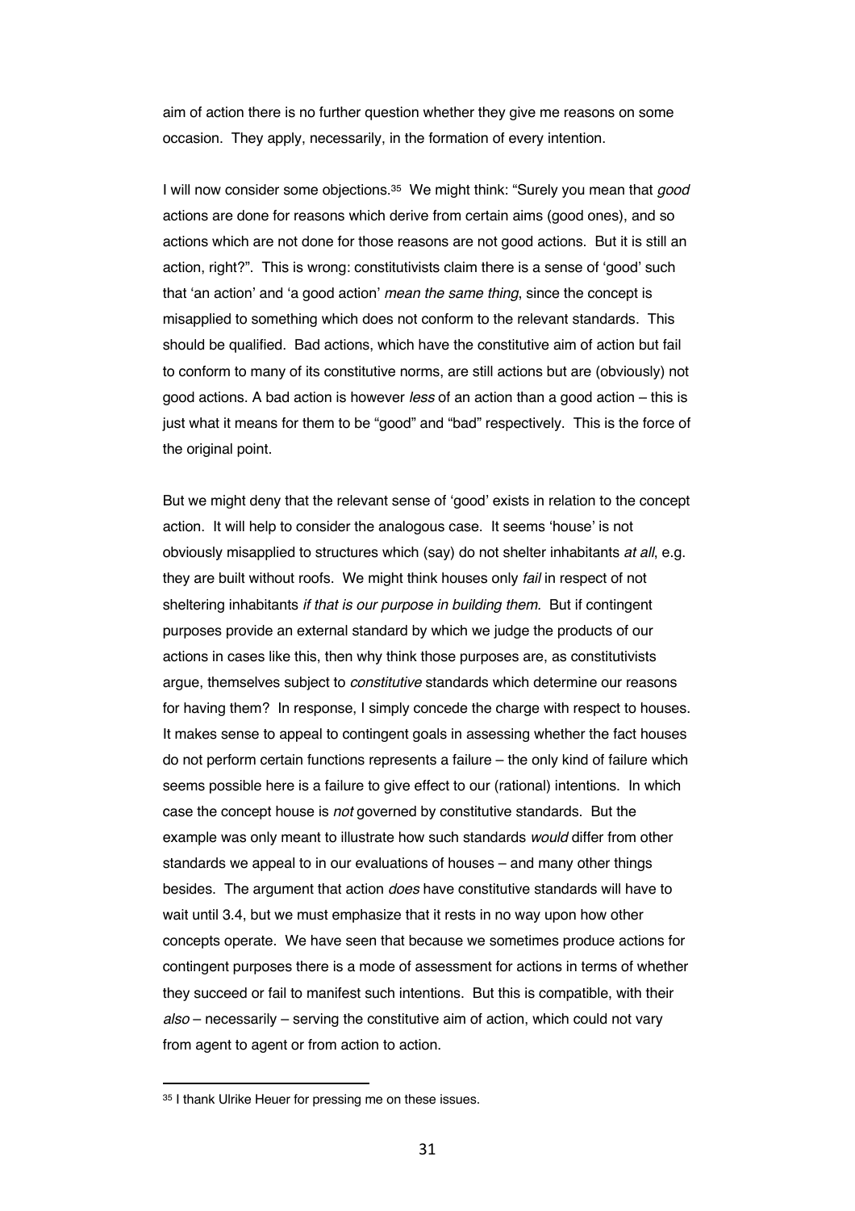aim of action there is no further question whether they give me reasons on some occasion. They apply, necessarily, in the formation of every intention.

I will now consider some objections.[35] We might think: "Surely you mean that *good* actions are done for reasons which derive from certain aims (good ones), and so actions which are not done for those reasons are not good actions. But it is still an action, right?". This is wrong: constitutivists claim there is a sense of 'good' such that 'an action' and 'a good action' *mean the same thing*, since the concept is misapplied to something which does not conform to the relevant standards. This should be qualified. Bad actions, which have the constitutive aim of action but fail to conform to many of its constitutive norms, are still actions but are (obviously) not good actions. A bad action is however *less* of an action than a good action – this is just what it means for them to be "good" and "bad" respectively. This is the force of the original point.

But we might deny that the relevant sense of 'good' exists in relation to the concept action. It will help to consider the analogous case. It seems 'house' is not obviously misapplied to structures which (say) do not shelter inhabitants *at all*, e.g. they are built without roofs. We might think houses only *fail* in respect of not sheltering inhabitants *if that is our purpose in building them.* But if contingent purposes provide an external standard by which we judge the products of our actions in cases like this, then why think those purposes are, as constitutivists argue, themselves subject to *constitutive* standards which determine our reasons for having them? In response, I simply concede the charge with respect to houses. It makes sense to appeal to contingent goals in assessing whether the fact houses do not perform certain functions represents a failure – the only kind of failure which seems possible here is a failure to give effect to our (rational) intentions. In which case the concept house is *not* governed by constitutive standards. But the example was only meant to illustrate how such standards *would* differ from other standards we appeal to in our evaluations of houses – and many other things besides. The argument that action *does* have constitutive standards will have to wait until 3.4, but we must emphasize that it rests in no way upon how other concepts operate. We have seen that because we sometimes produce actions for contingent purposes there is a mode of assessment for actions in terms of whether they succeed or fail to manifest such intentions. But this is compatible, with their *also* – necessarily – serving the constitutive aim of action, which could not vary from agent to agent or from action to action.

[35] I thank Ulrike Heuer for pressing me on these issues.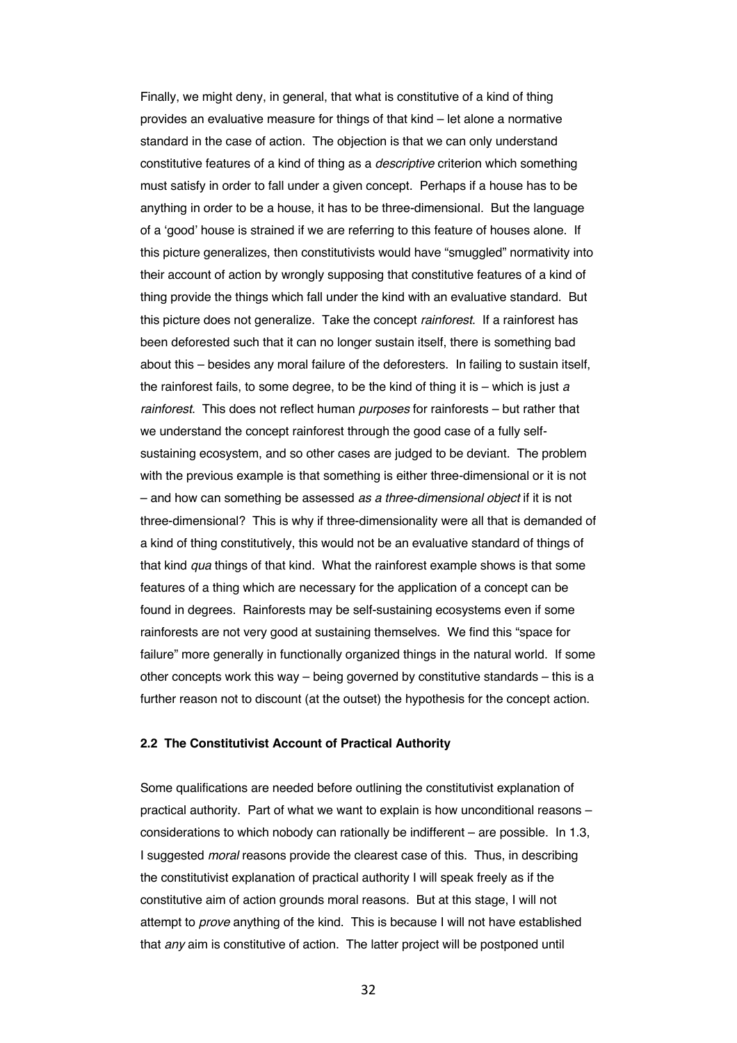Finally, we might deny, in general, that what is constitutive of a kind of thing provides an evaluative measure for things of that kind – let alone a normative standard in the case of action. The objection is that we can only understand constitutive features of a kind of thing as a *descriptive* criterion which something must satisfy in order to fall under a given concept. Perhaps if a house has to be anything in order to be a house, it has to be three-dimensional. But the language of a 'good' house is strained if we are referring to this feature of houses alone. If this picture generalizes, then constitutivists would have "smuggled" normativity into their account of action by wrongly supposing that constitutive features of a kind of thing provide the things which fall under the kind with an evaluative standard. But this picture does not generalize. Take the concept *rainforest*. If a rainforest has been deforested such that it can no longer sustain itself, there is something bad about this – besides any moral failure of the deforesters. In failing to sustain itself, the rainforest fails, to some degree, to be the kind of thing it is – which is just *a rainforest*. This does not reflect human *purposes* for rainforests – but rather that we understand the concept rainforest through the good case of a fully self-sustaining ecosystem, and so other cases are judged to be deviant. The problem with the previous example is that something is either three-dimensional or it is not – and how can something be assessed *as a three-dimensional object* if it is not three-dimensional? This is why if three-dimensionality were all that is demanded of a kind of thing constitutively, this would not be an evaluative standard of things of that kind *qua* things of that kind. What the rainforest example shows is that some features of a thing which are necessary for the application of a concept can be found in degrees. Rainforests may be self-sustaining ecosystems even if some rainforests are not very good at sustaining themselves. We find this "space for failure" more generally in functionally organized things in the natural world. If some other concepts work this way – being governed by constitutive standards – this is a further reason not to discount (at the outset) the hypothesis for the concept action.

### 2.2 The Constitutivist Account of Practical Authority

Some qualifications are needed before outlining the constitutivist explanation of practical authority. Part of what we want to explain is how unconditional reasons – considerations to which nobody can rationally be indifferent – are possible. In 1.3, I suggested *moral* reasons provide the clearest case of this. Thus, in describing the constitutivist explanation of practical authority I will speak freely as if the constitutive aim of action grounds moral reasons. But at this stage, I will not attempt to *prove* anything of the kind. This is because I will not have established that *any* aim is constitutive of action. The latter project will be postponed until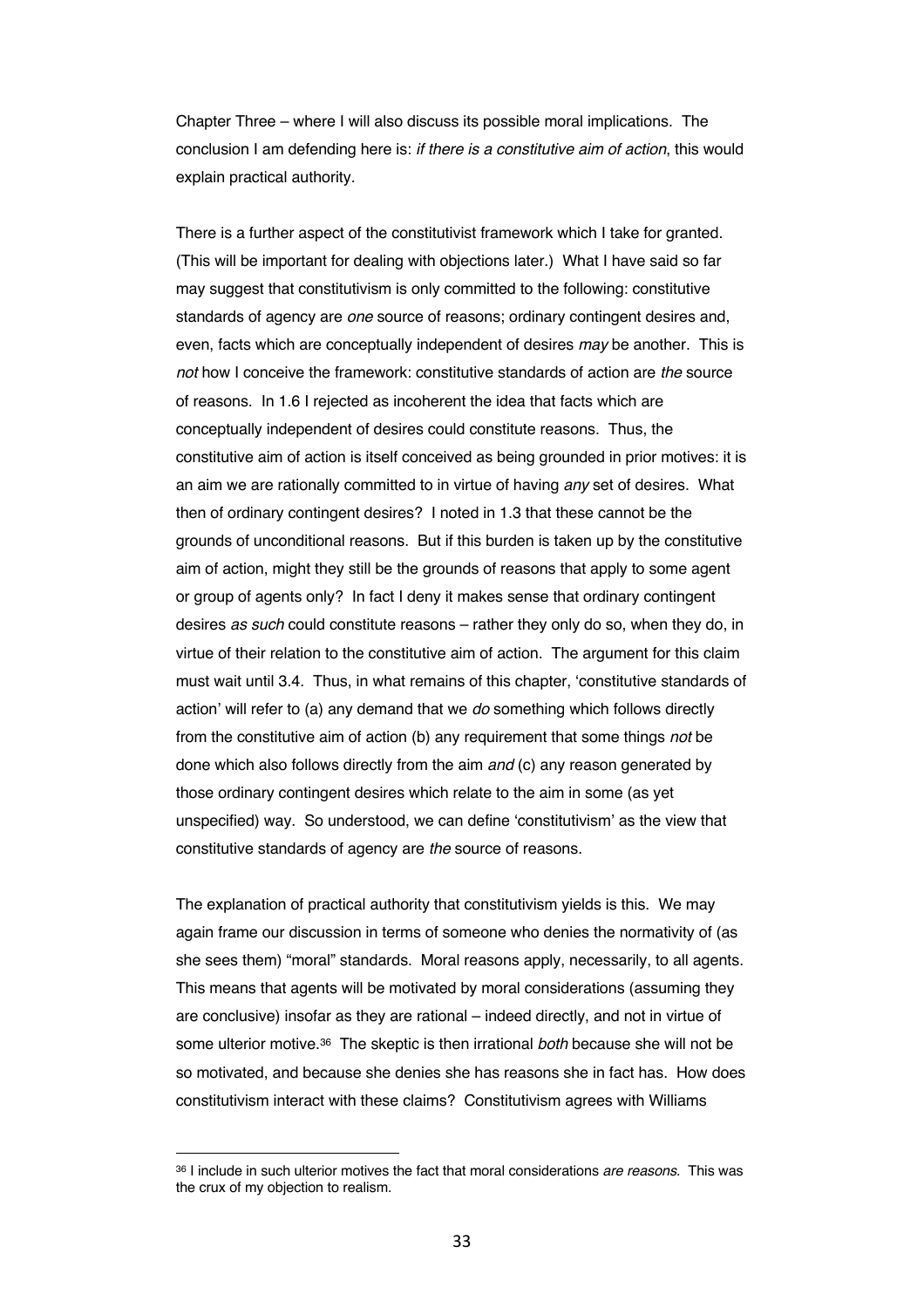Chapter Three – where I will also discuss its possible moral implications. The conclusion I am defending here is: *if there is a constitutive aim of action*, this would explain practical authority.

There is a further aspect of the constitutivist framework which I take for granted. (This will be important for dealing with objections later.) What I have said so far may suggest that constitutivism is only committed to the following: constitutive standards of agency are *one* source of reasons; ordinary contingent desires and, even, facts which are conceptually independent of desires *may* be another. This is *not* how I conceive the framework: constitutive standards of action are *the* source of reasons. In 1.6 I rejected as incoherent the idea that facts which are conceptually independent of desires could constitute reasons. Thus, the constitutive aim of action is itself conceived as being grounded in prior motives: it is an aim we are rationally committed to in virtue of having *any* set of desires. What then of ordinary contingent desires? I noted in 1.3 that these cannot be the grounds of unconditional reasons. But if this burden is taken up by the constitutive aim of action, might they still be the grounds of reasons that apply to some agent or group of agents only? In fact I deny it makes sense that ordinary contingent desires *as such* could constitute reasons – rather they only do so, when they do, in virtue of their relation to the constitutive aim of action. The argument for this claim must wait until 3.4. Thus, in what remains of this chapter, 'constitutive standards of action' will refer to (a) any demand that we *do* something which follows directly from the constitutive aim of action (b) any requirement that some things *not* be done which also follows directly from the aim *and* (c) any reason generated by those ordinary contingent desires which relate to the aim in some (as yet unspecified) way. So understood, we can define 'constitutivism' as the view that constitutive standards of agency are *the* source of reasons.

The explanation of practical authority that constitutivism yields is this. We may again frame our discussion in terms of someone who denies the normativity of (as she sees them) "moral" standards. Moral reasons apply, necessarily, to all agents. This means that agents will be motivated by moral considerations (assuming they are conclusive) insofar as they are rational – indeed directly, and not in virtue of some ulterior motive.[36] The skeptic is then irrational *both* because she will not be so motivated, and because she denies she has reasons she in fact has. How does constitutivism interact with these claims? Constitutivism agrees with Williams

[36] I include in such ulterior motives the fact that moral considerations *are reasons*. This was the crux of my objection to realism.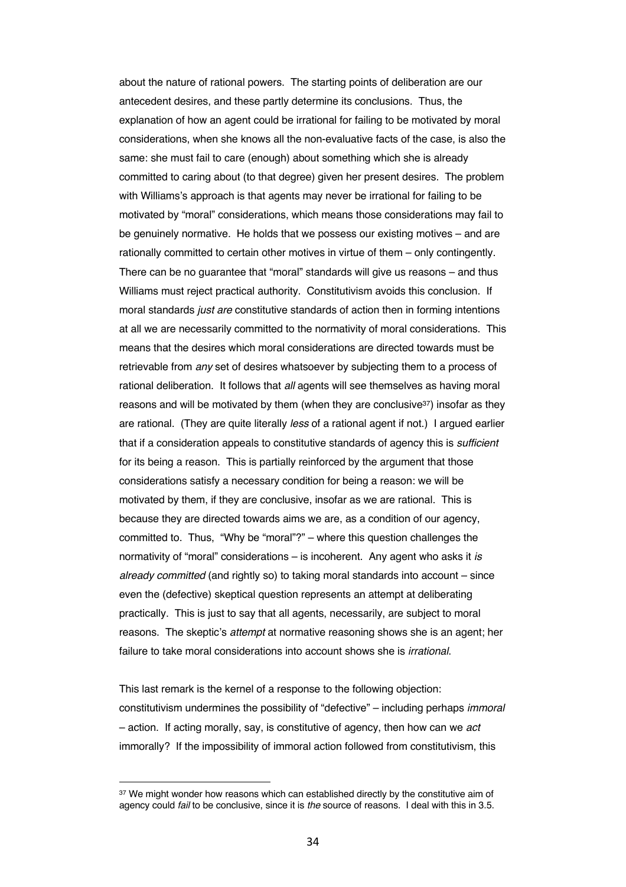about the nature of rational powers. The starting points of deliberation are our antecedent desires, and these partly determine its conclusions. Thus, the explanation of how an agent could be irrational for failing to be motivated by moral considerations, when she knows all the non-evaluative facts of the case, is also the same: she must fail to care (enough) about something which she is already committed to caring about (to that degree) given her present desires. The problem with Williams's approach is that agents may never be irrational for failing to be motivated by "moral" considerations, which means those considerations may fail to be genuinely normative. He holds that we possess our existing motives – and are rationally committed to certain other motives in virtue of them – only contingently. There can be no guarantee that "moral" standards will give us reasons – and thus Williams must reject practical authority. Constitutivism avoids this conclusion. If moral standards *just are* constitutive standards of action then in forming intentions at all we are necessarily committed to the normativity of moral considerations. This means that the desires which moral considerations are directed towards must be retrievable from *any* set of desires whatsoever by subjecting them to a process of rational deliberation. It follows that *all* agents will see themselves as having moral reasons and will be motivated by them (when they are conclusive[37]) insofar as they are rational. (They are quite literally *less* of a rational agent if not.) I argued earlier that if a consideration appeals to constitutive standards of agency this is *sufficient* for its being a reason. This is partially reinforced by the argument that those considerations satisfy a necessary condition for being a reason: we will be motivated by them, if they are conclusive, insofar as we are rational. This is because they are directed towards aims we are, as a condition of our agency, committed to. Thus, "Why be "moral"?" – where this question challenges the normativity of "moral" considerations – is incoherent. Any agent who asks it *is already committed* (and rightly so) to taking moral standards into account – since even the (defective) skeptical question represents an attempt at deliberating practically. This is just to say that all agents, necessarily, are subject to moral reasons. The skeptic's *attempt* at normative reasoning shows she is an agent; her failure to take moral considerations into account shows she is *irrational*.

This last remark is the kernel of a response to the following objection: constitutivism undermines the possibility of "defective" – including perhaps *immoral* – action. If acting morally, say, is constitutive of agency, then how can we *act* immorally? If the impossibility of immoral action followed from constitutivism, this

---

[37] We might wonder how reasons which can established directly by the constitutive aim of agency could *fail* to be conclusive, since it is *the* source of reasons. I deal with this in 3.5.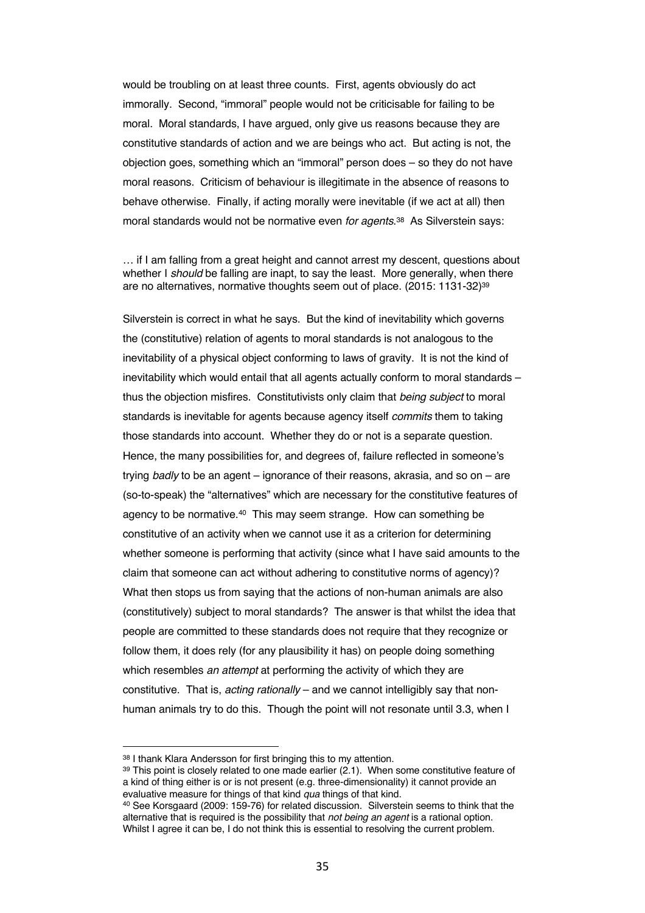would be troubling on at least three counts. First, agents obviously do act immorally. Second, "immoral" people would not be criticisable for failing to be moral. Moral standards, I have argued, only give us reasons because they are constitutive standards of action and we are beings who act. But acting is not, the objection goes, something which an "immoral" person does – so they do not have moral reasons. Criticism of behaviour is illegitimate in the absence of reasons to behave otherwise. Finally, if acting morally were inevitable (if we act at all) then moral standards would not be normative even *for agents*.[38] As Silverstein says:

> … if I am falling from a great height and cannot arrest my descent, questions about whether I *should* be falling are inapt, to say the least. More generally, when there are no alternatives, normative thoughts seem out of place. (2015: 1131-32)[39]

Silverstein is correct in what he says. But the kind of inevitability which governs the (constitutive) relation of agents to moral standards is not analogous to the inevitability of a physical object conforming to laws of gravity. It is not the kind of inevitability which would entail that all agents actually conform to moral standards – thus the objection misfires. Constitutivists only claim that *being subject* to moral standards is inevitable for agents because agency itself *commits* them to taking those standards into account. Whether they do or not is a separate question. Hence, the many possibilities for, and degrees of, failure reflected in someone's trying *badly* to be an agent – ignorance of their reasons, akrasia, and so on – are (so-to-speak) the "alternatives" which are necessary for the constitutive features of agency to be normative.[40] This may seem strange. How can something be constitutive of an activity when we cannot use it as a criterion for determining whether someone is performing that activity (since what I have said amounts to the claim that someone can act without adhering to constitutive norms of agency)? What then stops us from saying that the actions of non-human animals are also (constitutively) subject to moral standards? The answer is that whilst the idea that people are committed to these standards does not require that they recognize or follow them, it does rely (for any plausibility it has) on people doing something which resembles *an attempt* at performing the activity of which they are constitutive. That is, *acting rationally* – and we cannot intelligibly say that non-human animals try to do this. Though the point will not resonate until 3.3, when I

---

[38] I thank Klara Andersson for first bringing this to my attention.

[39] This point is closely related to one made earlier (2.1). When some constitutive feature of a kind of thing either is or is not present (e.g. three-dimensionality) it cannot provide an evaluative measure for things of that kind *qua* things of that kind.

[40] See Korsgaard (2009: 159-76) for related discussion. Silverstein seems to think that the alternative that is required is the possibility that *not being an agent* is a rational option. Whilst I agree it can be, I do not think this is essential to resolving the current problem.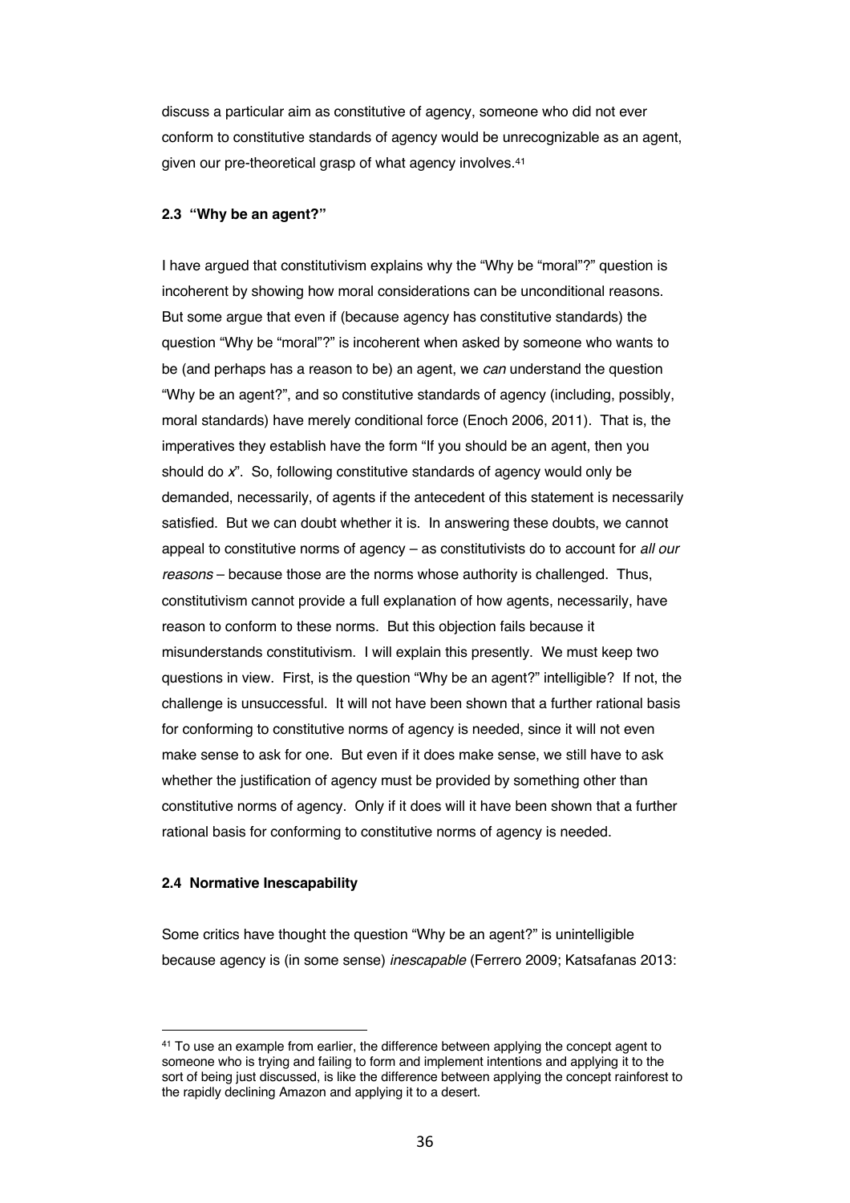discuss a particular aim as constitutive of agency, someone who did not ever conform to constitutive standards of agency would be unrecognizable as an agent, given our pre-theoretical grasp of what agency involves.[41]

### 2.3 "Why be an agent?"

I have argued that constitutivism explains why the "Why be "moral"?" question is incoherent by showing how moral considerations can be unconditional reasons. But some argue that even if (because agency has constitutive standards) the question "Why be "moral"?" is incoherent when asked by someone who wants to be (and perhaps has a reason to be) an agent, we *can* understand the question "Why be an agent?", and so constitutive standards of agency (including, possibly, moral standards) have merely conditional force (Enoch 2006, 2011). That is, the imperatives they establish have the form "If you should be an agent, then you should do *x*". So, following constitutive standards of agency would only be demanded, necessarily, of agents if the antecedent of this statement is necessarily satisfied. But we can doubt whether it is. In answering these doubts, we cannot appeal to constitutive norms of agency – as constitutivists do to account for *all our reasons* – because those are the norms whose authority is challenged. Thus, constitutivism cannot provide a full explanation of how agents, necessarily, have reason to conform to these norms. But this objection fails because it misunderstands constitutivism. I will explain this presently. We must keep two questions in view. First, is the question "Why be an agent?" intelligible? If not, the challenge is unsuccessful. It will not have been shown that a further rational basis for conforming to constitutive norms of agency is needed, since it will not even make sense to ask for one. But even if it does make sense, we still have to ask whether the justification of agency must be provided by something other than constitutive norms of agency. Only if it does will it have been shown that a further rational basis for conforming to constitutive norms of agency is needed.

### 2.4 Normative Inescapability

Some critics have thought the question "Why be an agent?" is unintelligible because agency is (in some sense) *inescapable* (Ferrero 2009; Katsafanas 2013:

[41] To use an example from earlier, the difference between applying the concept agent to someone who is trying and failing to form and implement intentions and applying it to the sort of being just discussed, is like the difference between applying the concept rainforest to the rapidly declining Amazon and applying it to a desert.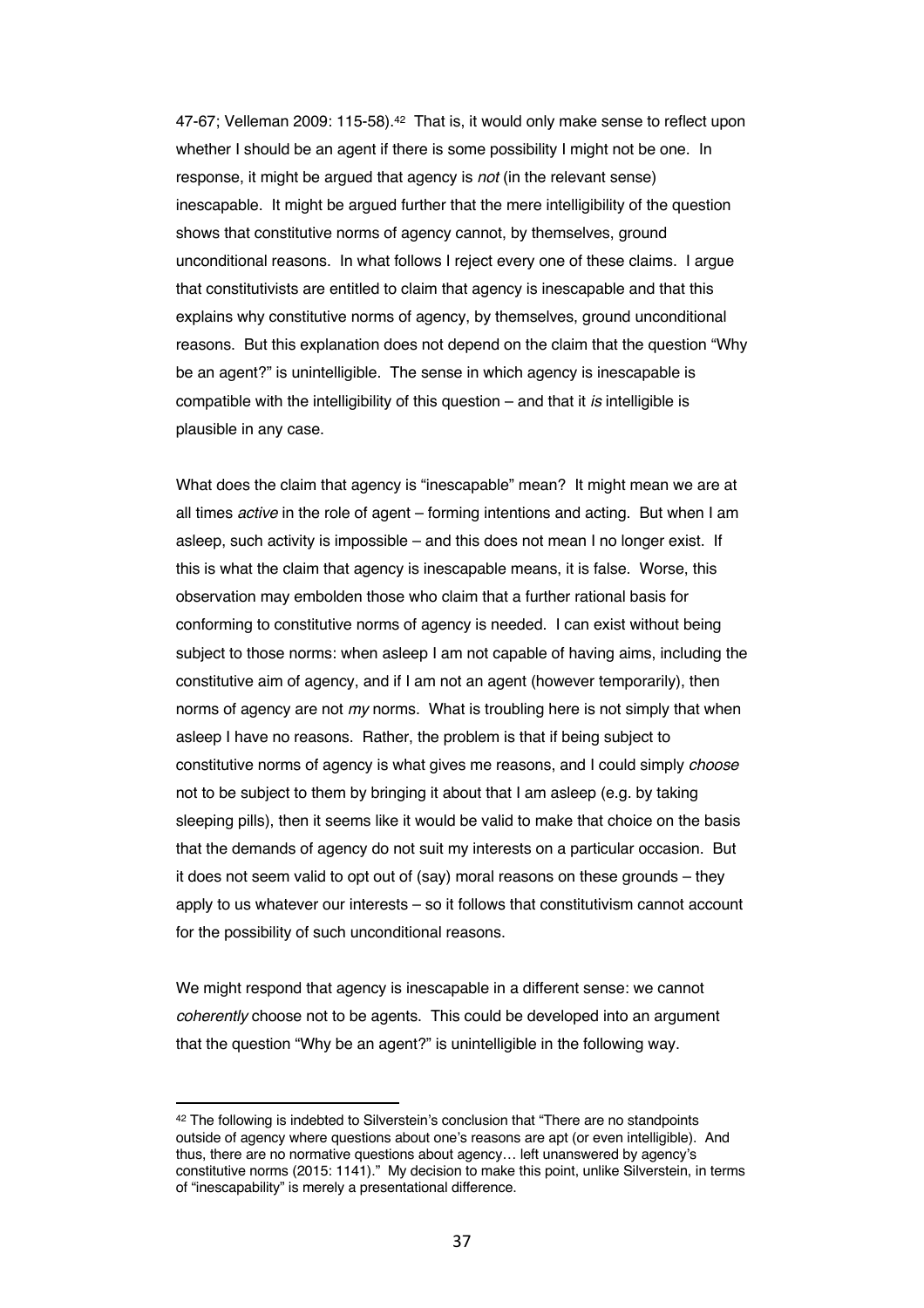47-67; Velleman 2009: 115-58).[42] That is, it would only make sense to reflect upon whether I should be an agent if there is some possibility I might not be one. In response, it might be argued that agency is *not* (in the relevant sense) inescapable. It might be argued further that the mere intelligibility of the question shows that constitutive norms of agency cannot, by themselves, ground unconditional reasons. In what follows I reject every one of these claims. I argue that constitutivists are entitled to claim that agency is inescapable and that this explains why constitutive norms of agency, by themselves, ground unconditional reasons. But this explanation does not depend on the claim that the question "Why be an agent?" is unintelligible. The sense in which agency is inescapable is compatible with the intelligibility of this question – and that it *is* intelligible is plausible in any case.

What does the claim that agency is "inescapable" mean? It might mean we are at all times *active* in the role of agent – forming intentions and acting. But when I am asleep, such activity is impossible – and this does not mean I no longer exist. If this is what the claim that agency is inescapable means, it is false. Worse, this observation may embolden those who claim that a further rational basis for conforming to constitutive norms of agency is needed. I can exist without being subject to those norms: when asleep I am not capable of having aims, including the constitutive aim of agency, and if I am not an agent (however temporarily), then norms of agency are not *my* norms. What is troubling here is not simply that when asleep I have no reasons. Rather, the problem is that if being subject to constitutive norms of agency is what gives me reasons, and I could simply *choose* not to be subject to them by bringing it about that I am asleep (e.g. by taking sleeping pills), then it seems like it would be valid to make that choice on the basis that the demands of agency do not suit my interests on a particular occasion. But it does not seem valid to opt out of (say) moral reasons on these grounds – they apply to us whatever our interests – so it follows that constitutivism cannot account for the possibility of such unconditional reasons.

We might respond that agency is inescapable in a different sense: we cannot *coherently* choose not to be agents. This could be developed into an argument that the question "Why be an agent?" is unintelligible in the following way.

---

[42] The following is indebted to Silverstein's conclusion that "There are no standpoints outside of agency where questions about one's reasons are apt (or even intelligible). And thus, there are no normative questions about agency… left unanswered by agency's constitutive norms (2015: 1141)." My decision to make this point, unlike Silverstein, in terms of "inescapability" is merely a presentational difference.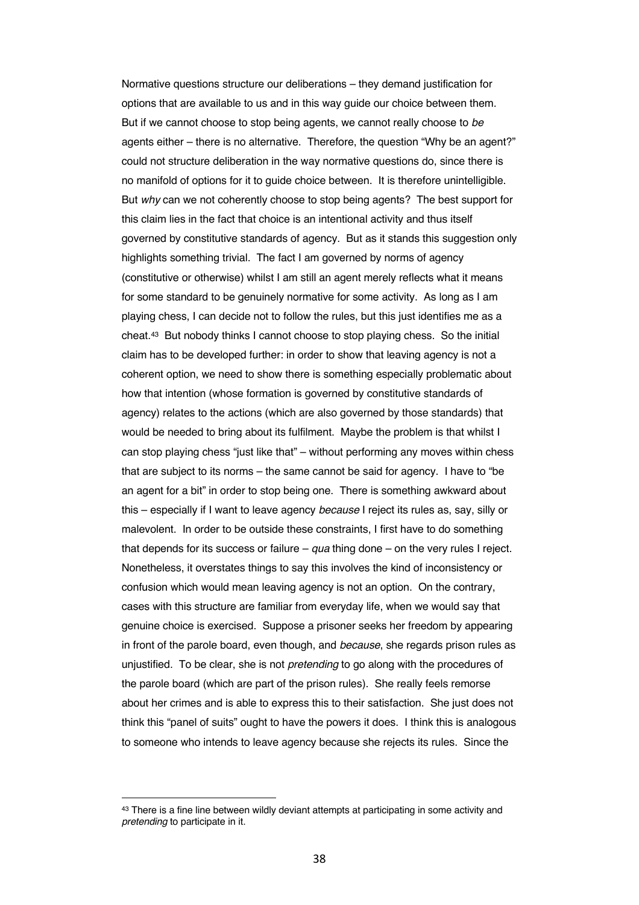Normative questions structure our deliberations – they demand justification for options that are available to us and in this way guide our choice between them. But if we cannot choose to stop being agents, we cannot really choose to *be* agents either – there is no alternative. Therefore, the question "Why be an agent?" could not structure deliberation in the way normative questions do, since there is no manifold of options for it to guide choice between. It is therefore unintelligible. But *why* can we not coherently choose to stop being agents? The best support for this claim lies in the fact that choice is an intentional activity and thus itself governed by constitutive standards of agency. But as it stands this suggestion only highlights something trivial. The fact I am governed by norms of agency (constitutive or otherwise) whilst I am still an agent merely reflects what it means for some standard to be genuinely normative for some activity. As long as I am playing chess, I can decide not to follow the rules, but this just identifies me as a cheat.[43] But nobody thinks I cannot choose to stop playing chess. So the initial claim has to be developed further: in order to show that leaving agency is not a coherent option, we need to show there is something especially problematic about how that intention (whose formation is governed by constitutive standards of agency) relates to the actions (which are also governed by those standards) that would be needed to bring about its fulfilment. Maybe the problem is that whilst I can stop playing chess "just like that" – without performing any moves within chess that are subject to its norms – the same cannot be said for agency. I have to "be an agent for a bit" in order to stop being one. There is something awkward about this – especially if I want to leave agency *because* I reject its rules as, say, silly or malevolent. In order to be outside these constraints, I first have to do something that depends for its success or failure – *qua* thing done – on the very rules I reject. Nonetheless, it overstates things to say this involves the kind of inconsistency or confusion which would mean leaving agency is not an option. On the contrary, cases with this structure are familiar from everyday life, when we would say that genuine choice is exercised. Suppose a prisoner seeks her freedom by appearing in front of the parole board, even though, and *because*, she regards prison rules as unjustified. To be clear, she is not *pretending* to go along with the procedures of the parole board (which are part of the prison rules). She really feels remorse about her crimes and is able to express this to their satisfaction. She just does not think this "panel of suits" ought to have the powers it does. I think this is analogous to someone who intends to leave agency because she rejects its rules. Since the

[43] There is a fine line between wildly deviant attempts at participating in some activity and *pretending* to participate in it.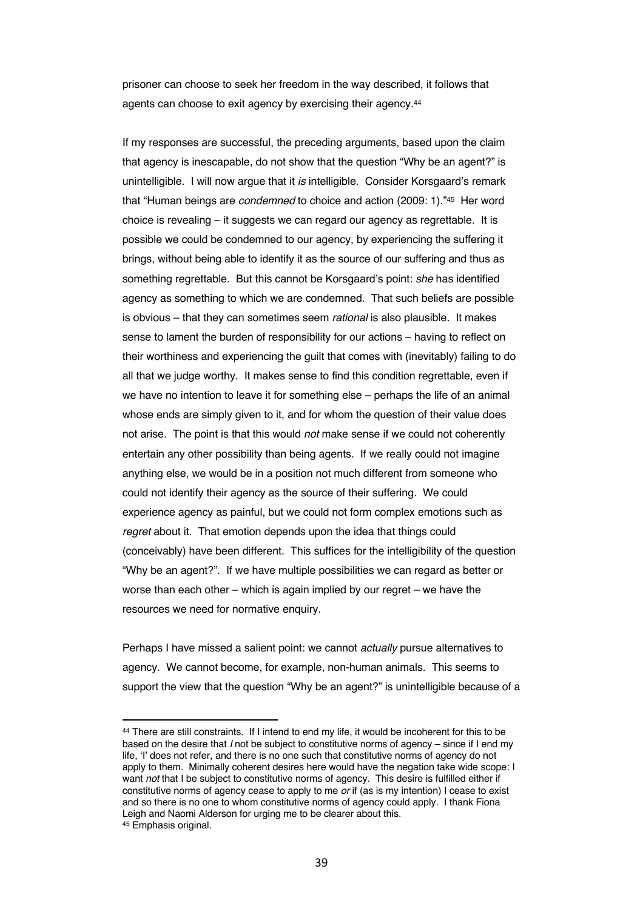prisoner can choose to seek her freedom in the way described, it follows that agents can choose to exit agency by exercising their agency.[44]

If my responses are successful, the preceding arguments, based upon the claim that agency is inescapable, do not show that the question "Why be an agent?" is unintelligible. I will now argue that it *is* intelligible. Consider Korsgaard's remark that "Human beings are *condemned* to choice and action (2009: 1)."[45] Her word choice is revealing – it suggests we can regard our agency as regrettable. It is possible we could be condemned to our agency, by experiencing the suffering it brings, without being able to identify it as the source of our suffering and thus as something regrettable. But this cannot be Korsgaard's point: *she* has identified agency as something to which we are condemned. That such beliefs are possible is obvious – that they can sometimes seem *rational* is also plausible. It makes sense to lament the burden of responsibility for our actions – having to reflect on their worthiness and experiencing the guilt that comes with (inevitably) failing to do all that we judge worthy. It makes sense to find this condition regrettable, even if we have no intention to leave it for something else – perhaps the life of an animal whose ends are simply given to it, and for whom the question of their value does not arise. The point is that this would *not* make sense if we could not coherently entertain any other possibility than being agents. If we really could not imagine anything else, we would be in a position not much different from someone who could not identify their agency as the source of their suffering. We could experience agency as painful, but we could not form complex emotions such as *regret* about it. That emotion depends upon the idea that things could (conceivably) have been different. This suffices for the intelligibility of the question "Why be an agent?". If we have multiple possibilities we can regard as better or worse than each other – which is again implied by our regret – we have the resources we need for normative enquiry.

Perhaps I have missed a salient point: we cannot *actually* pursue alternatives to agency. We cannot become, for example, non-human animals. This seems to support the view that the question "Why be an agent?" is unintelligible because of a

---

[44] There are still constraints. If I intend to end my life, it would be incoherent for this to be based on the desire that *I* not be subject to constitutive norms of agency – since if I end my life, 'I' does not refer, and there is no one such that constitutive norms of agency do not apply to them. Minimally coherent desires here would have the negation take wide scope: I want *not* that I be subject to constitutive norms of agency. This desire is fulfilled either if constitutive norms of agency cease to apply to me *or* if (as is my intention) I cease to exist and so there is no one to whom constitutive norms of agency could apply. I thank Fiona Leigh and Naomi Alderson for urging me to be clearer about this.

[45] Emphasis original.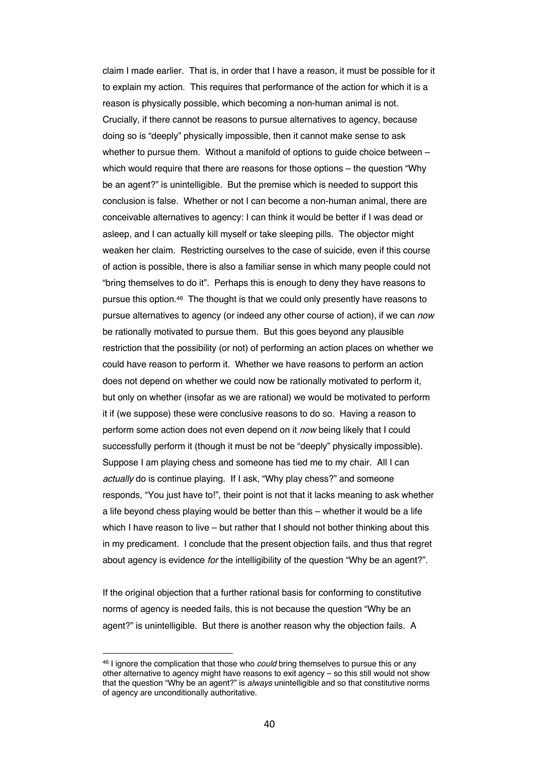claim I made earlier. That is, in order that I have a reason, it must be possible for it to explain my action. This requires that performance of the action for which it is a reason is physically possible, which becoming a non-human animal is not. Crucially, if there cannot be reasons to pursue alternatives to agency, because doing so is "deeply" physically impossible, then it cannot make sense to ask whether to pursue them. Without a manifold of options to guide choice between – which would require that there are reasons for those options – the question "Why be an agent?" is unintelligible. But the premise which is needed to support this conclusion is false. Whether or not I can become a non-human animal, there are conceivable alternatives to agency: I can think it would be better if I was dead or asleep, and I can actually kill myself or take sleeping pills. The objector might weaken her claim. Restricting ourselves to the case of suicide, even if this course of action is possible, there is also a familiar sense in which many people could not "bring themselves to do it". Perhaps this is enough to deny they have reasons to pursue this option.[46] The thought is that we could only presently have reasons to pursue alternatives to agency (or indeed any other course of action), if we can *now* be rationally motivated to pursue them. But this goes beyond any plausible restriction that the possibility (or not) of performing an action places on whether we could have reason to perform it. Whether we have reasons to perform an action does not depend on whether we could now be rationally motivated to perform it, but only on whether (insofar as we are rational) we would be motivated to perform it if (we suppose) these were conclusive reasons to do so. Having a reason to perform some action does not even depend on it *now* being likely that I could successfully perform it (though it must be not be "deeply" physically impossible). Suppose I am playing chess and someone has tied me to my chair. All I can *actually* do is continue playing. If I ask, "Why play chess?" and someone responds, "You just have to!", their point is not that it lacks meaning to ask whether a life beyond chess playing would be better than this – whether it would be a life which I have reason to live – but rather that I should not bother thinking about this in my predicament. I conclude that the present objection fails, and thus that regret about agency is evidence *for* the intelligibility of the question "Why be an agent?".

If the original objection that a further rational basis for conforming to constitutive norms of agency is needed fails, this is not because the question "Why be an agent?" is unintelligible. But there is another reason why the objection fails. A

[46] I ignore the complication that those who *could* bring themselves to pursue this or any other alternative to agency might have reasons to exit agency – so this still would not show that the question "Why be an agent?" is *always* unintelligible and so that constitutive norms of agency are unconditionally authoritative.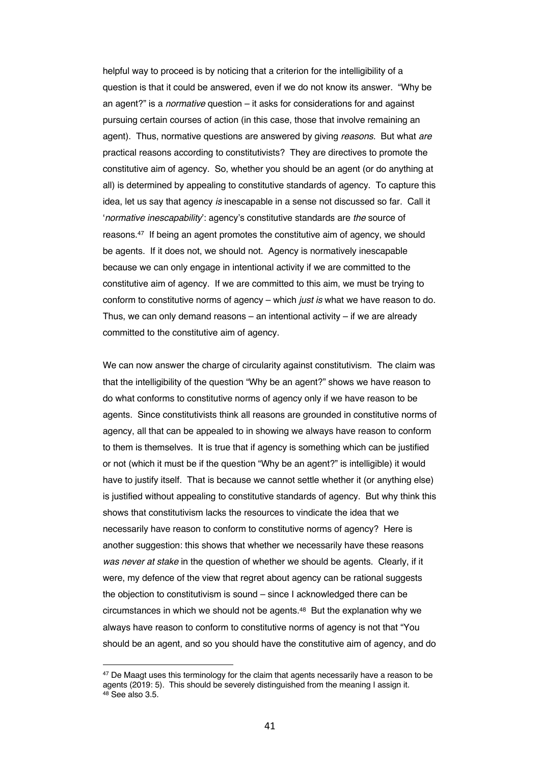helpful way to proceed is by noticing that a criterion for the intelligibility of a question is that it could be answered, even if we do not know its answer. "Why be an agent?" is a *normative* question – it asks for considerations for and against pursuing certain courses of action (in this case, those that involve remaining an agent). Thus, normative questions are answered by giving *reasons.* But what *are* practical reasons according to constitutivists? They are directives to promote the constitutive aim of agency. So, whether you should be an agent (or do anything at all) is determined by appealing to constitutive standards of agency. To capture this idea, let us say that agency *is* inescapable in a sense not discussed so far. Call it '*normative inescapability*': agency's constitutive standards are *the* source of reasons.[47] If being an agent promotes the constitutive aim of agency, we should be agents. If it does not, we should not. Agency is normatively inescapable because we can only engage in intentional activity if we are committed to the constitutive aim of agency. If we are committed to this aim, we must be trying to conform to constitutive norms of agency – which *just is* what we have reason to do. Thus, we can only demand reasons – an intentional activity – if we are already committed to the constitutive aim of agency.

We can now answer the charge of circularity against constitutivism. The claim was that the intelligibility of the question "Why be an agent?" shows we have reason to do what conforms to constitutive norms of agency only if we have reason to be agents. Since constitutivists think all reasons are grounded in constitutive norms of agency, all that can be appealed to in showing we always have reason to conform to them is themselves. It is true that if agency is something which can be justified or not (which it must be if the question "Why be an agent?" is intelligible) it would have to justify itself. That is because we cannot settle whether it (or anything else) is justified without appealing to constitutive standards of agency. But why think this shows that constitutivism lacks the resources to vindicate the idea that we necessarily have reason to conform to constitutive norms of agency? Here is another suggestion: this shows that whether we necessarily have these reasons *was never at stake* in the question of whether we should be agents. Clearly, if it were, my defence of the view that regret about agency can be rational suggests the objection to constitutivism is sound – since I acknowledged there can be circumstances in which we should not be agents.[48] But the explanation why we always have reason to conform to constitutive norms of agency is not that "You should be an agent, and so you should have the constitutive aim of agency, and do

---

[47] De Maagt uses this terminology for the claim that agents necessarily have a reason to be agents (2019: 5). This should be severely distinguished from the meaning I assign it.

[48] See also 3.5.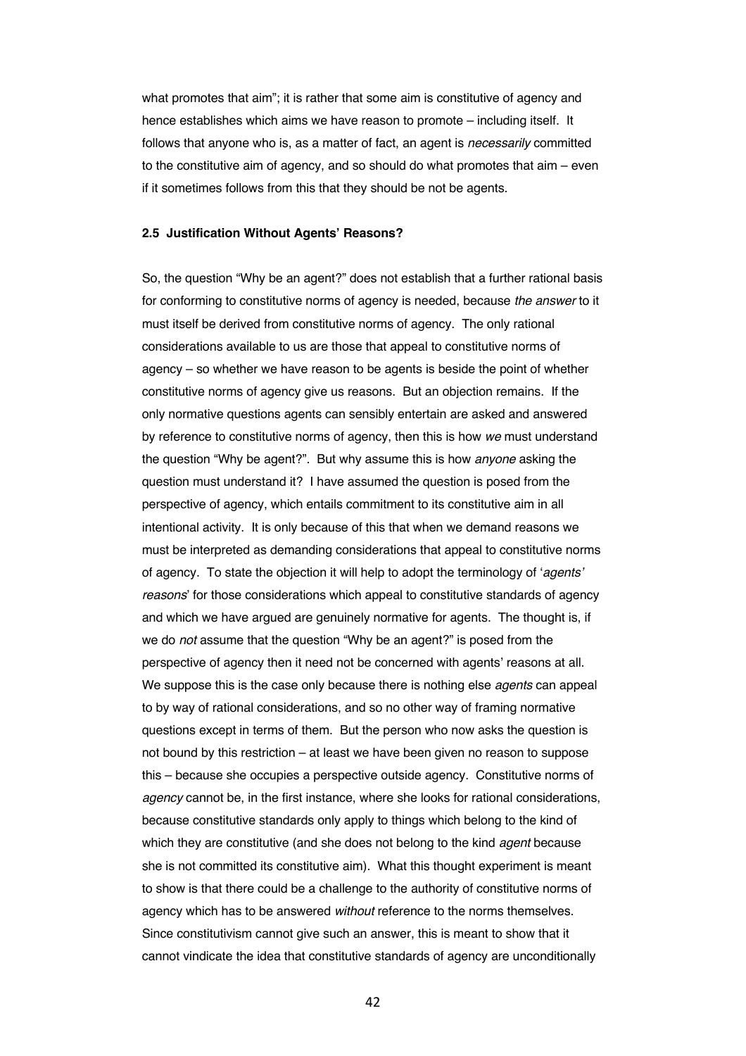what promotes that aim"; it is rather that some aim is constitutive of agency and hence establishes which aims we have reason to promote – including itself. It follows that anyone who is, as a matter of fact, an agent is *necessarily* committed to the constitutive aim of agency, and so should do what promotes that aim – even if it sometimes follows from this that they should be not be agents.

### 2.5 Justification Without Agents' Reasons?

So, the question "Why be an agent?" does not establish that a further rational basis for conforming to constitutive norms of agency is needed, because *the answer* to it must itself be derived from constitutive norms of agency. The only rational considerations available to us are those that appeal to constitutive norms of agency – so whether we have reason to be agents is beside the point of whether constitutive norms of agency give us reasons. But an objection remains. If the only normative questions agents can sensibly entertain are asked and answered by reference to constitutive norms of agency, then this is how *we* must understand the question "Why be agent?". But why assume this is how *anyone* asking the question must understand it? I have assumed the question is posed from the perspective of agency, which entails commitment to its constitutive aim in all intentional activity. It is only because of this that when we demand reasons we must be interpreted as demanding considerations that appeal to constitutive norms of agency. To state the objection it will help to adopt the terminology of '*agents' reasons*' for those considerations which appeal to constitutive standards of agency and which we have argued are genuinely normative for agents. The thought is, if we do *not* assume that the question "Why be an agent?" is posed from the perspective of agency then it need not be concerned with agents' reasons at all. We suppose this is the case only because there is nothing else *agents* can appeal to by way of rational considerations, and so no other way of framing normative questions except in terms of them. But the person who now asks the question is not bound by this restriction – at least we have been given no reason to suppose this – because she occupies a perspective outside agency. Constitutive norms of *agency* cannot be, in the first instance, where she looks for rational considerations, because constitutive standards only apply to things which belong to the kind of which they are constitutive (and she does not belong to the kind *agent* because she is not committed its constitutive aim). What this thought experiment is meant to show is that there could be a challenge to the authority of constitutive norms of agency which has to be answered *without* reference to the norms themselves. Since constitutivism cannot give such an answer, this is meant to show that it cannot vindicate the idea that constitutive standards of agency are unconditionally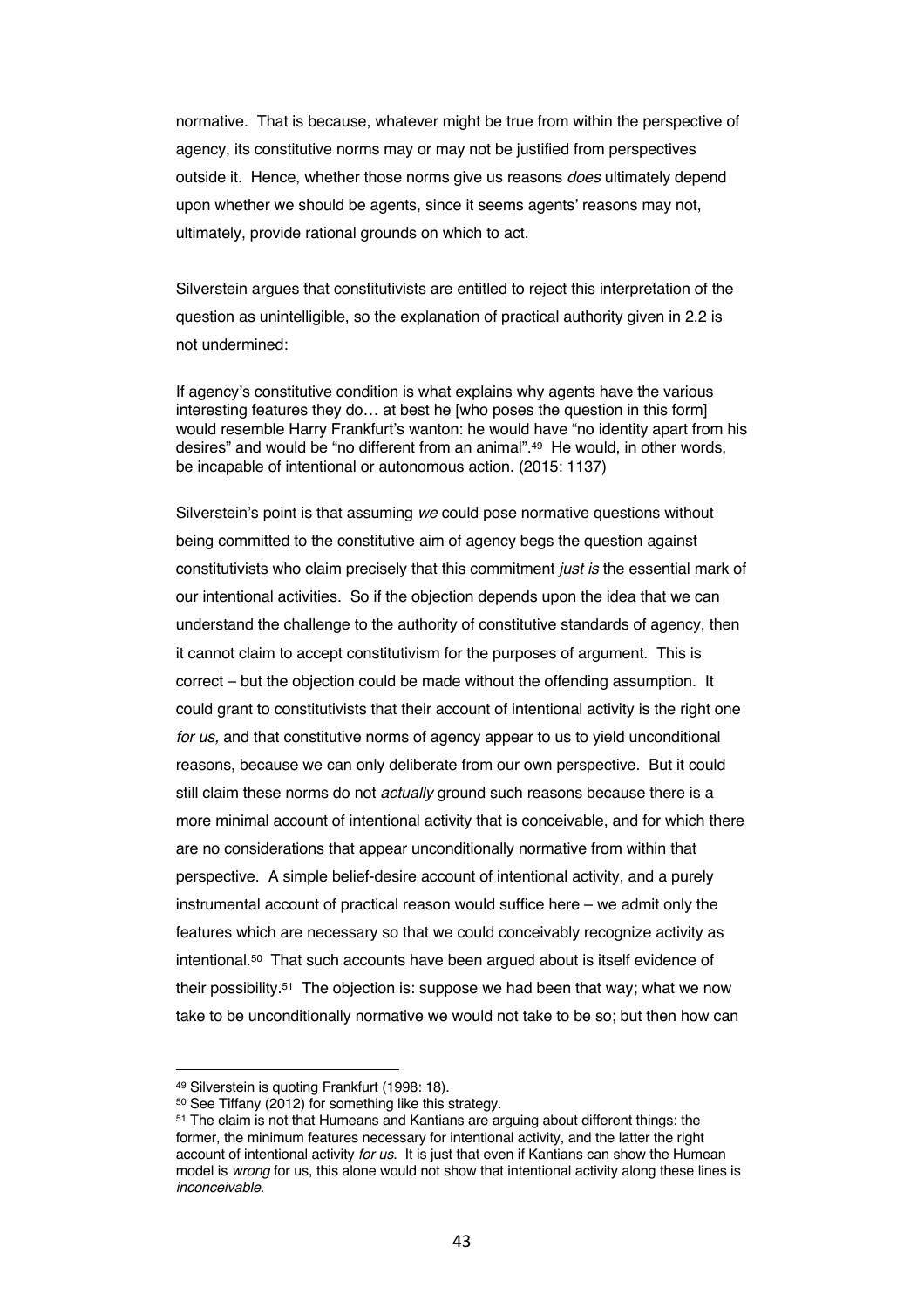normative. That is because, whatever might be true from within the perspective of agency, its constitutive norms may or may not be justified from perspectives outside it. Hence, whether those norms give us reasons *does* ultimately depend upon whether we should be agents, since it seems agents' reasons may not, ultimately, provide rational grounds on which to act.

Silverstein argues that constitutivists are entitled to reject this interpretation of the question as unintelligible, so the explanation of practical authority given in 2.2 is not undermined:

> If agency's constitutive condition is what explains why agents have the various interesting features they do… at best he [who poses the question in this form] would resemble Harry Frankfurt's wanton: he would have "no identity apart from his desires" and would be "no different from an animal".[49] He would, in other words, be incapable of intentional or autonomous action. (2015: 1137)

Silverstein's point is that assuming *we* could pose normative questions without being committed to the constitutive aim of agency begs the question against constitutivists who claim precisely that this commitment *just is* the essential mark of our intentional activities. So if the objection depends upon the idea that we can understand the challenge to the authority of constitutive standards of agency, then it cannot claim to accept constitutivism for the purposes of argument. This is correct – but the objection could be made without the offending assumption. It could grant to constitutivists that their account of intentional activity is the right one *for us,* and that constitutive norms of agency appear to us to yield unconditional reasons, because we can only deliberate from our own perspective. But it could still claim these norms do not *actually* ground such reasons because there is a more minimal account of intentional activity that is conceivable, and for which there are no considerations that appear unconditionally normative from within that perspective. A simple belief-desire account of intentional activity, and a purely instrumental account of practical reason would suffice here – we admit only the features which are necessary so that we could conceivably recognize activity as intentional.[50] That such accounts have been argued about is itself evidence of their possibility.[51] The objection is: suppose we had been that way; what we now take to be unconditionally normative we would not take to be so; but then how can

---

[49] Silverstein is quoting Frankfurt (1998: 18).

[50] See Tiffany (2012) for something like this strategy.

[51] The claim is not that Humeans and Kantians are arguing about different things: the former, the minimum features necessary for intentional activity, and the latter the right account of intentional activity *for us*. It is just that even if Kantians can show the Humean model is *wrong* for us, this alone would not show that intentional activity along these lines is *inconceivable*.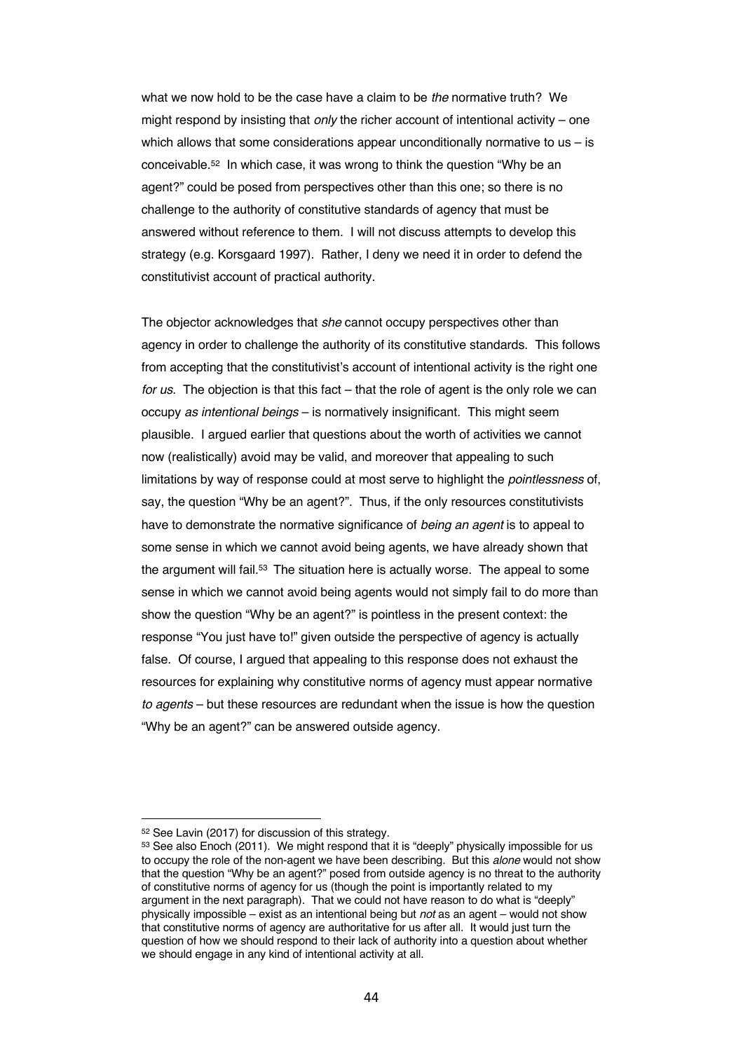what we now hold to be the case have a claim to be *the* normative truth? We might respond by insisting that *only* the richer account of intentional activity – one which allows that some considerations appear unconditionally normative to us – is conceivable.[52] In which case, it was wrong to think the question "Why be an agent?" could be posed from perspectives other than this one; so there is no challenge to the authority of constitutive standards of agency that must be answered without reference to them. I will not discuss attempts to develop this strategy (e.g. Korsgaard 1997). Rather, I deny we need it in order to defend the constitutivist account of practical authority.

The objector acknowledges that *she* cannot occupy perspectives other than agency in order to challenge the authority of its constitutive standards. This follows from accepting that the constitutivist's account of intentional activity is the right one *for us*. The objection is that this fact – that the role of agent is the only role we can occupy *as intentional beings* – is normatively insignificant. This might seem plausible. I argued earlier that questions about the worth of activities we cannot now (realistically) avoid may be valid, and moreover that appealing to such limitations by way of response could at most serve to highlight the *pointlessness* of, say, the question "Why be an agent?". Thus, if the only resources constitutivists have to demonstrate the normative significance of *being an agent* is to appeal to some sense in which we cannot avoid being agents, we have already shown that the argument will fail.[53] The situation here is actually worse. The appeal to some sense in which we cannot avoid being agents would not simply fail to do more than show the question "Why be an agent?" is pointless in the present context: the response "You just have to!" given outside the perspective of agency is actually false. Of course, I argued that appealing to this response does not exhaust the resources for explaining why constitutive norms of agency must appear normative *to agents* – but these resources are redundant when the issue is how the question "Why be an agent?" can be answered outside agency.

---

[52] See Lavin (2017) for discussion of this strategy.

[53] See also Enoch (2011). We might respond that it is "deeply" physically impossible for us to occupy the role of the non-agent we have been describing. But this *alone* would not show that the question "Why be an agent?" posed from outside agency is no threat to the authority of constitutive norms of agency for us (though the point is importantly related to my argument in the next paragraph). That we could not have reason to do what is "deeply" physically impossible – exist as an intentional being but *not* as an agent – would not show that constitutive norms of agency are authoritative for us after all. It would just turn the question of how we should respond to their lack of authority into a question about whether we should engage in any kind of intentional activity at all.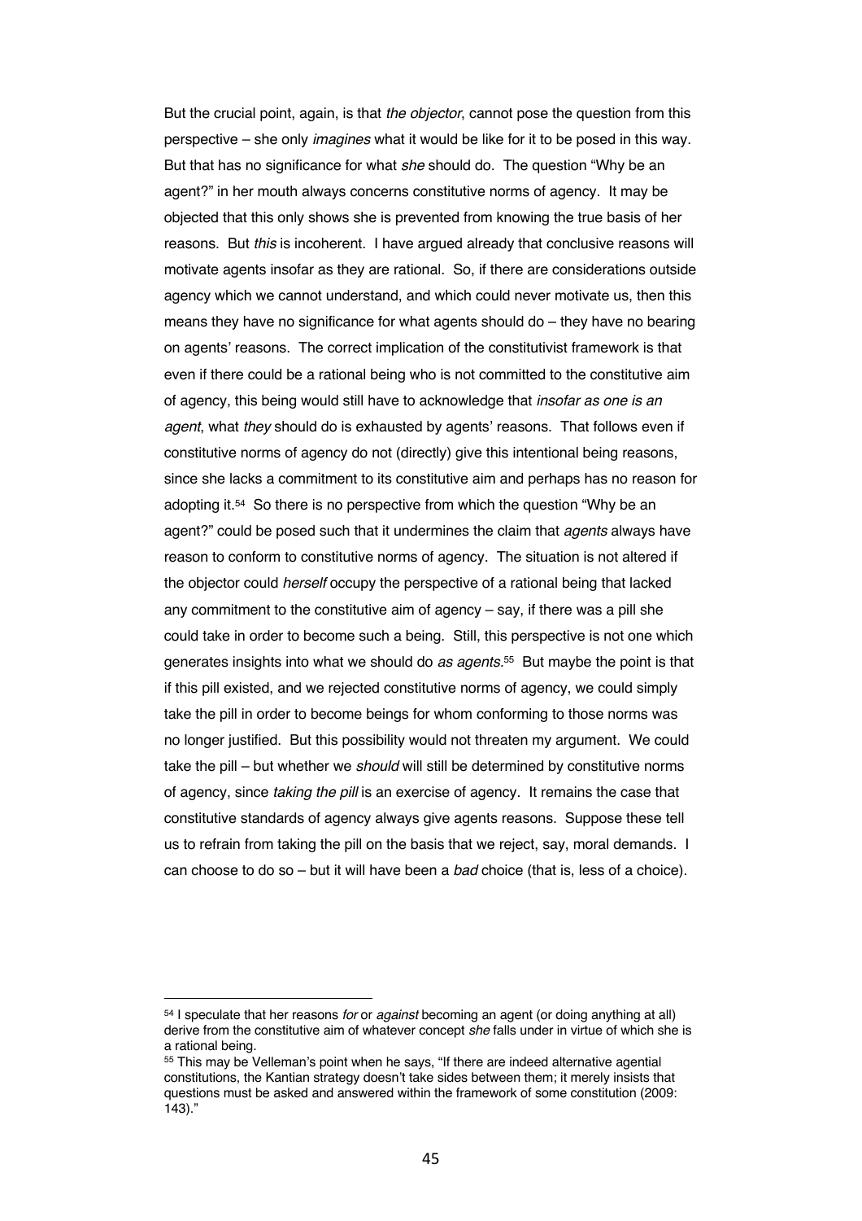But the crucial point, again, is that *the objector*, cannot pose the question from this perspective – she only *imagines* what it would be like for it to be posed in this way. But that has no significance for what *she* should do. The question "Why be an agent?" in her mouth always concerns constitutive norms of agency. It may be objected that this only shows she is prevented from knowing the true basis of her reasons. But *this* is incoherent. I have argued already that conclusive reasons will motivate agents insofar as they are rational. So, if there are considerations outside agency which we cannot understand, and which could never motivate us, then this means they have no significance for what agents should do – they have no bearing on agents' reasons. The correct implication of the constitutivist framework is that even if there could be a rational being who is not committed to the constitutive aim of agency, this being would still have to acknowledge that *insofar as one is an agent*, what *they* should do is exhausted by agents' reasons. That follows even if constitutive norms of agency do not (directly) give this intentional being reasons, since she lacks a commitment to its constitutive aim and perhaps has no reason for adopting it.[54] So there is no perspective from which the question "Why be an agent?" could be posed such that it undermines the claim that *agents* always have reason to conform to constitutive norms of agency. The situation is not altered if the objector could *herself* occupy the perspective of a rational being that lacked any commitment to the constitutive aim of agency – say, if there was a pill she could take in order to become such a being. Still, this perspective is not one which generates insights into what we should do *as agents*.[55] But maybe the point is that if this pill existed, and we rejected constitutive norms of agency, we could simply take the pill in order to become beings for whom conforming to those norms was no longer justified. But this possibility would not threaten my argument. We could take the pill – but whether we *should* will still be determined by constitutive norms of agency, since *taking the pill* is an exercise of agency. It remains the case that constitutive standards of agency always give agents reasons. Suppose these tell us to refrain from taking the pill on the basis that we reject, say, moral demands. I can choose to do so – but it will have been a *bad* choice (that is, less of a choice).

---

[54] I speculate that her reasons *for* or *against* becoming an agent (or doing anything at all) derive from the constitutive aim of whatever concept *she* falls under in virtue of which she is a rational being.

[55] This may be Velleman's point when he says, "If there are indeed alternative agential constitutions, the Kantian strategy doesn't take sides between them; it merely insists that questions must be asked and answered within the framework of some constitution (2009: 143)."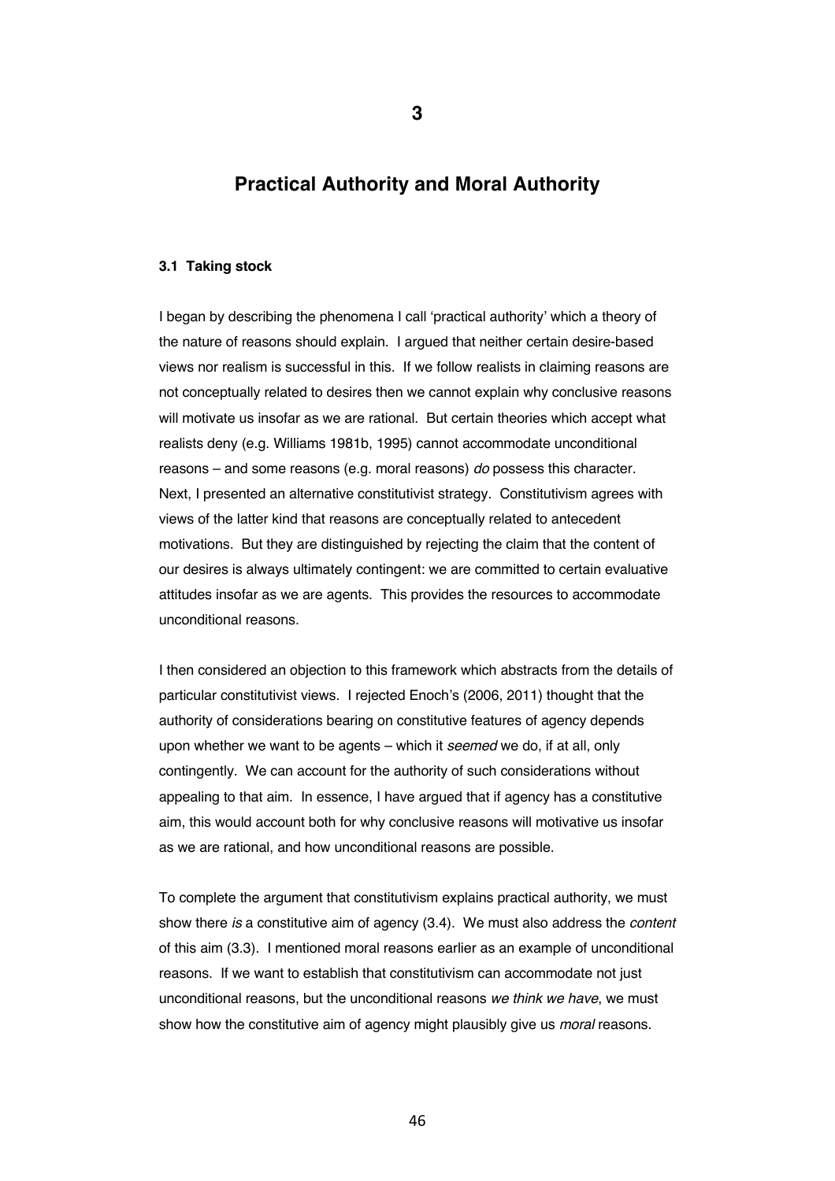# 3

# Practical Authority and Moral Authority

### 3.1 Taking stock

I began by describing the phenomena I call 'practical authority' which a theory of the nature of reasons should explain. I argued that neither certain desire-based views nor realism is successful in this. If we follow realists in claiming reasons are not conceptually related to desires then we cannot explain why conclusive reasons will motivate us insofar as we are rational. But certain theories which accept what realists deny (e.g. Williams 1981b, 1995) cannot accommodate unconditional reasons – and some reasons (e.g. moral reasons) *do* possess this character. Next, I presented an alternative constitutivist strategy. Constitutivism agrees with views of the latter kind that reasons are conceptually related to antecedent motivations. But they are distinguished by rejecting the claim that the content of our desires is always ultimately contingent: we are committed to certain evaluative attitudes insofar as we are agents. This provides the resources to accommodate unconditional reasons.

I then considered an objection to this framework which abstracts from the details of particular constitutivist views. I rejected Enoch's (2006, 2011) thought that the authority of considerations bearing on constitutive features of agency depends upon whether we want to be agents – which it *seemed* we do, if at all, only contingently. We can account for the authority of such considerations without appealing to that aim. In essence, I have argued that if agency has a constitutive aim, this would account both for why conclusive reasons will motivative us insofar as we are rational, and how unconditional reasons are possible.

To complete the argument that constitutivism explains practical authority, we must show there *is* a constitutive aim of agency (3.4). We must also address the *content* of this aim (3.3). I mentioned moral reasons earlier as an example of unconditional reasons. If we want to establish that constitutivism can accommodate not just unconditional reasons, but the unconditional reasons *we think we have*, we must show how the constitutive aim of agency might plausibly give us *moral* reasons.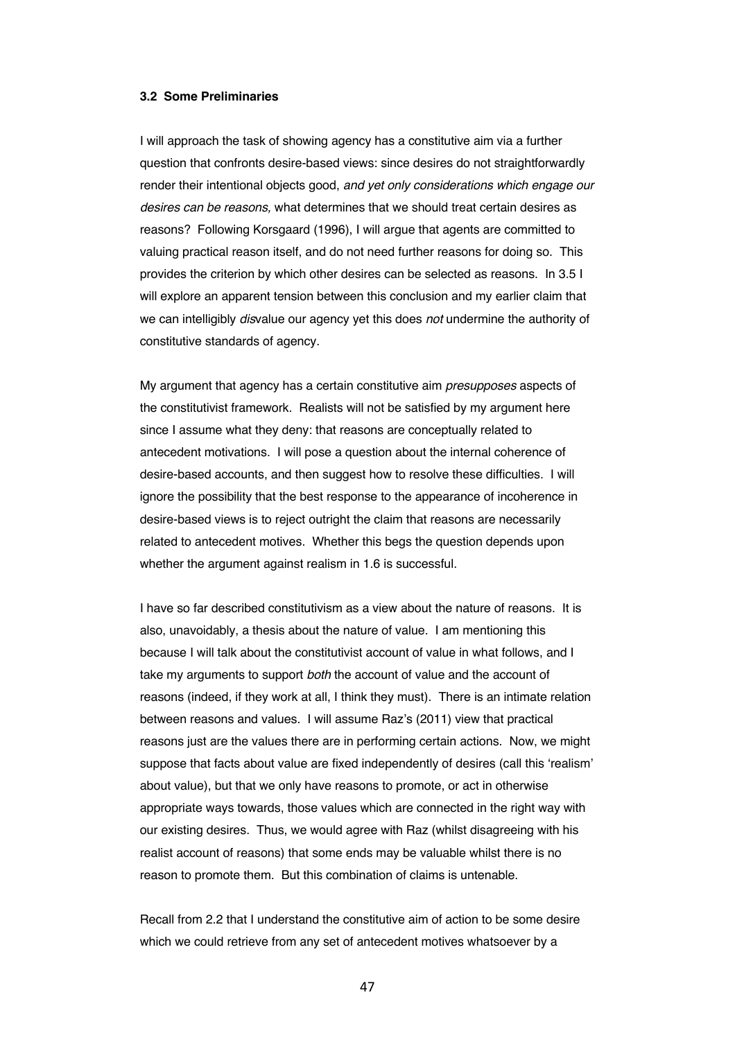### 3.2 Some Preliminaries

I will approach the task of showing agency has a constitutive aim via a further question that confronts desire-based views: since desires do not straightforwardly render their intentional objects good, *and yet only considerations which engage our desires can be reasons,* what determines that we should treat certain desires as reasons? Following Korsgaard (1996), I will argue that agents are committed to valuing practical reason itself, and do not need further reasons for doing so. This provides the criterion by which other desires can be selected as reasons. In 3.5 I will explore an apparent tension between this conclusion and my earlier claim that we can intelligibly *dis*value our agency yet this does *not* undermine the authority of constitutive standards of agency.

My argument that agency has a certain constitutive aim *presupposes* aspects of the constitutivist framework. Realists will not be satisfied by my argument here since I assume what they deny: that reasons are conceptually related to antecedent motivations. I will pose a question about the internal coherence of desire-based accounts, and then suggest how to resolve these difficulties. I will ignore the possibility that the best response to the appearance of incoherence in desire-based views is to reject outright the claim that reasons are necessarily related to antecedent motives. Whether this begs the question depends upon whether the argument against realism in 1.6 is successful.

I have so far described constitutivism as a view about the nature of reasons. It is also, unavoidably, a thesis about the nature of value. I am mentioning this because I will talk about the constitutivist account of value in what follows, and I take my arguments to support *both* the account of value and the account of reasons (indeed, if they work at all, I think they must). There is an intimate relation between reasons and values. I will assume Raz's (2011) view that practical reasons just are the values there are in performing certain actions. Now, we might suppose that facts about value are fixed independently of desires (call this 'realism' about value), but that we only have reasons to promote, or act in otherwise appropriate ways towards, those values which are connected in the right way with our existing desires. Thus, we would agree with Raz (whilst disagreeing with his realist account of reasons) that some ends may be valuable whilst there is no reason to promote them. But this combination of claims is untenable.

Recall from 2.2 that I understand the constitutive aim of action to be some desire which we could retrieve from any set of antecedent motives whatsoever by a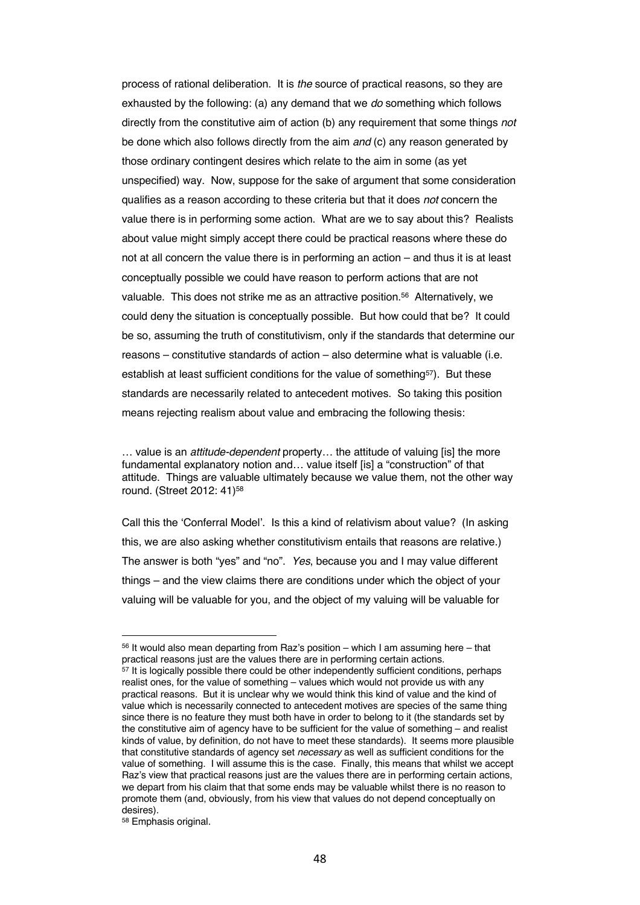process of rational deliberation. It is *the* source of practical reasons, so they are exhausted by the following: (a) any demand that we *do* something which follows directly from the constitutive aim of action (b) any requirement that some things *not* be done which also follows directly from the aim *and* (c) any reason generated by those ordinary contingent desires which relate to the aim in some (as yet unspecified) way. Now, suppose for the sake of argument that some consideration qualifies as a reason according to these criteria but that it does *not* concern the value there is in performing some action. What are we to say about this? Realists about value might simply accept there could be practical reasons where these do not at all concern the value there is in performing an action – and thus it is at least conceptually possible we could have reason to perform actions that are not valuable. This does not strike me as an attractive position.[56] Alternatively, we could deny the situation is conceptually possible. But how could that be? It could be so, assuming the truth of constitutivism, only if the standards that determine our reasons – constitutive standards of action – also determine what is valuable (i.e. establish at least sufficient conditions for the value of something[57]). But these standards are necessarily related to antecedent motives. So taking this position means rejecting realism about value and embracing the following thesis:

> … value is an *attitude-dependent* property… the attitude of valuing [is] the more fundamental explanatory notion and… value itself [is] a "construction" of that attitude. Things are valuable ultimately because we value them, not the other way round. (Street 2012: 41)[58]

Call this the 'Conferral Model'. Is this a kind of relativism about value? (In asking this, we are also asking whether constitutivism entails that reasons are relative.) The answer is both "yes" and "no". *Yes*, because you and I may value different things – and the view claims there are conditions under which the object of your valuing will be valuable for you, and the object of my valuing will be valuable for

---

[56] It would also mean departing from Raz's position – which I am assuming here – that practical reasons just are the values there are in performing certain actions.

[57] It is logically possible there could be other independently sufficient conditions, perhaps realist ones, for the value of something – values which would not provide us with any practical reasons. But it is unclear why we would think this kind of value and the kind of value which is necessarily connected to antecedent motives are species of the same thing since there is no feature they must both have in order to belong to it (the standards set by the constitutive aim of agency have to be sufficient for the value of something – and realist kinds of value, by definition, do not have to meet these standards). It seems more plausible that constitutive standards of agency set *necessary* as well as sufficient conditions for the value of something. I will assume this is the case. Finally, this means that whilst we accept Raz's view that practical reasons just are the values there are in performing certain actions, we depart from his claim that that some ends may be valuable whilst there is no reason to promote them (and, obviously, from his view that values do not depend conceptually on desires).

[58] Emphasis original.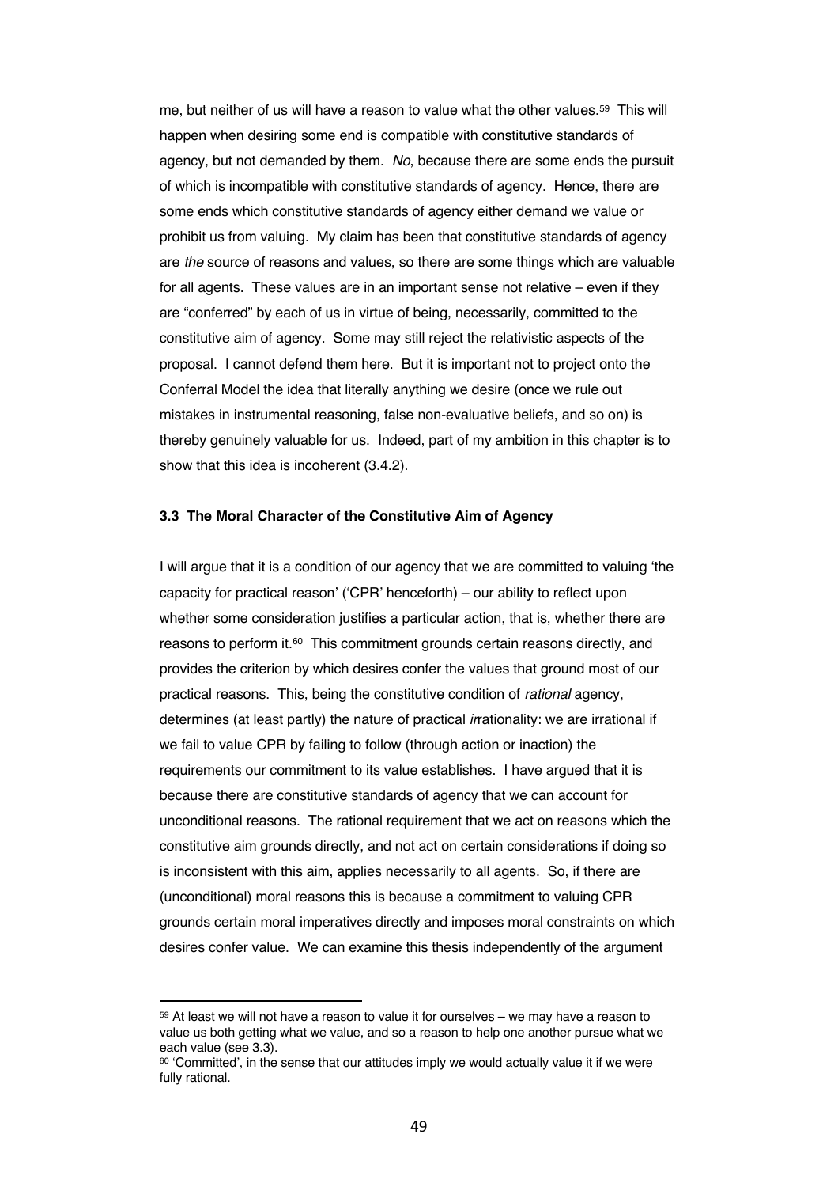me, but neither of us will have a reason to value what the other values.[59] This will happen when desiring some end is compatible with constitutive standards of agency, but not demanded by them. *No*, because there are some ends the pursuit of which is incompatible with constitutive standards of agency. Hence, there are some ends which constitutive standards of agency either demand we value or prohibit us from valuing. My claim has been that constitutive standards of agency are *the* source of reasons and values, so there are some things which are valuable for all agents. These values are in an important sense not relative – even if they are "conferred" by each of us in virtue of being, necessarily, committed to the constitutive aim of agency. Some may still reject the relativistic aspects of the proposal. I cannot defend them here. But it is important not to project onto the Conferral Model the idea that literally anything we desire (once we rule out mistakes in instrumental reasoning, false non-evaluative beliefs, and so on) is thereby genuinely valuable for us. Indeed, part of my ambition in this chapter is to show that this idea is incoherent (3.4.2).

### 3.3 The Moral Character of the Constitutive Aim of Agency

I will argue that it is a condition of our agency that we are committed to valuing 'the capacity for practical reason' ('CPR' henceforth) – our ability to reflect upon whether some consideration justifies a particular action, that is, whether there are reasons to perform it.[60] This commitment grounds certain reasons directly, and provides the criterion by which desires confer the values that ground most of our practical reasons. This, being the constitutive condition of *rational* agency, determines (at least partly) the nature of practical *ir*rationality: we are irrational if we fail to value CPR by failing to follow (through action or inaction) the requirements our commitment to its value establishes. I have argued that it is because there are constitutive standards of agency that we can account for unconditional reasons. The rational requirement that we act on reasons which the constitutive aim grounds directly, and not act on certain considerations if doing so is inconsistent with this aim, applies necessarily to all agents. So, if there are (unconditional) moral reasons this is because a commitment to valuing CPR grounds certain moral imperatives directly and imposes moral constraints on which desires confer value. We can examine this thesis independently of the argument

---

[59] At least we will not have a reason to value it for ourselves – we may have a reason to value us both getting what we value, and so a reason to help one another pursue what we each value (see 3.3).

[60] 'Committed', in the sense that our attitudes imply we would actually value it if we were fully rational.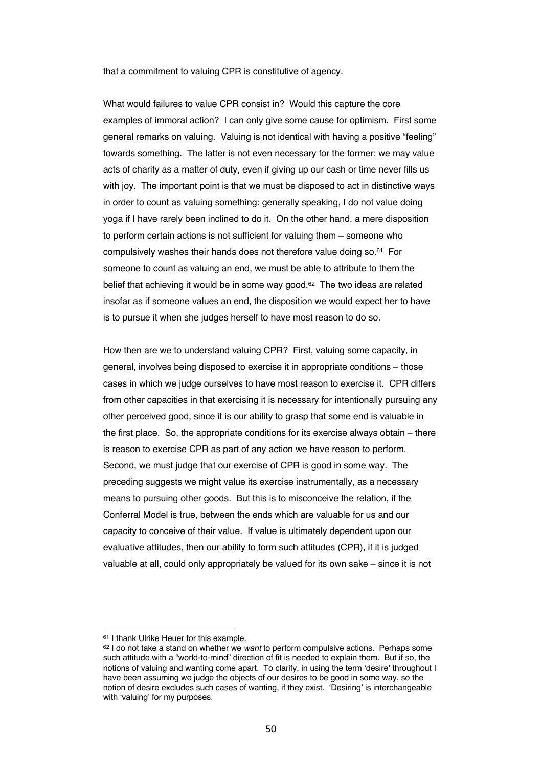that a commitment to valuing CPR is constitutive of agency.

What would failures to value CPR consist in? Would this capture the core examples of immoral action? I can only give some cause for optimism. First some general remarks on valuing. Valuing is not identical with having a positive "feeling" towards something. The latter is not even necessary for the former: we may value acts of charity as a matter of duty, even if giving up our cash or time never fills us with joy. The important point is that we must be disposed to act in distinctive ways in order to count as valuing something: generally speaking, I do not value doing yoga if I have rarely been inclined to do it. On the other hand, a mere disposition to perform certain actions is not sufficient for valuing them – someone who compulsively washes their hands does not therefore value doing so.[61] For someone to count as valuing an end, we must be able to attribute to them the belief that achieving it would be in some way good.[62] The two ideas are related insofar as if someone values an end, the disposition we would expect her to have is to pursue it when she judges herself to have most reason to do so.

How then are we to understand valuing CPR? First, valuing some capacity, in general, involves being disposed to exercise it in appropriate conditions – those cases in which we judge ourselves to have most reason to exercise it. CPR differs from other capacities in that exercising it is necessary for intentionally pursuing any other perceived good, since it is our ability to grasp that some end is valuable in the first place. So, the appropriate conditions for its exercise always obtain – there is reason to exercise CPR as part of any action we have reason to perform. Second, we must judge that our exercise of CPR is good in some way. The preceding suggests we might value its exercise instrumentally, as a necessary means to pursuing other goods. But this is to misconceive the relation, if the Conferral Model is true, between the ends which are valuable for us and our capacity to conceive of their value. If value is ultimately dependent upon our evaluative attitudes, then our ability to form such attitudes (CPR), if it is judged valuable at all, could only appropriately be valued for its own sake – since it is not

---

[61] I thank Ulrike Heuer for this example.

[62] I do not take a stand on whether we *want* to perform compulsive actions. Perhaps some such attitude with a "world-to-mind" direction of fit is needed to explain them. But if so, the notions of valuing and wanting come apart. To clarify, in using the term 'desire' throughout I have been assuming we judge the objects of our desires to be good in some way, so the notion of desire excludes such cases of wanting, if they exist. 'Desiring' is interchangeable with 'valuing' for my purposes.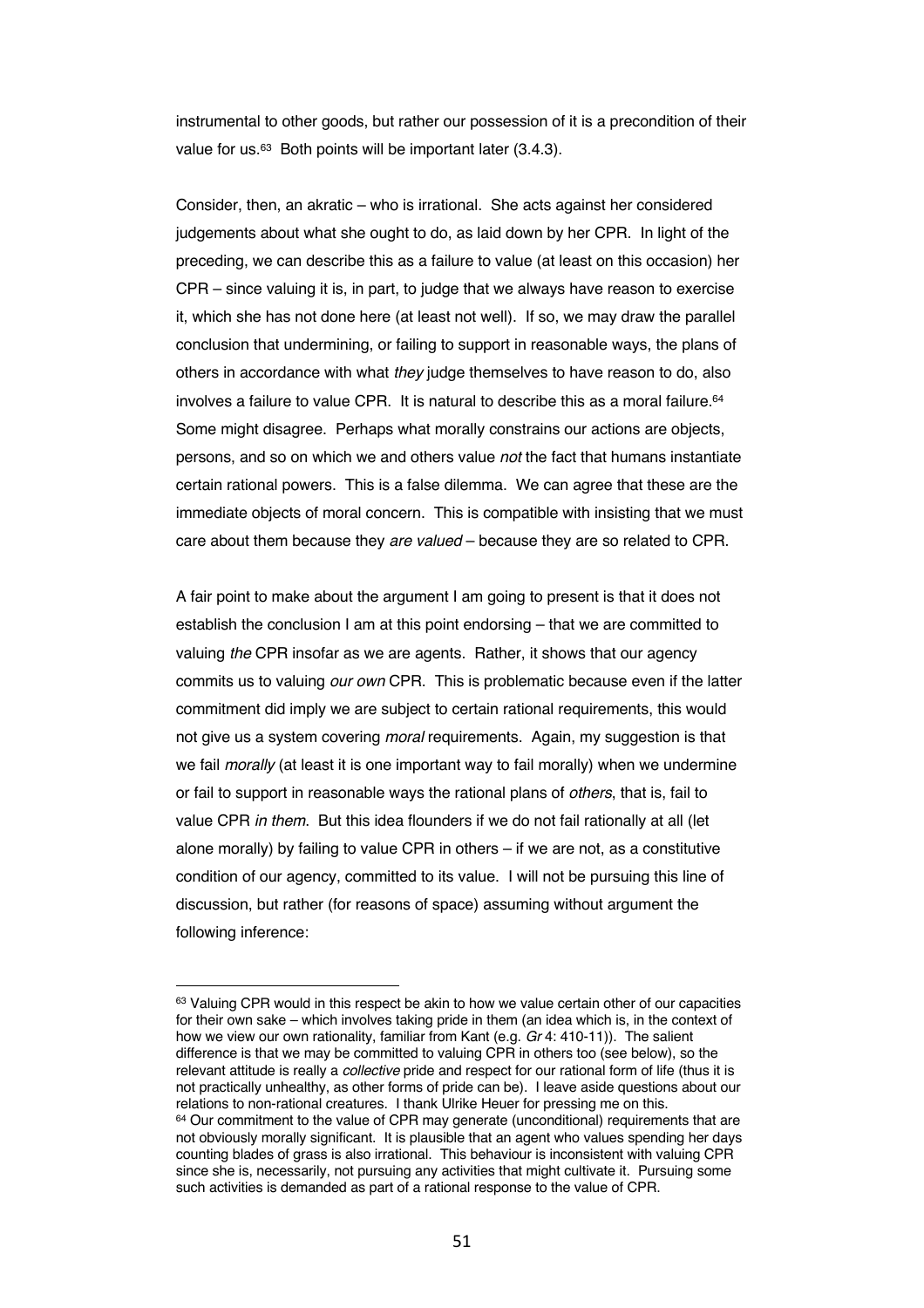instrumental to other goods, but rather our possession of it is a precondition of their value for us.[63] Both points will be important later (3.4.3).

Consider, then, an akratic – who is irrational. She acts against her considered judgements about what she ought to do, as laid down by her CPR. In light of the preceding, we can describe this as a failure to value (at least on this occasion) her CPR – since valuing it is, in part, to judge that we always have reason to exercise it, which she has not done here (at least not well). If so, we may draw the parallel conclusion that undermining, or failing to support in reasonable ways, the plans of others in accordance with what *they* judge themselves to have reason to do, also involves a failure to value CPR. It is natural to describe this as a moral failure.[64] Some might disagree. Perhaps what morally constrains our actions are objects, persons, and so on which we and others value *not* the fact that humans instantiate certain rational powers. This is a false dilemma. We can agree that these are the immediate objects of moral concern. This is compatible with insisting that we must care about them because they *are valued* – because they are so related to CPR.

A fair point to make about the argument I am going to present is that it does not establish the conclusion I am at this point endorsing – that we are committed to valuing *the* CPR insofar as we are agents. Rather, it shows that our agency commits us to valuing *our own* CPR. This is problematic because even if the latter commitment did imply we are subject to certain rational requirements, this would not give us a system covering *moral* requirements. Again, my suggestion is that we fail *morally* (at least it is one important way to fail morally) when we undermine or fail to support in reasonable ways the rational plans of *others*, that is, fail to value CPR *in them*. But this idea flounders if we do not fail rationally at all (let alone morally) by failing to value CPR in others – if we are not, as a constitutive condition of our agency, committed to its value. I will not be pursuing this line of discussion, but rather (for reasons of space) assuming without argument the following inference:

---

[63] Valuing CPR would in this respect be akin to how we value certain other of our capacities for their own sake – which involves taking pride in them (an idea which is, in the context of how we view our own rationality, familiar from Kant (e.g. *Gr* 4: 410-11)). The salient difference is that we may be committed to valuing CPR in others too (see below), so the relevant attitude is really a *collective* pride and respect for our rational form of life (thus it is not practically unhealthy, as other forms of pride can be). I leave aside questions about our relations to non-rational creatures. I thank Ulrike Heuer for pressing me on this.

[64] Our commitment to the value of CPR may generate (unconditional) requirements that are not obviously morally significant. It is plausible that an agent who values spending her days counting blades of grass is also irrational. This behaviour is inconsistent with valuing CPR since she is, necessarily, not pursuing any activities that might cultivate it. Pursuing some such activities is demanded as part of a rational response to the value of CPR.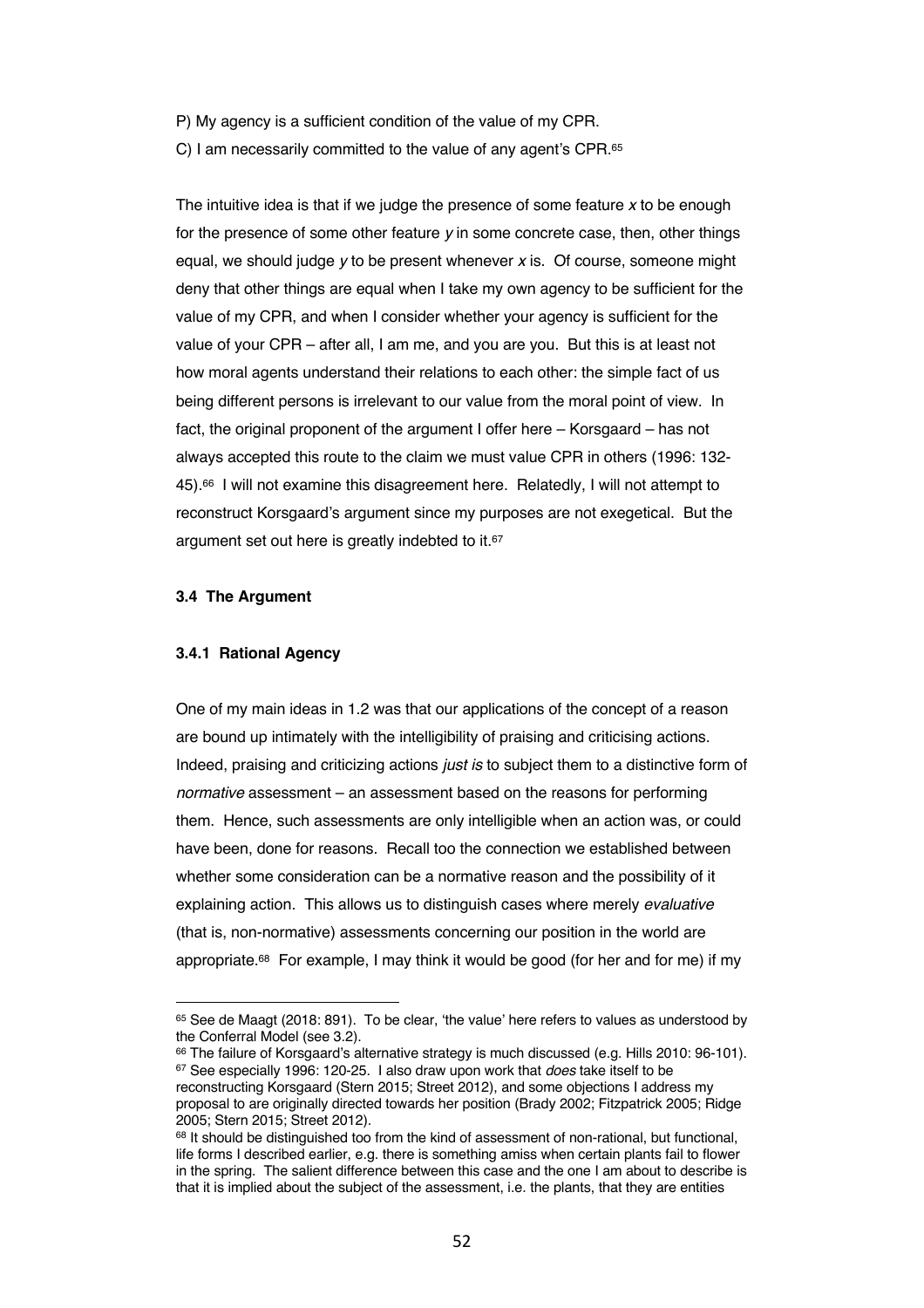P) My agency is a sufficient condition of the value of my CPR.

C) I am necessarily committed to the value of any agent's CPR.[65]

The intuitive idea is that if we judge the presence of some feature *x* to be enough for the presence of some other feature *y* in some concrete case, then, other things equal, we should judge *y* to be present whenever *x* is. Of course, someone might deny that other things are equal when I take my own agency to be sufficient for the value of my CPR, and when I consider whether your agency is sufficient for the value of your CPR – after all, I am me, and you are you. But this is at least not how moral agents understand their relations to each other: the simple fact of us being different persons is irrelevant to our value from the moral point of view. In fact, the original proponent of the argument I offer here – Korsgaard – has not always accepted this route to the claim we must value CPR in others (1996: 132-45).[66] I will not examine this disagreement here. Relatedly, I will not attempt to reconstruct Korsgaard's argument since my purposes are not exegetical. But the argument set out here is greatly indebted to it.[67]

### 3.4 The Argument

#### 3.4.1 Rational Agency

One of my main ideas in 1.2 was that our applications of the concept of a reason are bound up intimately with the intelligibility of praising and criticising actions. Indeed, praising and criticizing actions *just is* to subject them to a distinctive form of *normative* assessment – an assessment based on the reasons for performing them. Hence, such assessments are only intelligible when an action was, or could have been, done for reasons. Recall too the connection we established between whether some consideration can be a normative reason and the possibility of it explaining action. This allows us to distinguish cases where merely *evaluative* (that is, non-normative) assessments concerning our position in the world are appropriate.[68] For example, I may think it would be good (for her and for me) if my

---

[65] See de Maagt (2018: 891). To be clear, 'the value' here refers to values as understood by the Conferral Model (see 3.2).

[66] The failure of Korsgaard's alternative strategy is much discussed (e.g. Hills 2010: 96-101).

[67] See especially 1996: 120-25. I also draw upon work that *does* take itself to be reconstructing Korsgaard (Stern 2015; Street 2012), and some objections I address my proposal to are originally directed towards her position (Brady 2002; Fitzpatrick 2005; Ridge 2005; Stern 2015; Street 2012).

[68] It should be distinguished too from the kind of assessment of non-rational, but functional, life forms I described earlier, e.g. there is something amiss when certain plants fail to flower in the spring. The salient difference between this case and the one I am about to describe is that it is implied about the subject of the assessment, i.e. the plants, that they are entities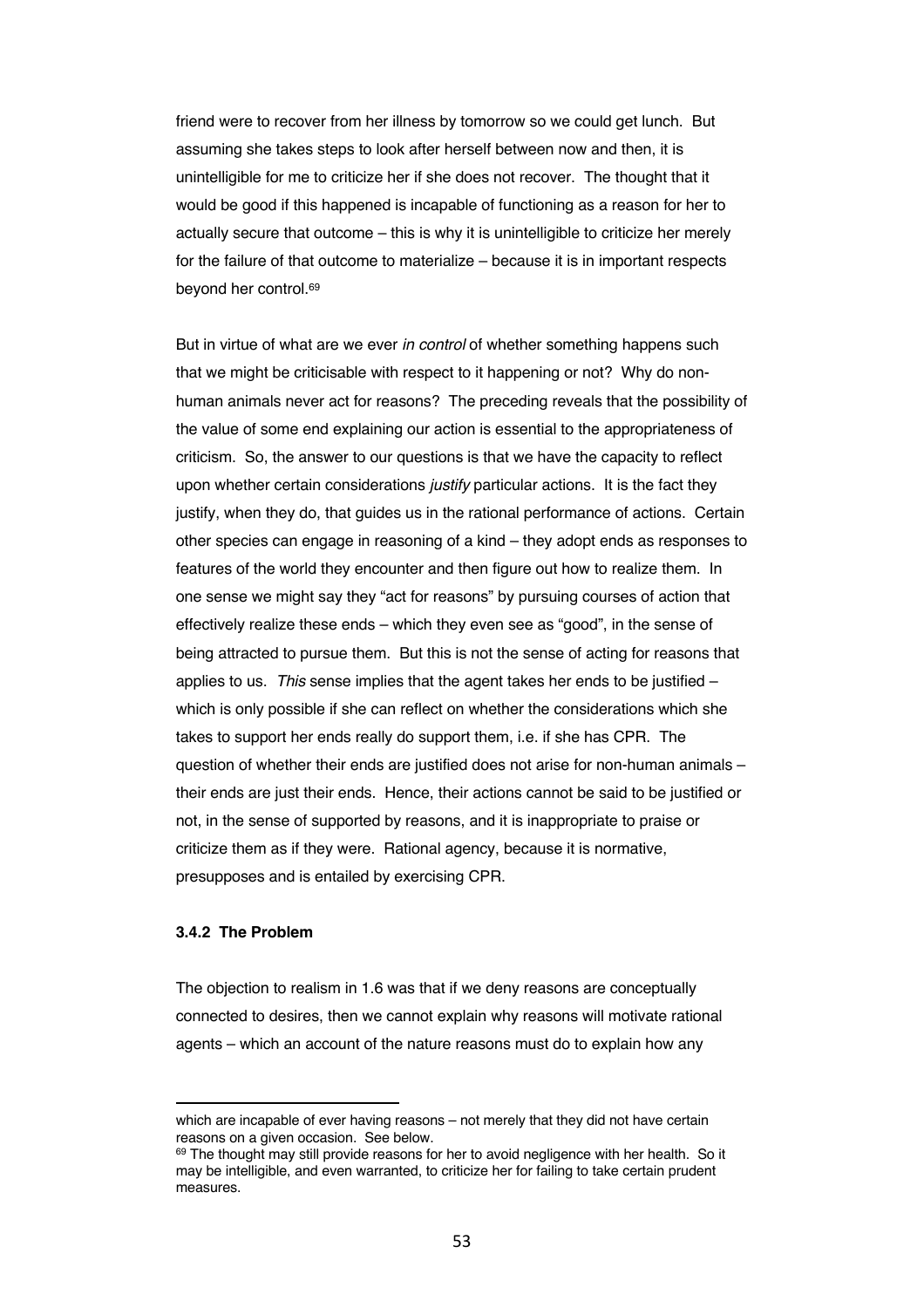friend were to recover from her illness by tomorrow so we could get lunch. But assuming she takes steps to look after herself between now and then, it is unintelligible for me to criticize her if she does not recover. The thought that it would be good if this happened is incapable of functioning as a reason for her to actually secure that outcome – this is why it is unintelligible to criticize her merely for the failure of that outcome to materialize – because it is in important respects beyond her control.[69]

But in virtue of what are we ever *in control* of whether something happens such that we might be criticisable with respect to it happening or not? Why do non-human animals never act for reasons? The preceding reveals that the possibility of the value of some end explaining our action is essential to the appropriateness of criticism. So, the answer to our questions is that we have the capacity to reflect upon whether certain considerations *justify* particular actions. It is the fact they justify, when they do, that guides us in the rational performance of actions. Certain other species can engage in reasoning of a kind – they adopt ends as responses to features of the world they encounter and then figure out how to realize them. In one sense we might say they "act for reasons" by pursuing courses of action that effectively realize these ends – which they even see as "good", in the sense of being attracted to pursue them. But this is not the sense of acting for reasons that applies to us. *This* sense implies that the agent takes her ends to be justified – which is only possible if she can reflect on whether the considerations which she takes to support her ends really do support them, i.e. if she has CPR. The question of whether their ends are justified does not arise for non-human animals – their ends are just their ends. Hence, their actions cannot be said to be justified or not, in the sense of supported by reasons, and it is inappropriate to praise or criticize them as if they were. Rational agency, because it is normative, presupposes and is entailed by exercising CPR.

#### 3.4.2 The Problem

The objection to realism in 1.6 was that if we deny reasons are conceptually connected to desires, then we cannot explain why reasons will motivate rational agents – which an account of the nature reasons must do to explain how any

---

which are incapable of ever having reasons – not merely that they did not have certain reasons on a given occasion. See below.

[69] The thought may still provide reasons for her to avoid negligence with her health. So it may be intelligible, and even warranted, to criticize her for failing to take certain prudent measures.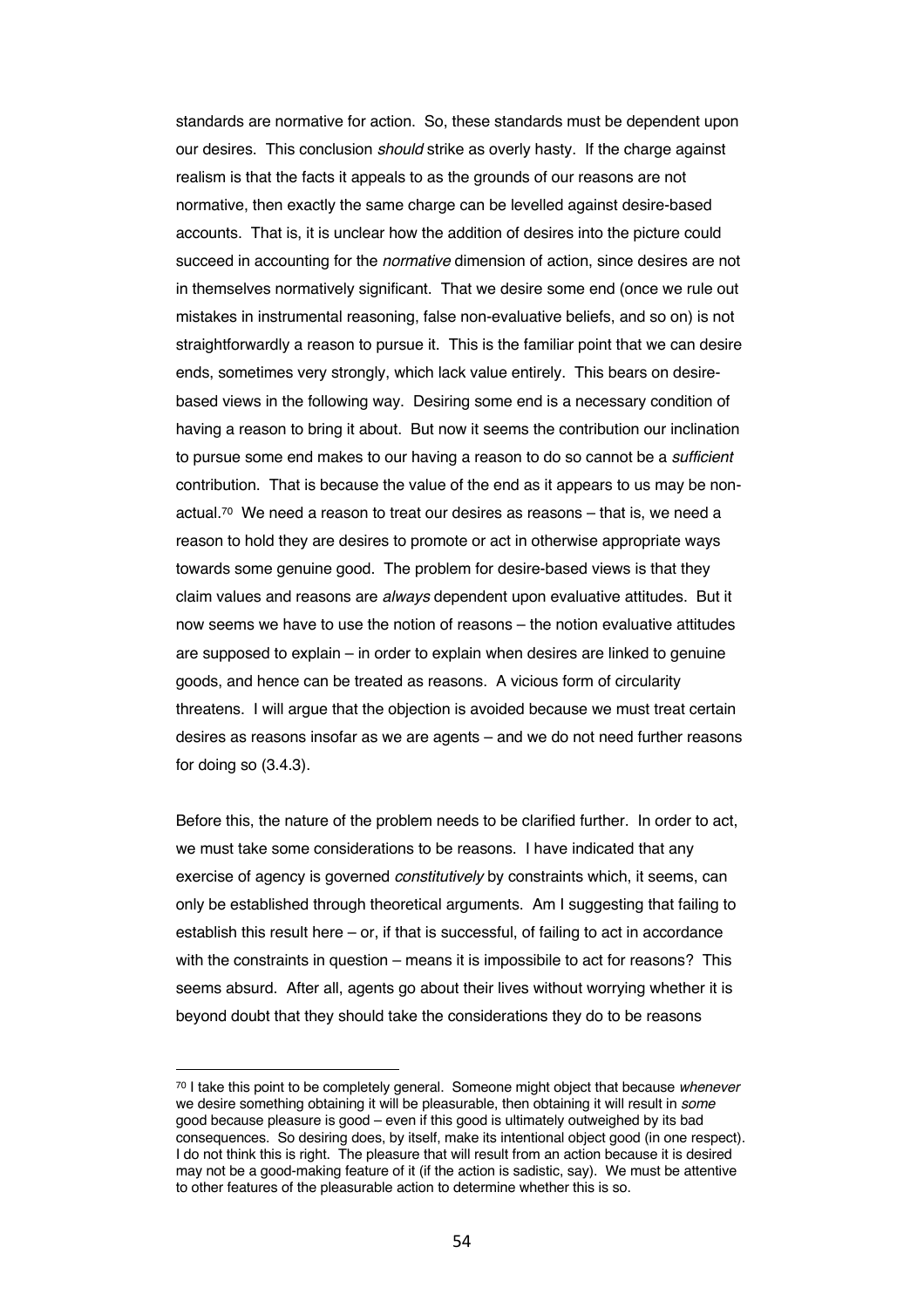standards are normative for action. So, these standards must be dependent upon our desires. This conclusion *should* strike as overly hasty. If the charge against realism is that the facts it appeals to as the grounds of our reasons are not normative, then exactly the same charge can be levelled against desire-based accounts. That is, it is unclear how the addition of desires into the picture could succeed in accounting for the *normative* dimension of action, since desires are not in themselves normatively significant. That we desire some end (once we rule out mistakes in instrumental reasoning, false non-evaluative beliefs, and so on) is not straightforwardly a reason to pursue it. This is the familiar point that we can desire ends, sometimes very strongly, which lack value entirely. This bears on desire-based views in the following way. Desiring some end is a necessary condition of having a reason to bring it about. But now it seems the contribution our inclination to pursue some end makes to our having a reason to do so cannot be a *sufficient* contribution. That is because the value of the end as it appears to us may be non-actual.[70] We need a reason to treat our desires as reasons – that is, we need a reason to hold they are desires to promote or act in otherwise appropriate ways towards some genuine good. The problem for desire-based views is that they claim values and reasons are *always* dependent upon evaluative attitudes. But it now seems we have to use the notion of reasons – the notion evaluative attitudes are supposed to explain – in order to explain when desires are linked to genuine goods, and hence can be treated as reasons. A vicious form of circularity threatens. I will argue that the objection is avoided because we must treat certain desires as reasons insofar as we are agents – and we do not need further reasons for doing so (3.4.3).

Before this, the nature of the problem needs to be clarified further. In order to act, we must take some considerations to be reasons. I have indicated that any exercise of agency is governed *constitutively* by constraints which, it seems, can only be established through theoretical arguments. Am I suggesting that failing to establish this result here – or, if that is successful, of failing to act in accordance with the constraints in question – means it is impossibile to act for reasons? This seems absurd. After all, agents go about their lives without worrying whether it is beyond doubt that they should take the considerations they do to be reasons

---

[70] I take this point to be completely general. Someone might object that because *whenever* we desire something obtaining it will be pleasurable, then obtaining it will result in *some* good because pleasure is good – even if this good is ultimately outweighed by its bad consequences. So desiring does, by itself, make its intentional object good (in one respect). I do not think this is right. The pleasure that will result from an action because it is desired may not be a good-making feature of it (if the action is sadistic, say). We must be attentive to other features of the pleasurable action to determine whether this is so.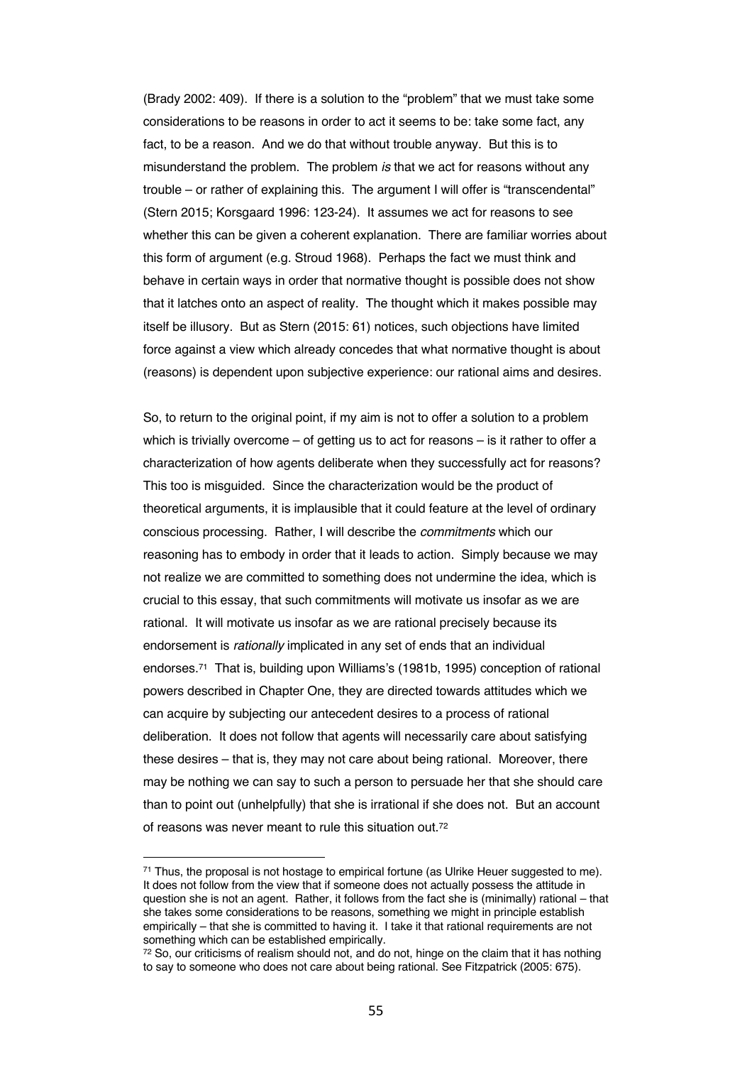(Brady 2002: 409). If there is a solution to the "problem" that we must take some considerations to be reasons in order to act it seems to be: take some fact, any fact, to be a reason. And we do that without trouble anyway. But this is to misunderstand the problem. The problem *is* that we act for reasons without any trouble – or rather of explaining this. The argument I will offer is "transcendental" (Stern 2015; Korsgaard 1996: 123-24). It assumes we act for reasons to see whether this can be given a coherent explanation. There are familiar worries about this form of argument (e.g. Stroud 1968). Perhaps the fact we must think and behave in certain ways in order that normative thought is possible does not show that it latches onto an aspect of reality. The thought which it makes possible may itself be illusory. But as Stern (2015: 61) notices, such objections have limited force against a view which already concedes that what normative thought is about (reasons) is dependent upon subjective experience: our rational aims and desires.

So, to return to the original point, if my aim is not to offer a solution to a problem which is trivially overcome – of getting us to act for reasons – is it rather to offer a characterization of how agents deliberate when they successfully act for reasons? This too is misguided. Since the characterization would be the product of theoretical arguments, it is implausible that it could feature at the level of ordinary conscious processing. Rather, I will describe the *commitments* which our reasoning has to embody in order that it leads to action. Simply because we may not realize we are committed to something does not undermine the idea, which is crucial to this essay, that such commitments will motivate us insofar as we are rational. It will motivate us insofar as we are rational precisely because its endorsement is *rationally* implicated in any set of ends that an individual endorses.[71] That is, building upon Williams's (1981b, 1995) conception of rational powers described in Chapter One, they are directed towards attitudes which we can acquire by subjecting our antecedent desires to a process of rational deliberation. It does not follow that agents will necessarily care about satisfying these desires – that is, they may not care about being rational. Moreover, there may be nothing we can say to such a person to persuade her that she should care than to point out (unhelpfully) that she is irrational if she does not. But an account of reasons was never meant to rule this situation out.[72]

---

[71] Thus, the proposal is not hostage to empirical fortune (as Ulrike Heuer suggested to me). It does not follow from the view that if someone does not actually possess the attitude in question she is not an agent. Rather, it follows from the fact she is (minimally) rational – that she takes some considerations to be reasons, something we might in principle establish empirically – that she is committed to having it. I take it that rational requirements are not something which can be established empirically.

[72] So, our criticisms of realism should not, and do not, hinge on the claim that it has nothing to say to someone who does not care about being rational. See Fitzpatrick (2005: 675).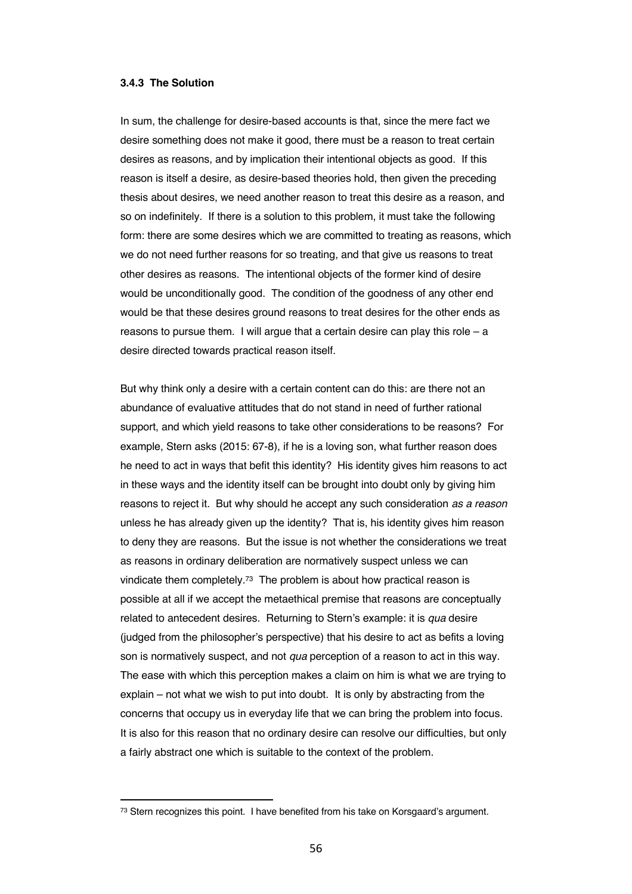### 3.4.3 The Solution

In sum, the challenge for desire-based accounts is that, since the mere fact we desire something does not make it good, there must be a reason to treat certain desires as reasons, and by implication their intentional objects as good. If this reason is itself a desire, as desire-based theories hold, then given the preceding thesis about desires, we need another reason to treat this desire as a reason, and so on indefinitely. If there is a solution to this problem, it must take the following form: there are some desires which we are committed to treating as reasons, which we do not need further reasons for so treating, and that give us reasons to treat other desires as reasons. The intentional objects of the former kind of desire would be unconditionally good. The condition of the goodness of any other end would be that these desires ground reasons to treat desires for the other ends as reasons to pursue them. I will argue that a certain desire can play this role – a desire directed towards practical reason itself.

But why think only a desire with a certain content can do this: are there not an abundance of evaluative attitudes that do not stand in need of further rational support, and which yield reasons to take other considerations to be reasons? For example, Stern asks (2015: 67-8), if he is a loving son, what further reason does he need to act in ways that befit this identity? His identity gives him reasons to act in these ways and the identity itself can be brought into doubt only by giving him reasons to reject it. But why should he accept any such consideration *as a reason* unless he has already given up the identity? That is, his identity gives him reason to deny they are reasons. But the issue is not whether the considerations we treat as reasons in ordinary deliberation are normatively suspect unless we can vindicate them completely.[73] The problem is about how practical reason is possible at all if we accept the metaethical premise that reasons are conceptually related to antecedent desires. Returning to Stern's example: it is *qua* desire (judged from the philosopher's perspective) that his desire to act as befits a loving son is normatively suspect, and not *qua* perception of a reason to act in this way. The ease with which this perception makes a claim on him is what we are trying to explain – not what we wish to put into doubt. It is only by abstracting from the concerns that occupy us in everyday life that we can bring the problem into focus. It is also for this reason that no ordinary desire can resolve our difficulties, but only a fairly abstract one which is suitable to the context of the problem.

---

[73] Stern recognizes this point. I have benefited from his take on Korsgaard's argument.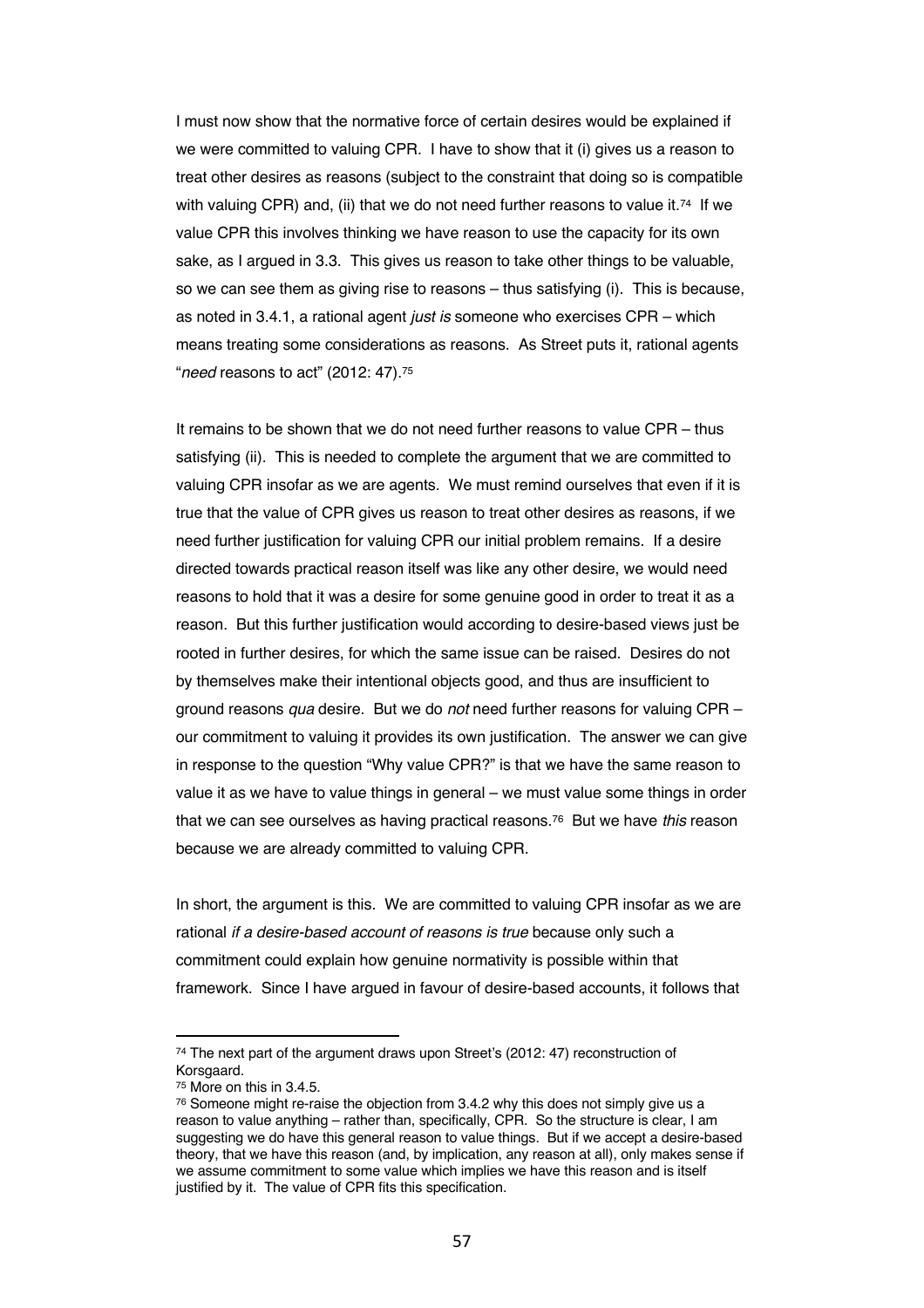I must now show that the normative force of certain desires would be explained if we were committed to valuing CPR. I have to show that it (i) gives us a reason to treat other desires as reasons (subject to the constraint that doing so is compatible with valuing CPR) and, (ii) that we do not need further reasons to value it.[74] If we value CPR this involves thinking we have reason to use the capacity for its own sake, as I argued in 3.3. This gives us reason to take other things to be valuable, so we can see them as giving rise to reasons – thus satisfying (i). This is because, as noted in 3.4.1, a rational agent *just is* someone who exercises CPR – which means treating some considerations as reasons. As Street puts it, rational agents "*need* reasons to act" (2012: 47).[75]

It remains to be shown that we do not need further reasons to value CPR – thus satisfying (ii). This is needed to complete the argument that we are committed to valuing CPR insofar as we are agents. We must remind ourselves that even if it is true that the value of CPR gives us reason to treat other desires as reasons, if we need further justification for valuing CPR our initial problem remains. If a desire directed towards practical reason itself was like any other desire, we would need reasons to hold that it was a desire for some genuine good in order to treat it as a reason. But this further justification would according to desire-based views just be rooted in further desires, for which the same issue can be raised. Desires do not by themselves make their intentional objects good, and thus are insufficient to ground reasons *qua* desire. But we do *not* need further reasons for valuing CPR – our commitment to valuing it provides its own justification. The answer we can give in response to the question "Why value CPR?" is that we have the same reason to value it as we have to value things in general – we must value some things in order that we can see ourselves as having practical reasons.[76] But we have *this* reason because we are already committed to valuing CPR.

In short, the argument is this. We are committed to valuing CPR insofar as we are rational *if a desire-based account of reasons is true* because only such a commitment could explain how genuine normativity is possible within that framework. Since I have argued in favour of desire-based accounts, it follows that

---

[74] The next part of the argument draws upon Street's (2012: 47) reconstruction of Korsgaard.

[75] More on this in 3.4.5.

[76] Someone might re-raise the objection from 3.4.2 why this does not simply give us a reason to value anything – rather than, specifically, CPR. So the structure is clear, I am suggesting we do have this general reason to value things. But if we accept a desire-based theory, that we have this reason (and, by implication, any reason at all), only makes sense if we assume commitment to some value which implies we have this reason and is itself justified by it. The value of CPR fits this specification.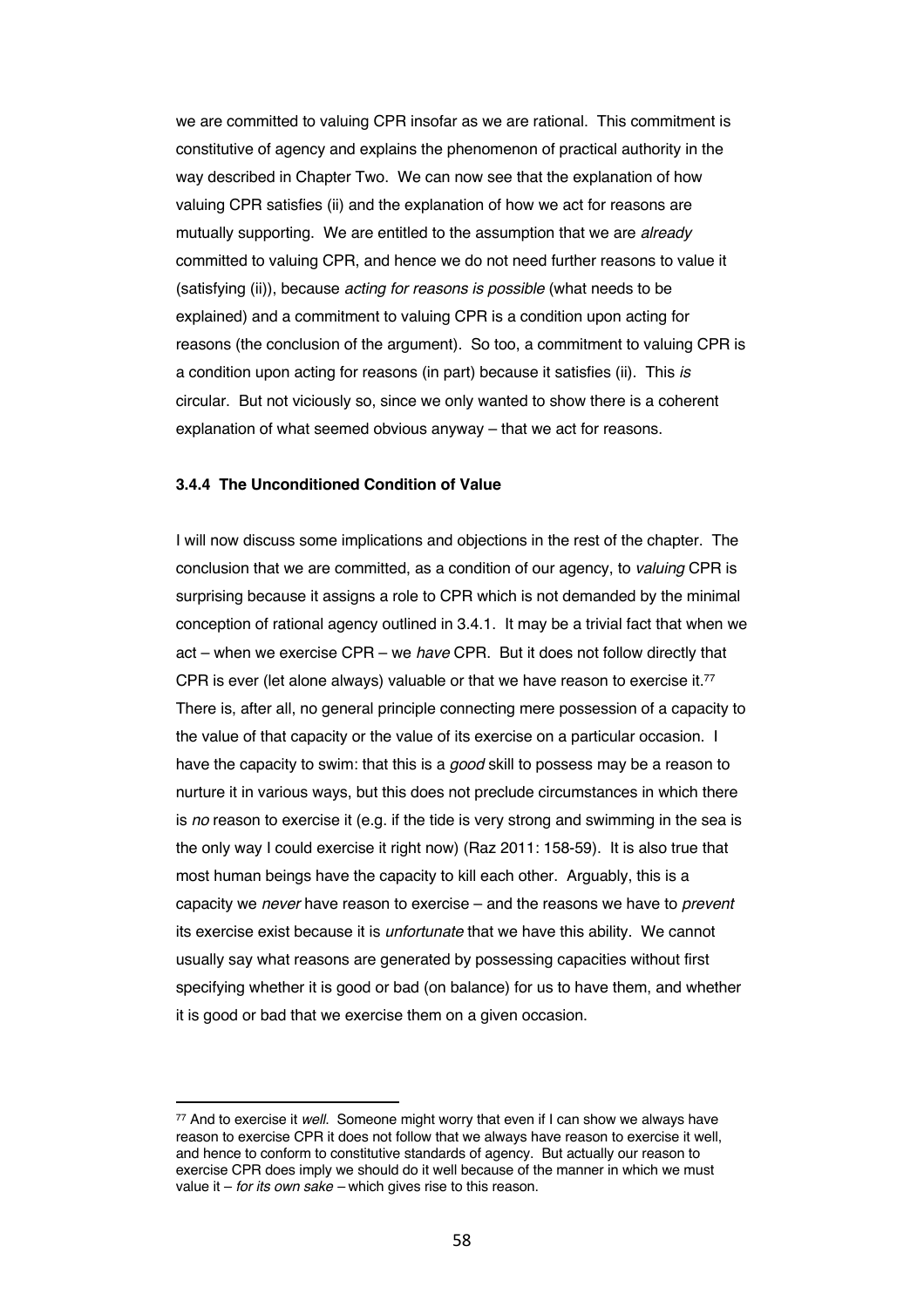we are committed to valuing CPR insofar as we are rational. This commitment is constitutive of agency and explains the phenomenon of practical authority in the way described in Chapter Two. We can now see that the explanation of how valuing CPR satisfies (ii) and the explanation of how we act for reasons are mutually supporting. We are entitled to the assumption that we are *already* committed to valuing CPR, and hence we do not need further reasons to value it (satisfying (ii)), because *acting for reasons is possible* (what needs to be explained) and a commitment to valuing CPR is a condition upon acting for reasons (the conclusion of the argument). So too, a commitment to valuing CPR is a condition upon acting for reasons (in part) because it satisfies (ii). This *is* circular. But not viciously so, since we only wanted to show there is a coherent explanation of what seemed obvious anyway – that we act for reasons.

### 3.4.4 The Unconditioned Condition of Value

I will now discuss some implications and objections in the rest of the chapter. The conclusion that we are committed, as a condition of our agency, to *valuing* CPR is surprising because it assigns a role to CPR which is not demanded by the minimal conception of rational agency outlined in 3.4.1. It may be a trivial fact that when we act – when we exercise CPR – we *have* CPR. But it does not follow directly that CPR is ever (let alone always) valuable or that we have reason to exercise it.[77] There is, after all, no general principle connecting mere possession of a capacity to the value of that capacity or the value of its exercise on a particular occasion. I have the capacity to swim: that this is a *good* skill to possess may be a reason to nurture it in various ways, but this does not preclude circumstances in which there is *no* reason to exercise it (e.g. if the tide is very strong and swimming in the sea is the only way I could exercise it right now) (Raz 2011: 158-59). It is also true that most human beings have the capacity to kill each other. Arguably, this is a capacity we *never* have reason to exercise – and the reasons we have to *prevent* its exercise exist because it is *unfortunate* that we have this ability. We cannot usually say what reasons are generated by possessing capacities without first specifying whether it is good or bad (on balance) for us to have them, and whether it is good or bad that we exercise them on a given occasion.

---

[77] And to exercise it *well*. Someone might worry that even if I can show we always have reason to exercise CPR it does not follow that we always have reason to exercise it well, and hence to conform to constitutive standards of agency. But actually our reason to exercise CPR does imply we should do it well because of the manner in which we must value it – *for its own sake* – which gives rise to this reason.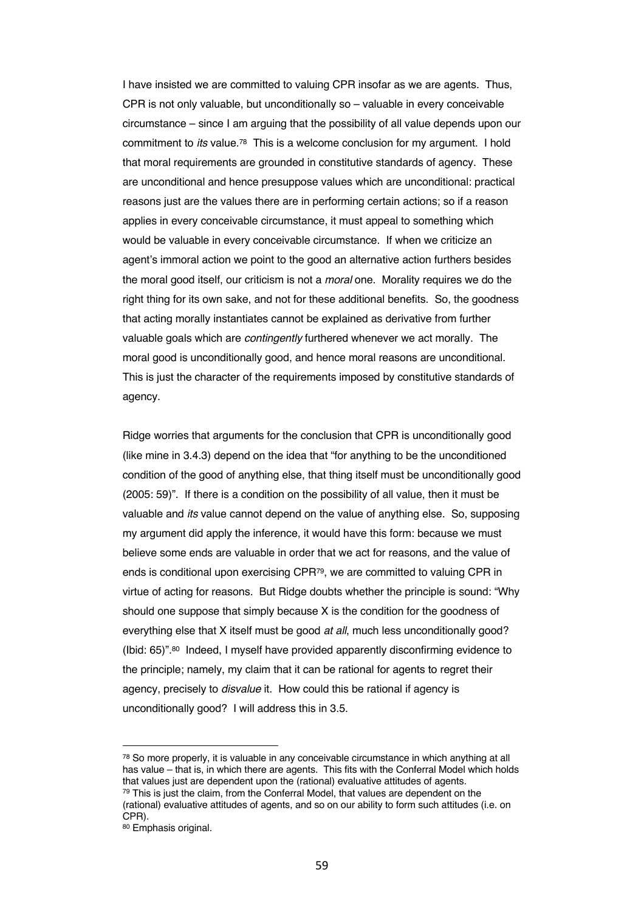I have insisted we are committed to valuing CPR insofar as we are agents. Thus, CPR is not only valuable, but unconditionally so – valuable in every conceivable circumstance – since I am arguing that the possibility of all value depends upon our commitment to *its* value.[78] This is a welcome conclusion for my argument. I hold that moral requirements are grounded in constitutive standards of agency. These are unconditional and hence presuppose values which are unconditional: practical reasons just are the values there are in performing certain actions; so if a reason applies in every conceivable circumstance, it must appeal to something which would be valuable in every conceivable circumstance. If when we criticize an agent's immoral action we point to the good an alternative action furthers besides the moral good itself, our criticism is not a *moral* one. Morality requires we do the right thing for its own sake, and not for these additional benefits. So, the goodness that acting morally instantiates cannot be explained as derivative from further valuable goals which are *contingently* furthered whenever we act morally. The moral good is unconditionally good, and hence moral reasons are unconditional. This is just the character of the requirements imposed by constitutive standards of agency.

Ridge worries that arguments for the conclusion that CPR is unconditionally good (like mine in 3.4.3) depend on the idea that "for anything to be the unconditioned condition of the good of anything else, that thing itself must be unconditionally good (2005: 59)". If there is a condition on the possibility of all value, then it must be valuable and *its* value cannot depend on the value of anything else. So, supposing my argument did apply the inference, it would have this form: because we must believe some ends are valuable in order that we act for reasons, and the value of ends is conditional upon exercising CPR[79], we are committed to valuing CPR in virtue of acting for reasons. But Ridge doubts whether the principle is sound: "Why should one suppose that simply because X is the condition for the goodness of everything else that X itself must be good *at all*, much less unconditionally good? (Ibid: 65)".[80] Indeed, I myself have provided apparently disconfirming evidence to the principle; namely, my claim that it can be rational for agents to regret their agency, precisely to *disvalue* it. How could this be rational if agency is unconditionally good? I will address this in 3.5.

---

[78] So more properly, it is valuable in any conceivable circumstance in which anything at all has value – that is, in which there are agents. This fits with the Conferral Model which holds that values just are dependent upon the (rational) evaluative attitudes of agents.

[79] This is just the claim, from the Conferral Model, that values are dependent on the (rational) evaluative attitudes of agents, and so on our ability to form such attitudes (i.e. on CPR).

[80] Emphasis original.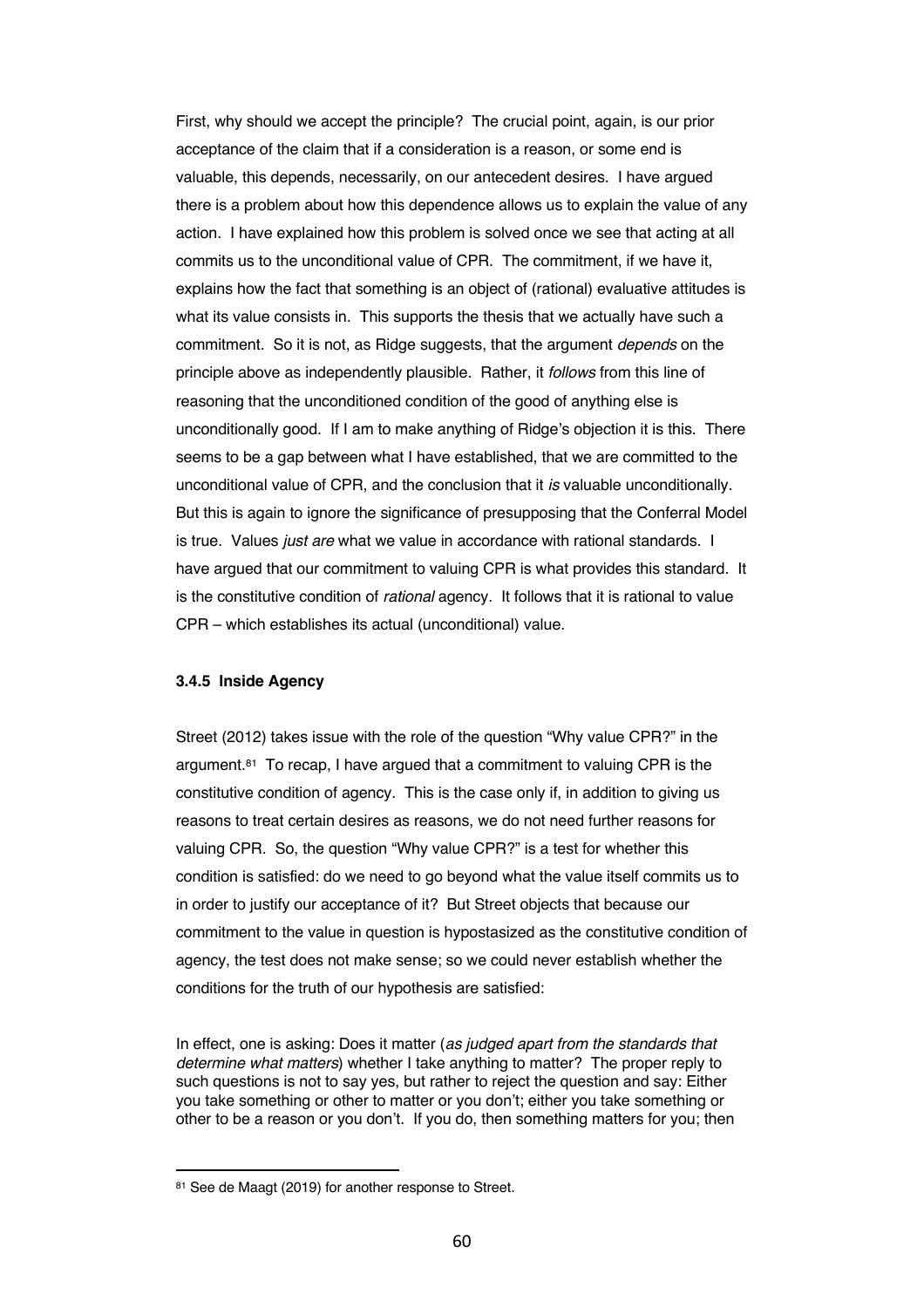First, why should we accept the principle? The crucial point, again, is our prior acceptance of the claim that if a consideration is a reason, or some end is valuable, this depends, necessarily, on our antecedent desires. I have argued there is a problem about how this dependence allows us to explain the value of any action. I have explained how this problem is solved once we see that acting at all commits us to the unconditional value of CPR. The commitment, if we have it, explains how the fact that something is an object of (rational) evaluative attitudes is what its value consists in. This supports the thesis that we actually have such a commitment. So it is not, as Ridge suggests, that the argument *depends* on the principle above as independently plausible. Rather, it *follows* from this line of reasoning that the unconditioned condition of the good of anything else is unconditionally good. If I am to make anything of Ridge's objection it is this. There seems to be a gap between what I have established, that we are committed to the unconditional value of CPR, and the conclusion that it *is* valuable unconditionally. But this is again to ignore the significance of presupposing that the Conferral Model is true. Values *just are* what we value in accordance with rational standards. I have argued that our commitment to valuing CPR is what provides this standard. It is the constitutive condition of *rational* agency. It follows that it is rational to value CPR – which establishes its actual (unconditional) value.

### 3.4.5 Inside Agency

Street (2012) takes issue with the role of the question "Why value CPR?" in the argument.[81] To recap, I have argued that a commitment to valuing CPR is the constitutive condition of agency. This is the case only if, in addition to giving us reasons to treat certain desires as reasons, we do not need further reasons for valuing CPR. So, the question "Why value CPR?" is a test for whether this condition is satisfied: do we need to go beyond what the value itself commits us to in order to justify our acceptance of it? But Street objects that because our commitment to the value in question is hypostasized as the constitutive condition of agency, the test does not make sense; so we could never establish whether the conditions for the truth of our hypothesis are satisfied:

> In effect, one is asking: Does it matter (*as judged apart from the standards that determine what matters*) whether I take anything to matter? The proper reply to such questions is not to say yes, but rather to reject the question and say: Either you take something or other to matter or you don't; either you take something or other to be a reason or you don't. If you do, then something matters for you; then

[81] See de Maagt (2019) for another response to Street.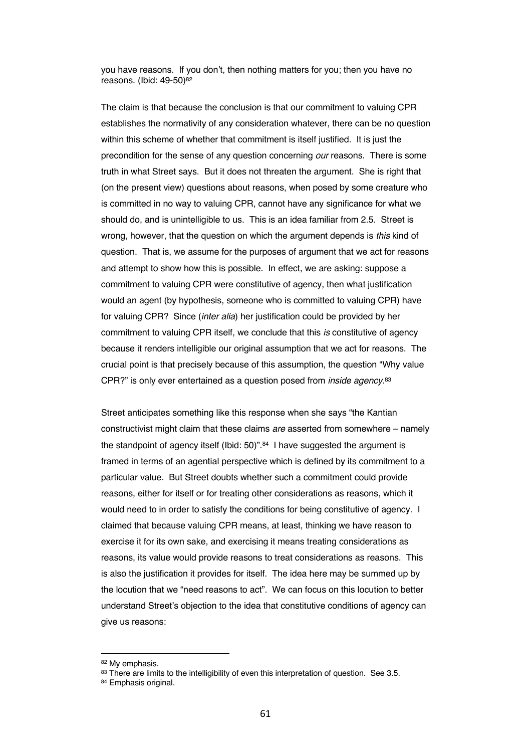you have reasons. If you don't, then nothing matters for you; then you have no reasons. (Ibid: 49-50)[82]

The claim is that because the conclusion is that our commitment to valuing CPR establishes the normativity of any consideration whatever, there can be no question within this scheme of whether that commitment is itself justified. It is just the precondition for the sense of any question concerning *our* reasons. There is some truth in what Street says. But it does not threaten the argument. She is right that (on the present view) questions about reasons, when posed by some creature who is committed in no way to valuing CPR, cannot have any significance for what we should do, and is unintelligible to us. This is an idea familiar from 2.5. Street is wrong, however, that the question on which the argument depends is *this* kind of question. That is, we assume for the purposes of argument that we act for reasons and attempt to show how this is possible. In effect, we are asking: suppose a commitment to valuing CPR were constitutive of agency, then what justification would an agent (by hypothesis, someone who is committed to valuing CPR) have for valuing CPR? Since (*inter alia*) her justification could be provided by her commitment to valuing CPR itself, we conclude that this *is* constitutive of agency because it renders intelligible our original assumption that we act for reasons. The crucial point is that precisely because of this assumption, the question "Why value CPR?" is only ever entertained as a question posed from *inside agency*.[83]

Street anticipates something like this response when she says "the Kantian constructivist might claim that these claims *are* asserted from somewhere – namely the standpoint of agency itself (Ibid: 50)".[84] I have suggested the argument is framed in terms of an agential perspective which is defined by its commitment to a particular value. But Street doubts whether such a commitment could provide reasons, either for itself or for treating other considerations as reasons, which it would need to in order to satisfy the conditions for being constitutive of agency. I claimed that because valuing CPR means, at least, thinking we have reason to exercise it for its own sake, and exercising it means treating considerations as reasons, its value would provide reasons to treat considerations as reasons. This is also the justification it provides for itself. The idea here may be summed up by the locution that we "need reasons to act". We can focus on this locution to better understand Street's objection to the idea that constitutive conditions of agency can give us reasons:

---

[82] My emphasis.

[83] There are limits to the intelligibility of even this interpretation of question. See 3.5.

[84] Emphasis original.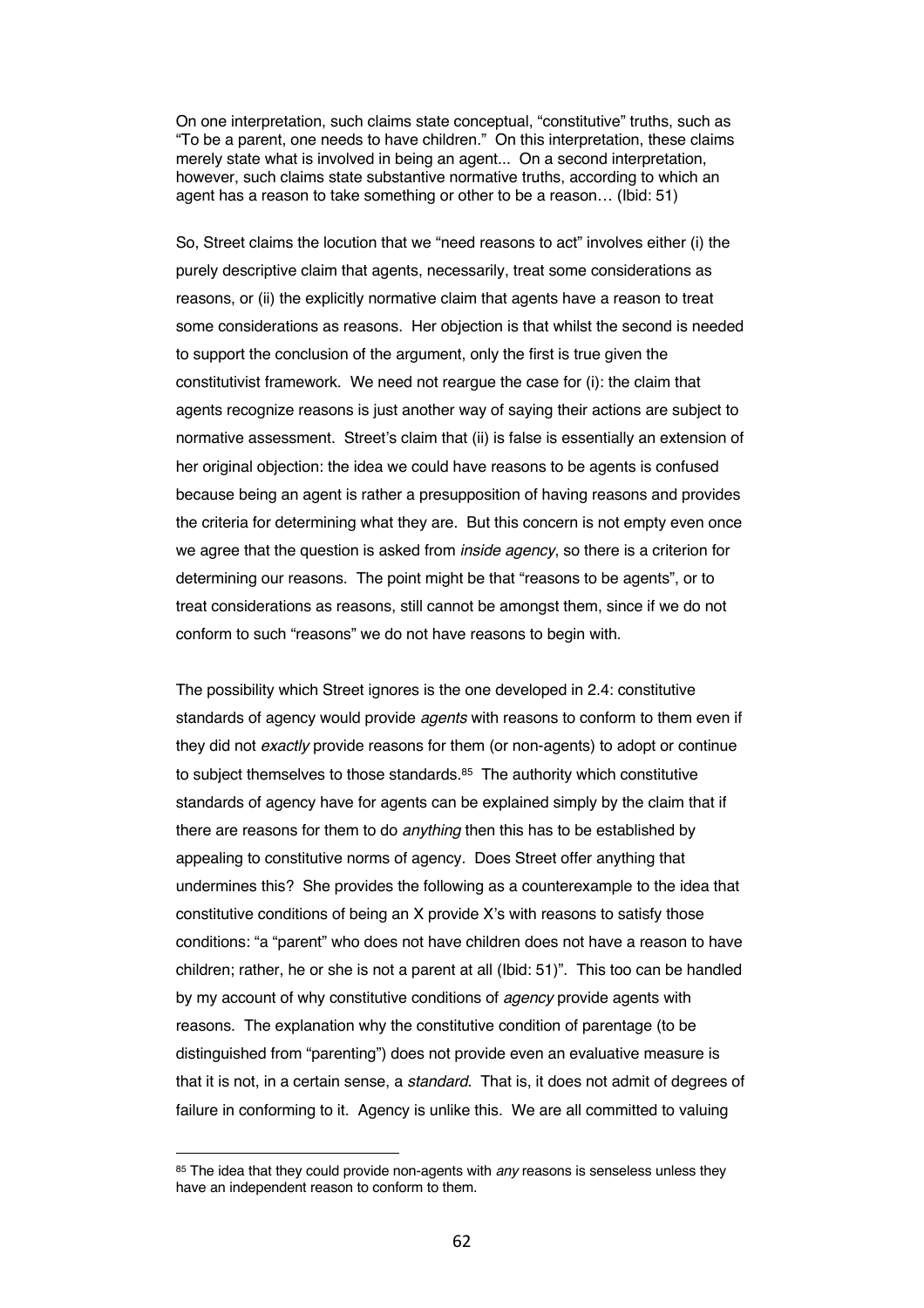On one interpretation, such claims state conceptual, "constitutive" truths, such as "To be a parent, one needs to have children." On this interpretation, these claims merely state what is involved in being an agent... On a second interpretation, however, such claims state substantive normative truths, according to which an agent has a reason to take something or other to be a reason… (Ibid: 51)

So, Street claims the locution that we "need reasons to act" involves either (i) the purely descriptive claim that agents, necessarily, treat some considerations as reasons, or (ii) the explicitly normative claim that agents have a reason to treat some considerations as reasons. Her objection is that whilst the second is needed to support the conclusion of the argument, only the first is true given the constitutivist framework. We need not reargue the case for (i): the claim that agents recognize reasons is just another way of saying their actions are subject to normative assessment. Street's claim that (ii) is false is essentially an extension of her original objection: the idea we could have reasons to be agents is confused because being an agent is rather a presupposition of having reasons and provides the criteria for determining what they are. But this concern is not empty even once we agree that the question is asked from *inside agency*, so there is a criterion for determining our reasons. The point might be that "reasons to be agents", or to treat considerations as reasons, still cannot be amongst them, since if we do not conform to such "reasons" we do not have reasons to begin with.

The possibility which Street ignores is the one developed in 2.4: constitutive standards of agency would provide *agents* with reasons to conform to them even if they did not *exactly* provide reasons for them (or non-agents) to adopt or continue to subject themselves to those standards.[85] The authority which constitutive standards of agency have for agents can be explained simply by the claim that if there are reasons for them to do *anything* then this has to be established by appealing to constitutive norms of agency. Does Street offer anything that undermines this? She provides the following as a counterexample to the idea that constitutive conditions of being an X provide X's with reasons to satisfy those conditions: "a "parent" who does not have children does not have a reason to have children; rather, he or she is not a parent at all (Ibid: 51)". This too can be handled by my account of why constitutive conditions of *agency* provide agents with reasons. The explanation why the constitutive condition of parentage (to be distinguished from "parenting") does not provide even an evaluative measure is that it is not, in a certain sense, a *standard*. That is, it does not admit of degrees of failure in conforming to it. Agency is unlike this. We are all committed to valuing

[85] The idea that they could provide non-agents with *any* reasons is senseless unless they have an independent reason to conform to them.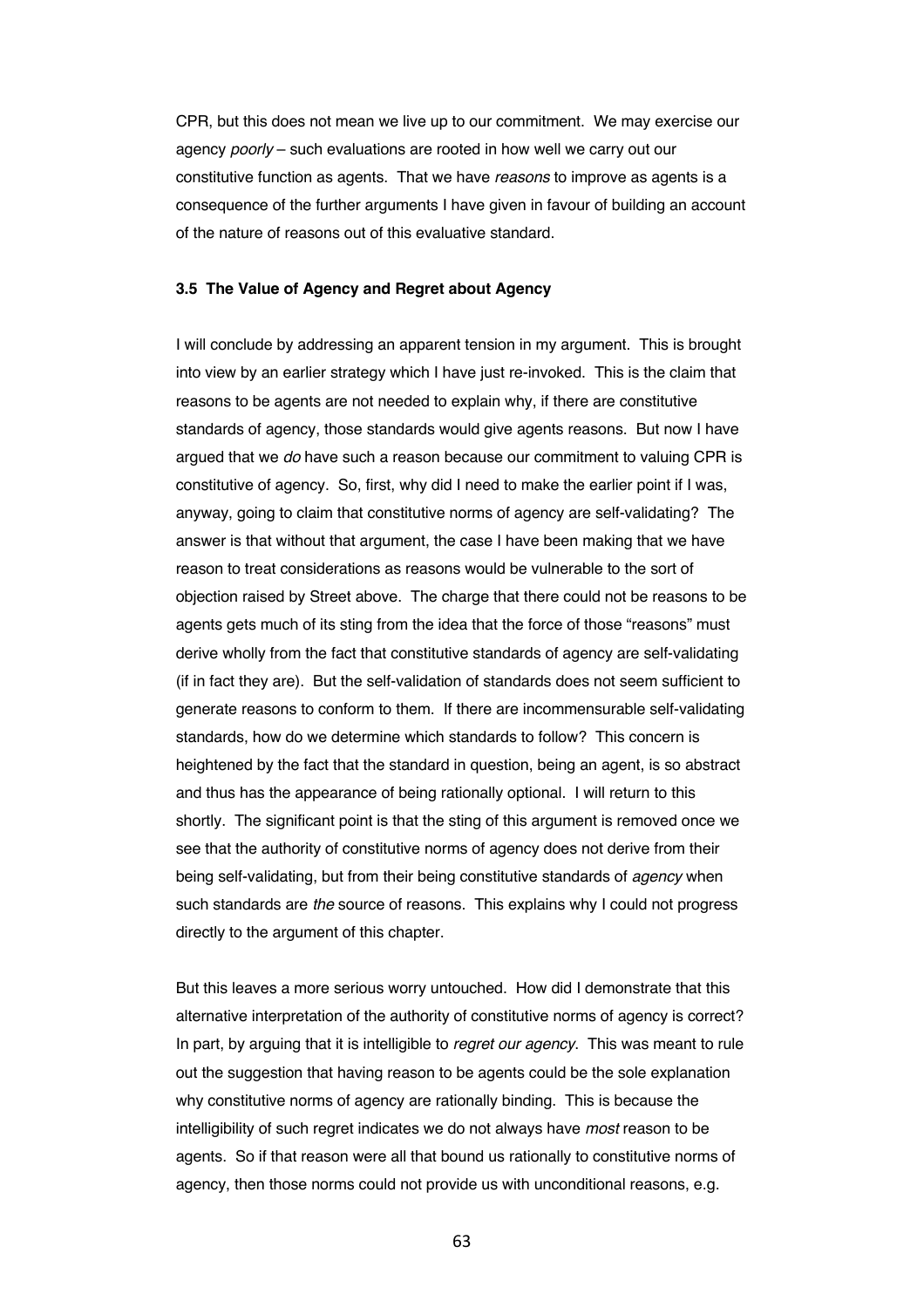CPR, but this does not mean we live up to our commitment. We may exercise our agency *poorly* – such evaluations are rooted in how well we carry out our constitutive function as agents. That we have *reasons* to improve as agents is a consequence of the further arguments I have given in favour of building an account of the nature of reasons out of this evaluative standard.

### 3.5 The Value of Agency and Regret about Agency

I will conclude by addressing an apparent tension in my argument. This is brought into view by an earlier strategy which I have just re-invoked. This is the claim that reasons to be agents are not needed to explain why, if there are constitutive standards of agency, those standards would give agents reasons. But now I have argued that we *do* have such a reason because our commitment to valuing CPR is constitutive of agency. So, first, why did I need to make the earlier point if I was, anyway, going to claim that constitutive norms of agency are self-validating? The answer is that without that argument, the case I have been making that we have reason to treat considerations as reasons would be vulnerable to the sort of objection raised by Street above. The charge that there could not be reasons to be agents gets much of its sting from the idea that the force of those "reasons" must derive wholly from the fact that constitutive standards of agency are self-validating (if in fact they are). But the self-validation of standards does not seem sufficient to generate reasons to conform to them. If there are incommensurable self-validating standards, how do we determine which standards to follow? This concern is heightened by the fact that the standard in question, being an agent, is so abstract and thus has the appearance of being rationally optional. I will return to this shortly. The significant point is that the sting of this argument is removed once we see that the authority of constitutive norms of agency does not derive from their being self-validating, but from their being constitutive standards of *agency* when such standards are *the* source of reasons. This explains why I could not progress directly to the argument of this chapter.

But this leaves a more serious worry untouched. How did I demonstrate that this alternative interpretation of the authority of constitutive norms of agency is correct? In part, by arguing that it is intelligible to *regret our agency*. This was meant to rule out the suggestion that having reason to be agents could be the sole explanation why constitutive norms of agency are rationally binding. This is because the intelligibility of such regret indicates we do not always have *most* reason to be agents. So if that reason were all that bound us rationally to constitutive norms of agency, then those norms could not provide us with unconditional reasons, e.g.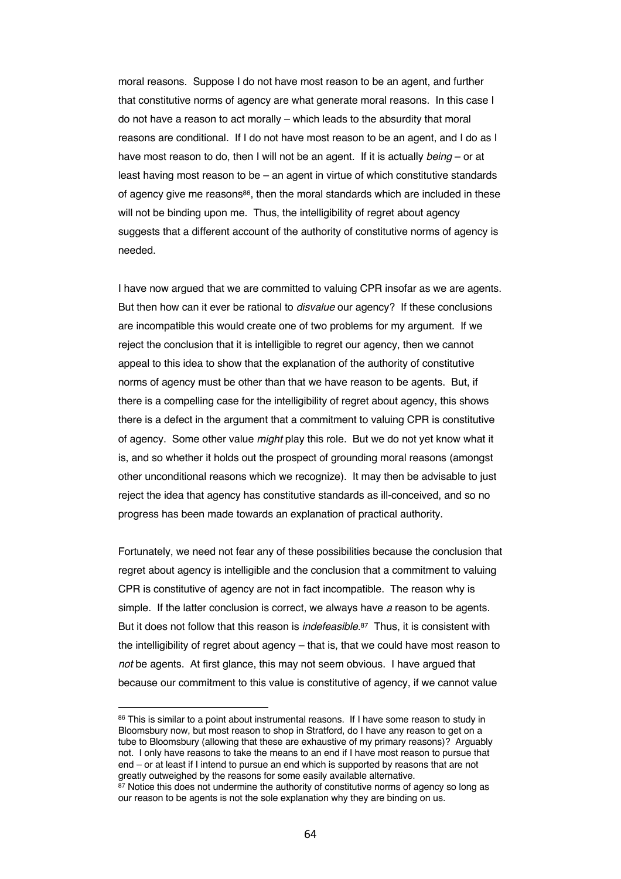moral reasons. Suppose I do not have most reason to be an agent, and further that constitutive norms of agency are what generate moral reasons. In this case I do not have a reason to act morally – which leads to the absurdity that moral reasons are conditional. If I do not have most reason to be an agent, and I do as I have most reason to do, then I will not be an agent. If it is actually *being* – or at least having most reason to be – an agent in virtue of which constitutive standards of agency give me reasons[86], then the moral standards which are included in these will not be binding upon me. Thus, the intelligibility of regret about agency suggests that a different account of the authority of constitutive norms of agency is needed.

I have now argued that we are committed to valuing CPR insofar as we are agents. But then how can it ever be rational to *disvalue* our agency? If these conclusions are incompatible this would create one of two problems for my argument. If we reject the conclusion that it is intelligible to regret our agency, then we cannot appeal to this idea to show that the explanation of the authority of constitutive norms of agency must be other than that we have reason to be agents. But, if there is a compelling case for the intelligibility of regret about agency, this shows there is a defect in the argument that a commitment to valuing CPR is constitutive of agency. Some other value *might* play this role. But we do not yet know what it is, and so whether it holds out the prospect of grounding moral reasons (amongst other unconditional reasons which we recognize). It may then be advisable to just reject the idea that agency has constitutive standards as ill-conceived, and so no progress has been made towards an explanation of practical authority.

Fortunately, we need not fear any of these possibilities because the conclusion that regret about agency is intelligible and the conclusion that a commitment to valuing CPR is constitutive of agency are not in fact incompatible. The reason why is simple. If the latter conclusion is correct, we always have *a* reason to be agents. But it does not follow that this reason is *indefeasible*.[87] Thus, it is consistent with the intelligibility of regret about agency – that is, that we could have most reason to *not* be agents. At first glance, this may not seem obvious. I have argued that because our commitment to this value is constitutive of agency, if we cannot value

---

[86] This is similar to a point about instrumental reasons. If I have some reason to study in Bloomsbury now, but most reason to shop in Stratford, do I have any reason to get on a tube to Bloomsbury (allowing that these are exhaustive of my primary reasons)? Arguably not. I only have reasons to take the means to an end if I have most reason to pursue that end – or at least if I intend to pursue an end which is supported by reasons that are not greatly outweighed by the reasons for some easily available alternative.

[87] Notice this does not undermine the authority of constitutive norms of agency so long as our reason to be agents is not the sole explanation why they are binding on us.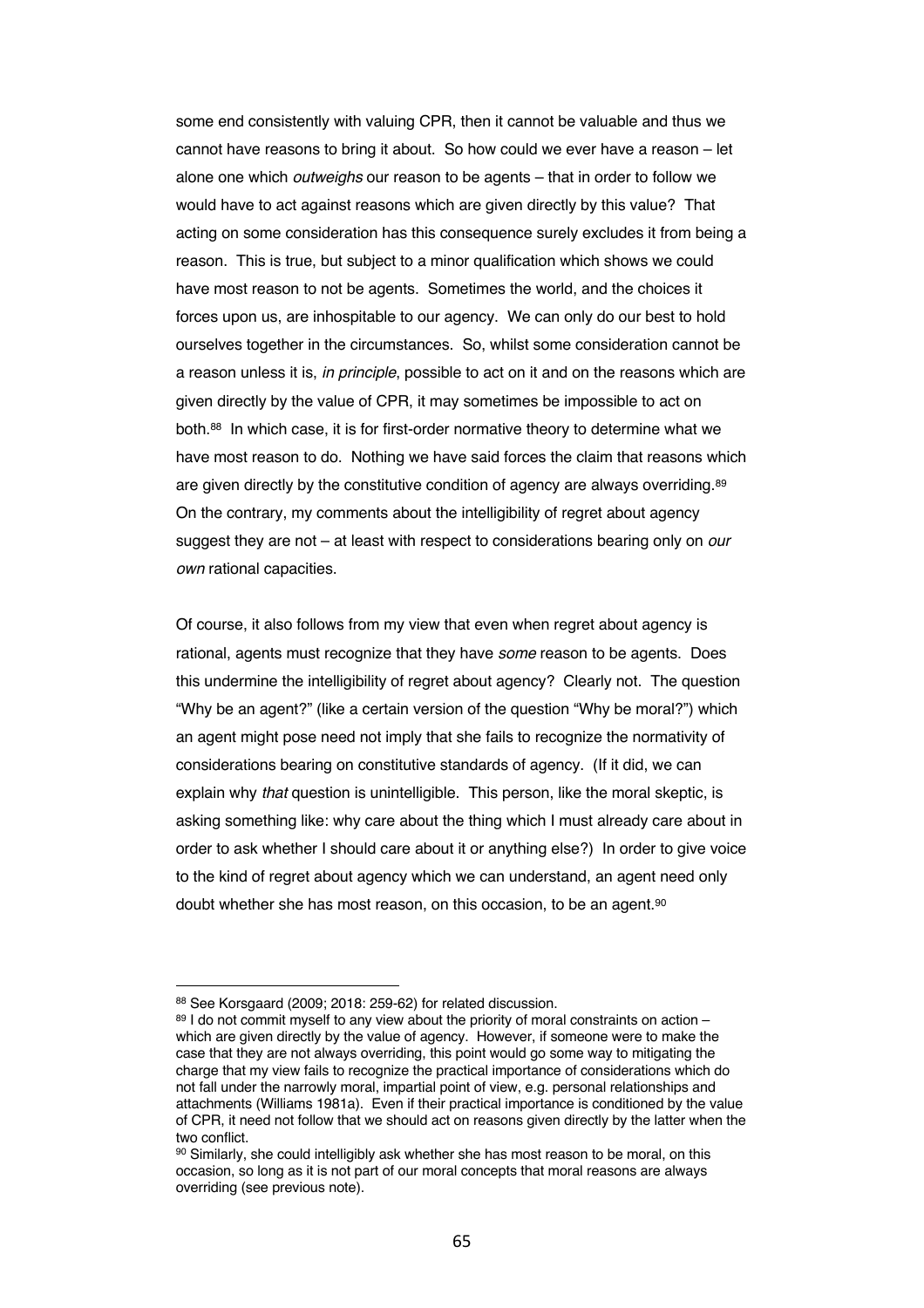some end consistently with valuing CPR, then it cannot be valuable and thus we cannot have reasons to bring it about. So how could we ever have a reason – let alone one which *outweighs* our reason to be agents – that in order to follow we would have to act against reasons which are given directly by this value? That acting on some consideration has this consequence surely excludes it from being a reason. This is true, but subject to a minor qualification which shows we could have most reason to not be agents. Sometimes the world, and the choices it forces upon us, are inhospitable to our agency. We can only do our best to hold ourselves together in the circumstances. So, whilst some consideration cannot be a reason unless it is, *in principle*, possible to act on it and on the reasons which are given directly by the value of CPR, it may sometimes be impossible to act on both.[88] In which case, it is for first-order normative theory to determine what we have most reason to do. Nothing we have said forces the claim that reasons which are given directly by the constitutive condition of agency are always overriding.[89] On the contrary, my comments about the intelligibility of regret about agency suggest they are not – at least with respect to considerations bearing only on *our own* rational capacities.

Of course, it also follows from my view that even when regret about agency is rational, agents must recognize that they have *some* reason to be agents. Does this undermine the intelligibility of regret about agency? Clearly not. The question "Why be an agent?" (like a certain version of the question "Why be moral?") which an agent might pose need not imply that she fails to recognize the normativity of considerations bearing on constitutive standards of agency. (If it did, we can explain why *that* question is unintelligible. This person, like the moral skeptic, is asking something like: why care about the thing which I must already care about in order to ask whether I should care about it or anything else?) In order to give voice to the kind of regret about agency which we can understand, an agent need only doubt whether she has most reason, on this occasion, to be an agent.[90]

---

[88] See Korsgaard (2009; 2018: 259-62) for related discussion.

[89] I do not commit myself to any view about the priority of moral constraints on action – which are given directly by the value of agency. However, if someone were to make the case that they are not always overriding, this point would go some way to mitigating the charge that my view fails to recognize the practical importance of considerations which do not fall under the narrowly moral, impartial point of view, e.g. personal relationships and attachments (Williams 1981a). Even if their practical importance is conditioned by the value of CPR, it need not follow that we should act on reasons given directly by the latter when the two conflict.

[90] Similarly, she could intelligibly ask whether she has most reason to be moral, on this occasion, so long as it is not part of our moral concepts that moral reasons are always overriding (see previous note).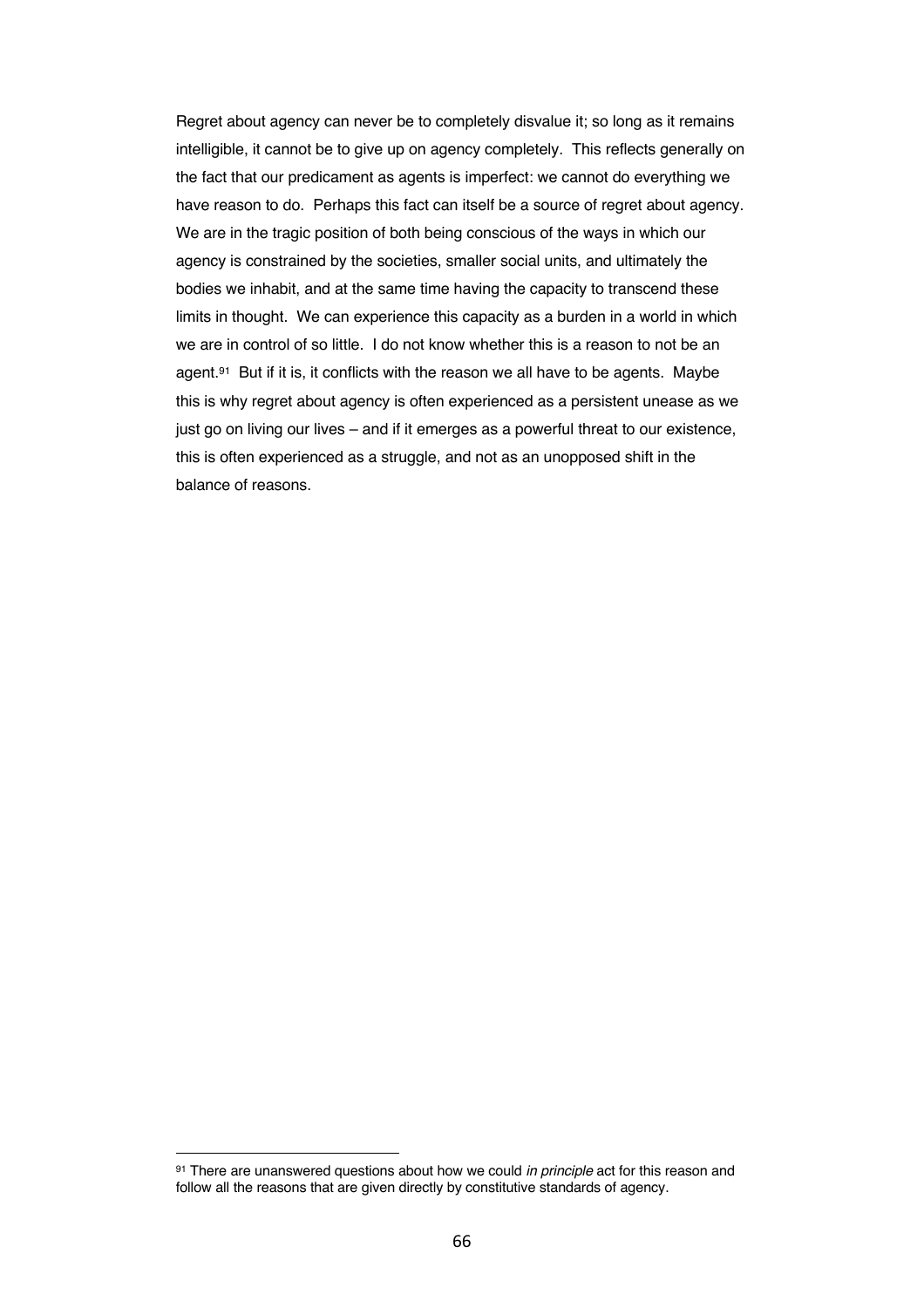Regret about agency can never be to completely disvalue it; so long as it remains intelligible, it cannot be to give up on agency completely. This reflects generally on the fact that our predicament as agents is imperfect: we cannot do everything we have reason to do. Perhaps this fact can itself be a source of regret about agency. We are in the tragic position of both being conscious of the ways in which our agency is constrained by the societies, smaller social units, and ultimately the bodies we inhabit, and at the same time having the capacity to transcend these limits in thought. We can experience this capacity as a burden in a world in which we are in control of so little. I do not know whether this is a reason to not be an agent.[91] But if it is, it conflicts with the reason we all have to be agents. Maybe this is why regret about agency is often experienced as a persistent unease as we just go on living our lives – and if it emerges as a powerful threat to our existence, this is often experienced as a struggle, and not as an unopposed shift in the balance of reasons.

---

[91] There are unanswered questions about how we could *in principle* act for this reason and follow all the reasons that are given directly by constitutive standards of agency.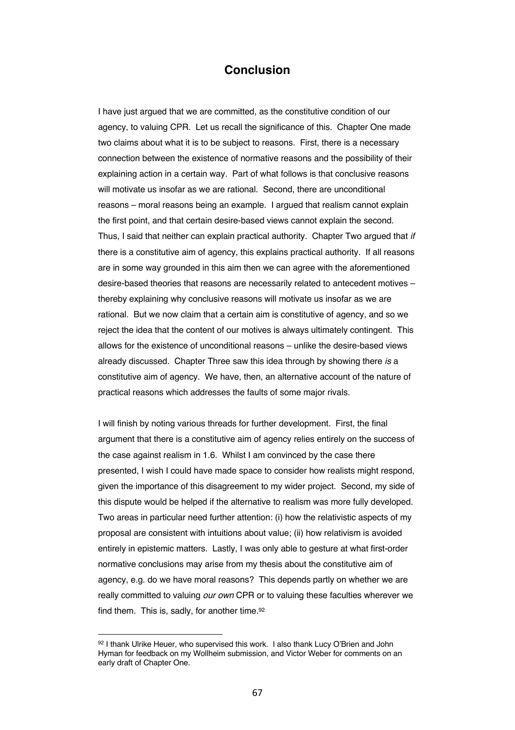# Conclusion

I have just argued that we are committed, as the constitutive condition of our agency, to valuing CPR. Let us recall the significance of this. Chapter One made two claims about what it is to be subject to reasons. First, there is a necessary connection between the existence of normative reasons and the possibility of their explaining action in a certain way. Part of what follows is that conclusive reasons will motivate us insofar as we are rational. Second, there are unconditional reasons – moral reasons being an example. I argued that realism cannot explain the first point, and that certain desire-based views cannot explain the second. Thus, I said that neither can explain practical authority. Chapter Two argued that *if* there is a constitutive aim of agency, this explains practical authority. If all reasons are in some way grounded in this aim then we can agree with the aforementioned desire-based theories that reasons are necessarily related to antecedent motives – thereby explaining why conclusive reasons will motivate us insofar as we are rational. But we now claim that a certain aim is constitutive of agency, and so we reject the idea that the content of our motives is always ultimately contingent. This allows for the existence of unconditional reasons – unlike the desire-based views already discussed. Chapter Three saw this idea through by showing there *is* a constitutive aim of agency. We have, then, an alternative account of the nature of practical reasons which addresses the faults of some major rivals.

I will finish by noting various threads for further development. First, the final argument that there is a constitutive aim of agency relies entirely on the success of the case against realism in 1.6. Whilst I am convinced by the case there presented, I wish I could have made space to consider how realists might respond, given the importance of this disagreement to my wider project. Second, my side of this dispute would be helped if the alternative to realism was more fully developed. Two areas in particular need further attention: (i) how the relativistic aspects of my proposal are consistent with intuitions about value; (ii) how relativism is avoided entirely in epistemic matters. Lastly, I was only able to gesture at what first-order normative conclusions may arise from my thesis about the constitutive aim of agency, e.g. do we have moral reasons? This depends partly on whether we are really committed to valuing *our own* CPR or to valuing these faculties wherever we find them. This is, sadly, for another time.[92]

---

[92] I thank Ulrike Heuer, who supervised this work. I also thank Lucy O'Brien and John Hyman for feedback on my Wollheim submission, and Victor Weber for comments on an early draft of Chapter One.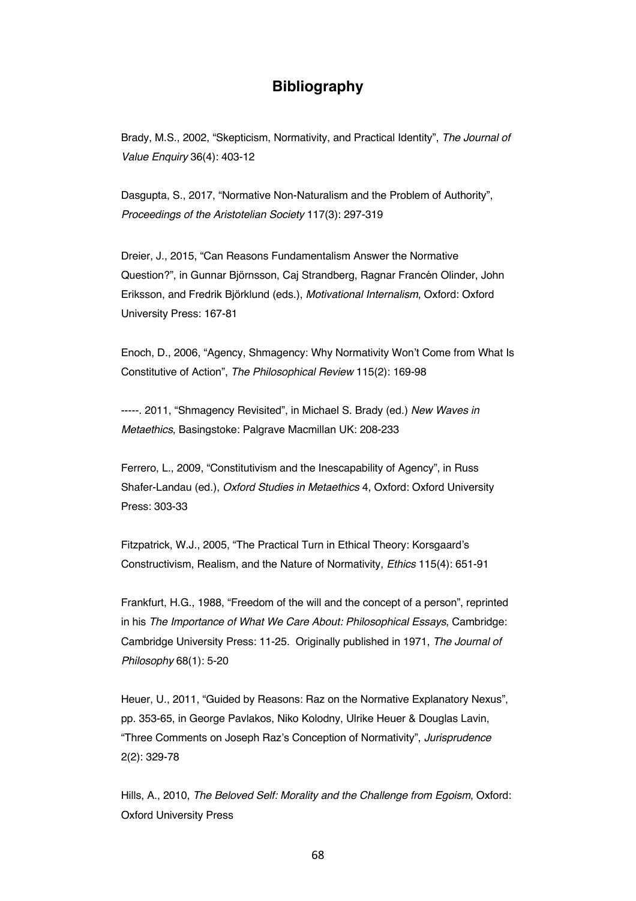# Bibliography

Brady, M.S., 2002, "Skepticism, Normativity, and Practical Identity", *The Journal of Value Enquiry* 36(4): 403-12

Dasgupta, S., 2017, "Normative Non-Naturalism and the Problem of Authority", *Proceedings of the Aristotelian Society* 117(3): 297-319

Dreier, J., 2015, "Can Reasons Fundamentalism Answer the Normative Question?", in Gunnar Björnsson, Caj Strandberg, Ragnar Francén Olinder, John Eriksson, and Fredrik Björklund (eds.), *Motivational Internalism*, Oxford: Oxford University Press: 167-81

Enoch, D., 2006, "Agency, Shmagency: Why Normativity Won't Come from What Is Constitutive of Action", *The Philosophical Review* 115(2): 169-98

-----. 2011, "Shmagency Revisited", in Michael S. Brady (ed.) *New Waves in Metaethics*, Basingstoke: Palgrave Macmillan UK: 208-233

Ferrero, L., 2009, "Constitutivism and the Inescapability of Agency", in Russ Shafer-Landau (ed.), *Oxford Studies in Metaethics* 4, Oxford: Oxford University Press: 303-33

Fitzpatrick, W.J., 2005, "The Practical Turn in Ethical Theory: Korsgaard's Constructivism, Realism, and the Nature of Normativity, *Ethics* 115(4): 651-91

Frankfurt, H.G., 1988, "Freedom of the will and the concept of a person", reprinted in his *The Importance of What We Care About: Philosophical Essays*, Cambridge: Cambridge University Press: 11-25. Originally published in 1971, *The Journal of Philosophy* 68(1): 5-20

Heuer, U., 2011, "Guided by Reasons: Raz on the Normative Explanatory Nexus", pp. 353-65, in George Pavlakos, Niko Kolodny, Ulrike Heuer & Douglas Lavin, "Three Comments on Joseph Raz's Conception of Normativity", *Jurisprudence* 2(2): 329-78

Hills, A., 2010, *The Beloved Self: Morality and the Challenge from Egoism*, Oxford: Oxford University Press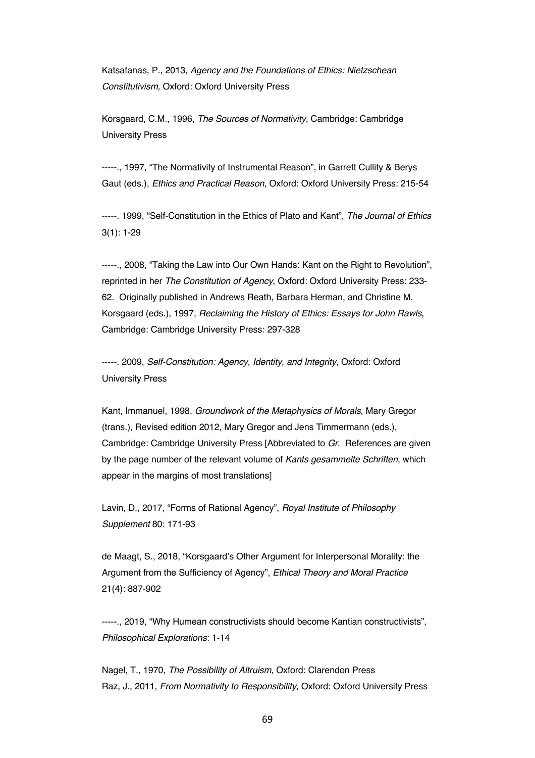Katsafanas, P., 2013, *Agency and the Foundations of Ethics: Nietzschean Constitutivism,* Oxford: Oxford University Press

Korsgaard, C.M., 1996, *The Sources of Normativity*, Cambridge: Cambridge University Press

-----., 1997, "The Normativity of Instrumental Reason", in Garrett Cullity & Berys Gaut (eds.), *Ethics and Practical Reason*, Oxford: Oxford University Press: 215-54

-----. 1999, "Self-Constitution in the Ethics of Plato and Kant", *The Journal of Ethics* 3(1): 1-29

-----., 2008, "Taking the Law into Our Own Hands: Kant on the Right to Revolution", reprinted in her *The Constitution of Agency*, Oxford: Oxford University Press: 233-62. Originally published in Andrews Reath, Barbara Herman, and Christine M. Korsgaard (eds.), 1997, *Reclaiming the History of Ethics: Essays for John Rawls*, Cambridge: Cambridge University Press: 297-328

-----. 2009, *Self-Constitution: Agency, Identity, and Integrity,* Oxford: Oxford University Press

Kant, Immanuel, 1998, *Groundwork of the Metaphysics of Morals*, Mary Gregor (trans.), Revised edition 2012, Mary Gregor and Jens Timmermann (eds.), Cambridge: Cambridge University Press [Abbreviated to *Gr.* References are given by the page number of the relevant volume of *Kants gesammelte Schriften*, which appear in the margins of most translations]

Lavin, D., 2017, "Forms of Rational Agency", *Royal Institute of Philosophy Supplement* 80: 171-93

de Maagt, S., 2018, "Korsgaard's Other Argument for Interpersonal Morality: the Argument from the Sufficiency of Agency", *Ethical Theory and Moral Practice* 21(4): 887-902

-----., 2019, "Why Humean constructivists should become Kantian constructivists", *Philosophical Explorations*: 1-14

Nagel, T., 1970, *The Possibility of Altruism*, Oxford: Clarendon Press

Raz, J., 2011, *From Normativity to Responsibility*, Oxford: Oxford University Press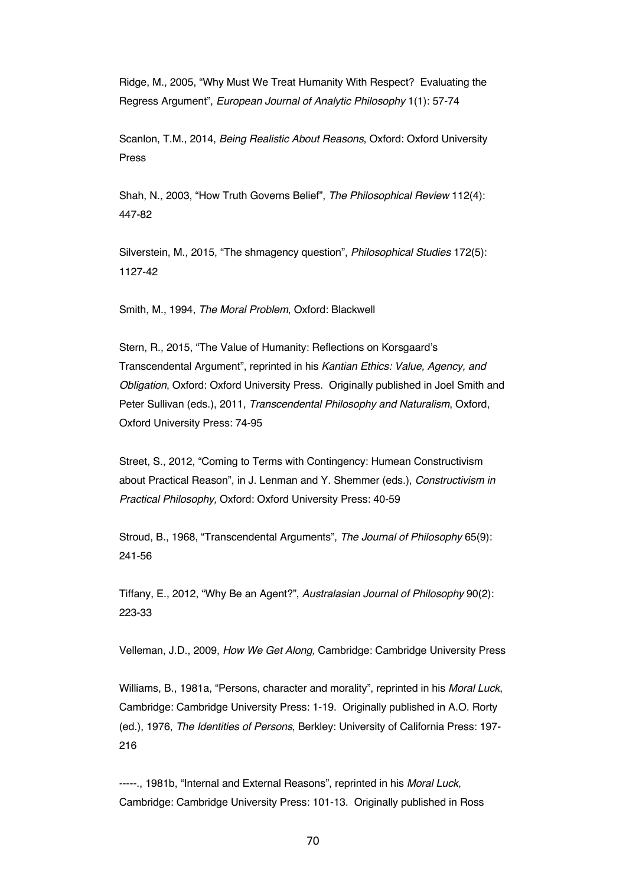Ridge, M., 2005, "Why Must We Treat Humanity With Respect? Evaluating the Regress Argument", *European Journal of Analytic Philosophy* 1(1): 57-74

Scanlon, T.M., 2014, *Being Realistic About Reasons*, Oxford: Oxford University Press

Shah, N., 2003, "How Truth Governs Belief", *The Philosophical Review* 112(4): 447-82

Silverstein, M., 2015, "The shmagency question", *Philosophical Studies* 172(5): 1127-42

Smith, M., 1994, *The Moral Problem*, Oxford: Blackwell

Stern, R., 2015, "The Value of Humanity: Reflections on Korsgaard's Transcendental Argument", reprinted in his *Kantian Ethics: Value, Agency, and Obligation*, Oxford: Oxford University Press. Originally published in Joel Smith and Peter Sullivan (eds.), 2011, *Transcendental Philosophy and Naturalism*, Oxford, Oxford University Press: 74-95

Street, S., 2012, "Coming to Terms with Contingency: Humean Constructivism about Practical Reason", in J. Lenman and Y. Shemmer (eds.), *Constructivism in Practical Philosophy,* Oxford: Oxford University Press: 40-59

Stroud, B., 1968, "Transcendental Arguments", *The Journal of Philosophy* 65(9): 241-56

Tiffany, E., 2012, "Why Be an Agent?", *Australasian Journal of Philosophy* 90(2): 223-33

Velleman, J.D., 2009, *How We Get Along,* Cambridge: Cambridge University Press

Williams, B., 1981a, "Persons, character and morality", reprinted in his *Moral Luck*, Cambridge: Cambridge University Press: 1-19. Originally published in A.O. Rorty (ed.), 1976, *The Identities of Persons*, Berkley: University of California Press: 197-216

-----., 1981b, "Internal and External Reasons", reprinted in his *Moral Luck*, Cambridge: Cambridge University Press: 101-13. Originally published in Ross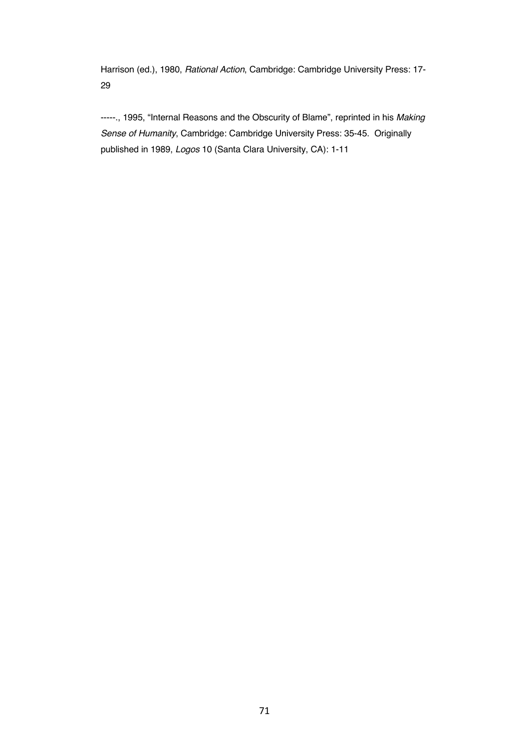Harrison (ed.), 1980, *Rational Action*, Cambridge: Cambridge University Press: 17-29

-----., 1995, "Internal Reasons and the Obscurity of Blame", reprinted in his *Making Sense of Humanity*, Cambridge: Cambridge University Press: 35-45. Originally published in 1989, *Logos* 10 (Santa Clara University, CA): 1-11